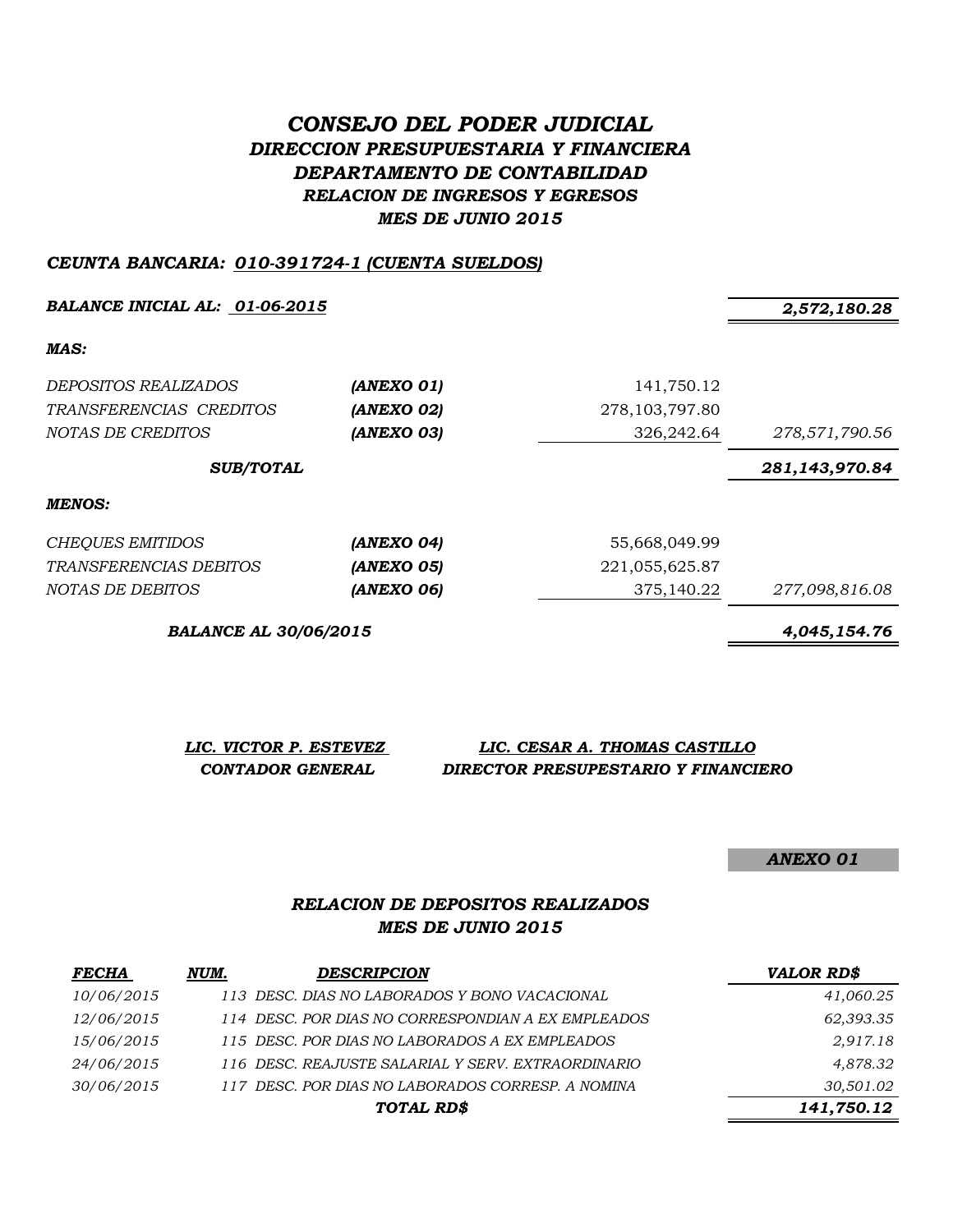# *CONSEJO DEL PODER JUDICIAL*
## *DIRECCION PRESUPUESTARIA Y FINANCIERA*
## *DEPARTAMENTO DE CONTABILIDAD*
### *RELACION DE INGRESOS Y EGRESOS*
### *MES DE JUNIO 2015*

***CEUNTA BANCARIA: 010-391724-1 (CUENTA SUELDOS)***

| | | | |
|---|---|---|---|
| ***BALANCE INICIAL AL: 01-06-2015*** | | | ***2,572,180.28*** |
| ***MAS:*** | | | |
| *DEPOSITOS REALIZADOS* | ***(ANEXO 01)*** | 141,750.12 | |
| *TRANSFERENCIAS CREDITOS* | ***(ANEXO 02)*** | 278,103,797.80 | |
| *NOTAS DE CREDITOS* | ***(ANEXO 03)*** | 326,242.64 | *278,571,790.56* |
| ***SUB/TOTAL*** | | | ***281,143,970.84*** |
| ***MENOS:*** | | | |
| *CHEQUES EMITIDOS* | ***(ANEXO 04)*** | 55,668,049.99 | |
| *TRANSFERENCIAS DEBITOS* | ***(ANEXO 05)*** | 221,055,625.87 | |
| *NOTAS DE DEBITOS* | ***(ANEXO 06)*** | 375,140.22 | *277,098,816.08* |
| ***BALANCE AL 30/06/2015*** | | | ***4,045,154.76*** |

| ***LIC. VICTOR P. ESTEVEZ*** | ***LIC. CESAR A. THOMAS CASTILLO*** |
|---|---|
| ***CONTADOR GENERAL*** | ***DIRECTOR PRESUPESTARIO Y FINANCIERO*** |

***ANEXO 01***

### *RELACION DE DEPOSITOS REALIZADOS*
### *MES DE JUNIO 2015*

| ***FECHA*** | ***NUM.*** | ***DESCRIPCION*** | ***VALOR RD$*** |
|---|---|---|---|
| *10/06/2015* | *113* | *DESC. DIAS NO LABORADOS Y BONO VACACIONAL* | *41,060.25* |
| *12/06/2015* | *114* | *DESC. POR DIAS NO CORRESPONDIAN A EX EMPLEADOS* | *62,393.35* |
| *15/06/2015* | *115* | *DESC. POR DIAS NO LABORADOS A EX EMPLEADOS* | *2,917.18* |
| *24/06/2015* | *116* | *DESC. REAJUSTE SALARIAL Y SERV. EXTRAORDINARIO* | *4,878.32* |
| *30/06/2015* | *117* | *DESC. POR DIAS NO LABORADOS CORRESP. A NOMINA* | *30,501.02* |
| | | ***TOTAL RD$*** | ***141,750.12*** |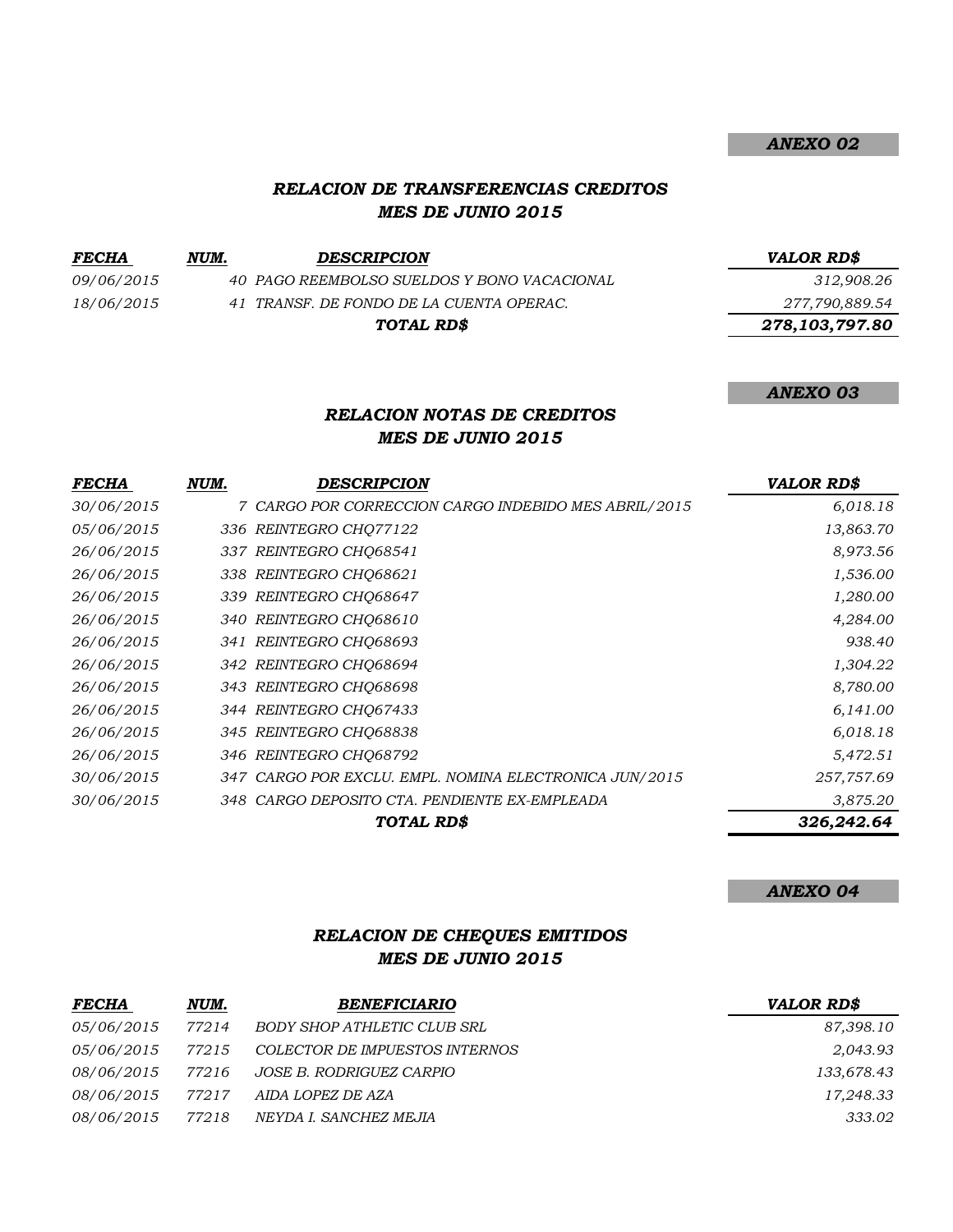***ANEXO 02***

## *RELACION DE TRANSFERENCIAS CREDITOS*
## *MES DE JUNIO 2015*

| *FECHA* | *NUM.* | *DESCRIPCION* | *VALOR RD$* |
|---|---|---|---|
| *09/06/2015* | *40* | *PAGO REEMBOLSO SUELDOS Y BONO VACACIONAL* | *312,908.26* |
| *18/06/2015* | *41* | *TRANSF. DE FONDO DE LA CUENTA OPERAC.* | *277,790,889.54* |
| | | ***TOTAL RD$*** | ***278,103,797.80*** |

***ANEXO 03***

## *RELACION NOTAS DE CREDITOS*
## *MES DE JUNIO 2015*

| *FECHA* | *NUM.* | *DESCRIPCION* | *VALOR RD$* |
|---|---|---|---|
| *30/06/2015* | *7* | *CARGO POR CORRECCION CARGO INDEBIDO MES ABRIL/2015* | *6,018.18* |
| *05/06/2015* | *336* | *REINTEGRO CHQ77122* | *13,863.70* |
| *26/06/2015* | *337* | *REINTEGRO CHQ68541* | *8,973.56* |
| *26/06/2015* | *338* | *REINTEGRO CHQ68621* | *1,536.00* |
| *26/06/2015* | *339* | *REINTEGRO CHQ68647* | *1,280.00* |
| *26/06/2015* | *340* | *REINTEGRO CHQ68610* | *4,284.00* |
| *26/06/2015* | *341* | *REINTEGRO CHQ68693* | *938.40* |
| *26/06/2015* | *342* | *REINTEGRO CHQ68694* | *1,304.22* |
| *26/06/2015* | *343* | *REINTEGRO CHQ68698* | *8,780.00* |
| *26/06/2015* | *344* | *REINTEGRO CHQ67433* | *6,141.00* |
| *26/06/2015* | *345* | *REINTEGRO CHQ68838* | *6,018.18* |
| *26/06/2015* | *346* | *REINTEGRO CHQ68792* | *5,472.51* |
| *30/06/2015* | *347* | *CARGO POR EXCLU. EMPL. NOMINA ELECTRONICA JUN/2015* | *257,757.69* |
| *30/06/2015* | *348* | *CARGO DEPOSITO CTA. PENDIENTE EX-EMPLEADA* | *3,875.20* |
| | | ***TOTAL RD$*** | ***326,242.64*** |

***ANEXO 04***

## *RELACION DE CHEQUES EMITIDOS*
## *MES DE JUNIO 2015*

| *FECHA* | *NUM.* | *BENEFICIARIO* | *VALOR RD$* |
|---|---|---|---|
| *05/06/2015* | *77214* | *BODY SHOP ATHLETIC CLUB SRL* | *87,398.10* |
| *05/06/2015* | *77215* | *COLECTOR DE IMPUESTOS INTERNOS* | *2,043.93* |
| *08/06/2015* | *77216* | *JOSE B. RODRIGUEZ CARPIO* | *133,678.43* |
| *08/06/2015* | *77217* | *AIDA LOPEZ DE AZA* | *17,248.33* |
| *08/06/2015* | *77218* | *NEYDA I. SANCHEZ MEJIA* | *333.02* |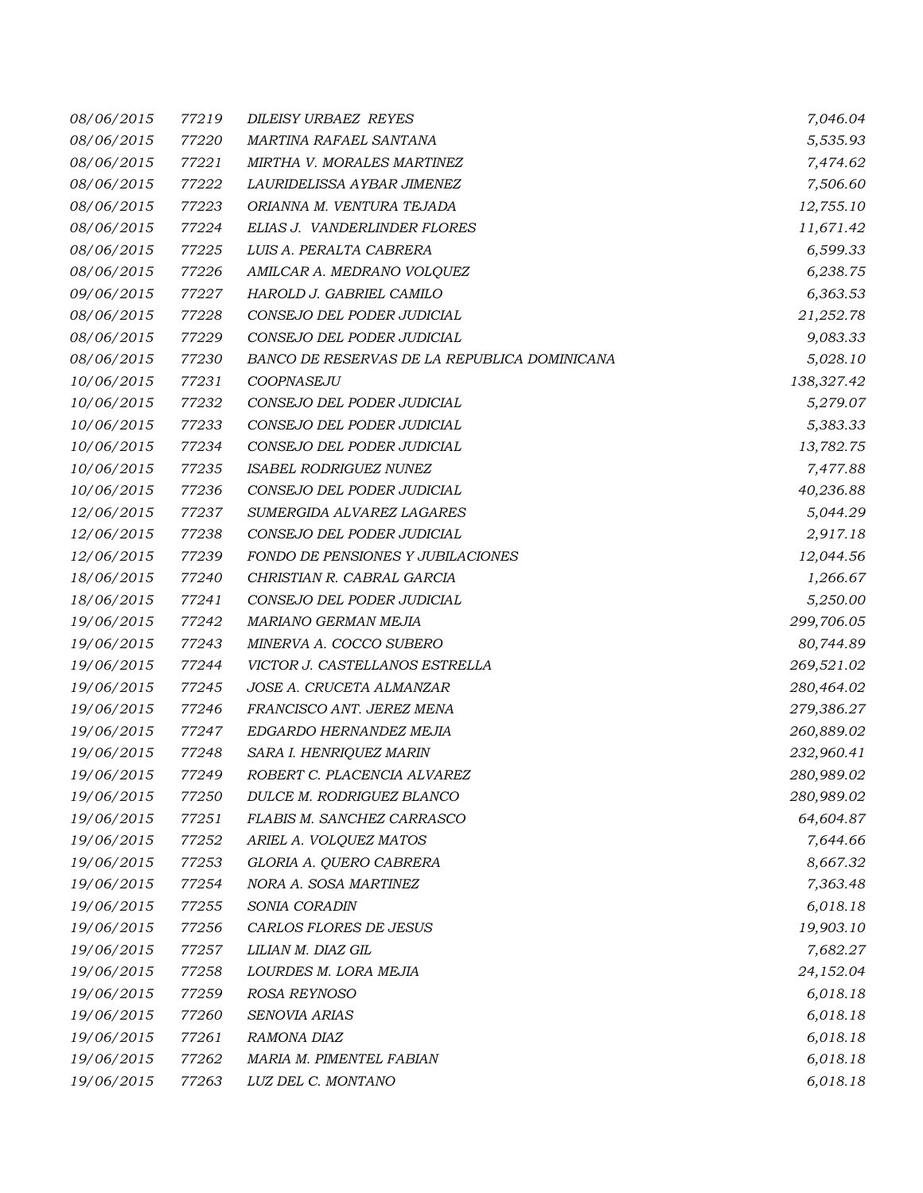| | | | |
|---|---|---|---|
| 08/06/2015 | 77219 | DILEISY URBAEZ REYES | 7,046.04 |
| 08/06/2015 | 77220 | MARTINA RAFAEL SANTANA | 5,535.93 |
| 08/06/2015 | 77221 | MIRTHA V. MORALES MARTINEZ | 7,474.62 |
| 08/06/2015 | 77222 | LAURIDELISSA AYBAR JIMENEZ | 7,506.60 |
| 08/06/2015 | 77223 | ORIANNA M. VENTURA TEJADA | 12,755.10 |
| 08/06/2015 | 77224 | ELIAS J. VANDERLINDER FLORES | 11,671.42 |
| 08/06/2015 | 77225 | LUIS A. PERALTA CABRERA | 6,599.33 |
| 08/06/2015 | 77226 | AMILCAR A. MEDRANO VOLQUEZ | 6,238.75 |
| 09/06/2015 | 77227 | HAROLD J. GABRIEL CAMILO | 6,363.53 |
| 08/06/2015 | 77228 | CONSEJO DEL PODER JUDICIAL | 21,252.78 |
| 08/06/2015 | 77229 | CONSEJO DEL PODER JUDICIAL | 9,083.33 |
| 08/06/2015 | 77230 | BANCO DE RESERVAS DE LA REPUBLICA DOMINICANA | 5,028.10 |
| 10/06/2015 | 77231 | COOPNASEJU | 138,327.42 |
| 10/06/2015 | 77232 | CONSEJO DEL PODER JUDICIAL | 5,279.07 |
| 10/06/2015 | 77233 | CONSEJO DEL PODER JUDICIAL | 5,383.33 |
| 10/06/2015 | 77234 | CONSEJO DEL PODER JUDICIAL | 13,782.75 |
| 10/06/2015 | 77235 | ISABEL RODRIGUEZ NUNEZ | 7,477.88 |
| 10/06/2015 | 77236 | CONSEJO DEL PODER JUDICIAL | 40,236.88 |
| 12/06/2015 | 77237 | SUMERGIDA ALVAREZ LAGARES | 5,044.29 |
| 12/06/2015 | 77238 | CONSEJO DEL PODER JUDICIAL | 2,917.18 |
| 12/06/2015 | 77239 | FONDO DE PENSIONES Y JUBILACIONES | 12,044.56 |
| 18/06/2015 | 77240 | CHRISTIAN R. CABRAL GARCIA | 1,266.67 |
| 18/06/2015 | 77241 | CONSEJO DEL PODER JUDICIAL | 5,250.00 |
| 19/06/2015 | 77242 | MARIANO GERMAN MEJIA | 299,706.05 |
| 19/06/2015 | 77243 | MINERVA A. COCCO SUBERO | 80,744.89 |
| 19/06/2015 | 77244 | VICTOR J. CASTELLANOS ESTRELLA | 269,521.02 |
| 19/06/2015 | 77245 | JOSE A. CRUCETA ALMANZAR | 280,464.02 |
| 19/06/2015 | 77246 | FRANCISCO ANT. JEREZ MENA | 279,386.27 |
| 19/06/2015 | 77247 | EDGARDO HERNANDEZ MEJIA | 260,889.02 |
| 19/06/2015 | 77248 | SARA I. HENRIQUEZ MARIN | 232,960.41 |
| 19/06/2015 | 77249 | ROBERT C. PLACENCIA ALVAREZ | 280,989.02 |
| 19/06/2015 | 77250 | DULCE M. RODRIGUEZ BLANCO | 280,989.02 |
| 19/06/2015 | 77251 | FLABIS M. SANCHEZ CARRASCO | 64,604.87 |
| 19/06/2015 | 77252 | ARIEL A. VOLQUEZ MATOS | 7,644.66 |
| 19/06/2015 | 77253 | GLORIA A. QUERO CABRERA | 8,667.32 |
| 19/06/2015 | 77254 | NORA A. SOSA MARTINEZ | 7,363.48 |
| 19/06/2015 | 77255 | SONIA CORADIN | 6,018.18 |
| 19/06/2015 | 77256 | CARLOS FLORES DE JESUS | 19,903.10 |
| 19/06/2015 | 77257 | LILIAN M. DIAZ GIL | 7,682.27 |
| 19/06/2015 | 77258 | LOURDES M. LORA MEJIA | 24,152.04 |
| 19/06/2015 | 77259 | ROSA REYNOSO | 6,018.18 |
| 19/06/2015 | 77260 | SENOVIA ARIAS | 6,018.18 |
| 19/06/2015 | 77261 | RAMONA DIAZ | 6,018.18 |
| 19/06/2015 | 77262 | MARIA M. PIMENTEL FABIAN | 6,018.18 |
| 19/06/2015 | 77263 | LUZ DEL C. MONTANO | 6,018.18 |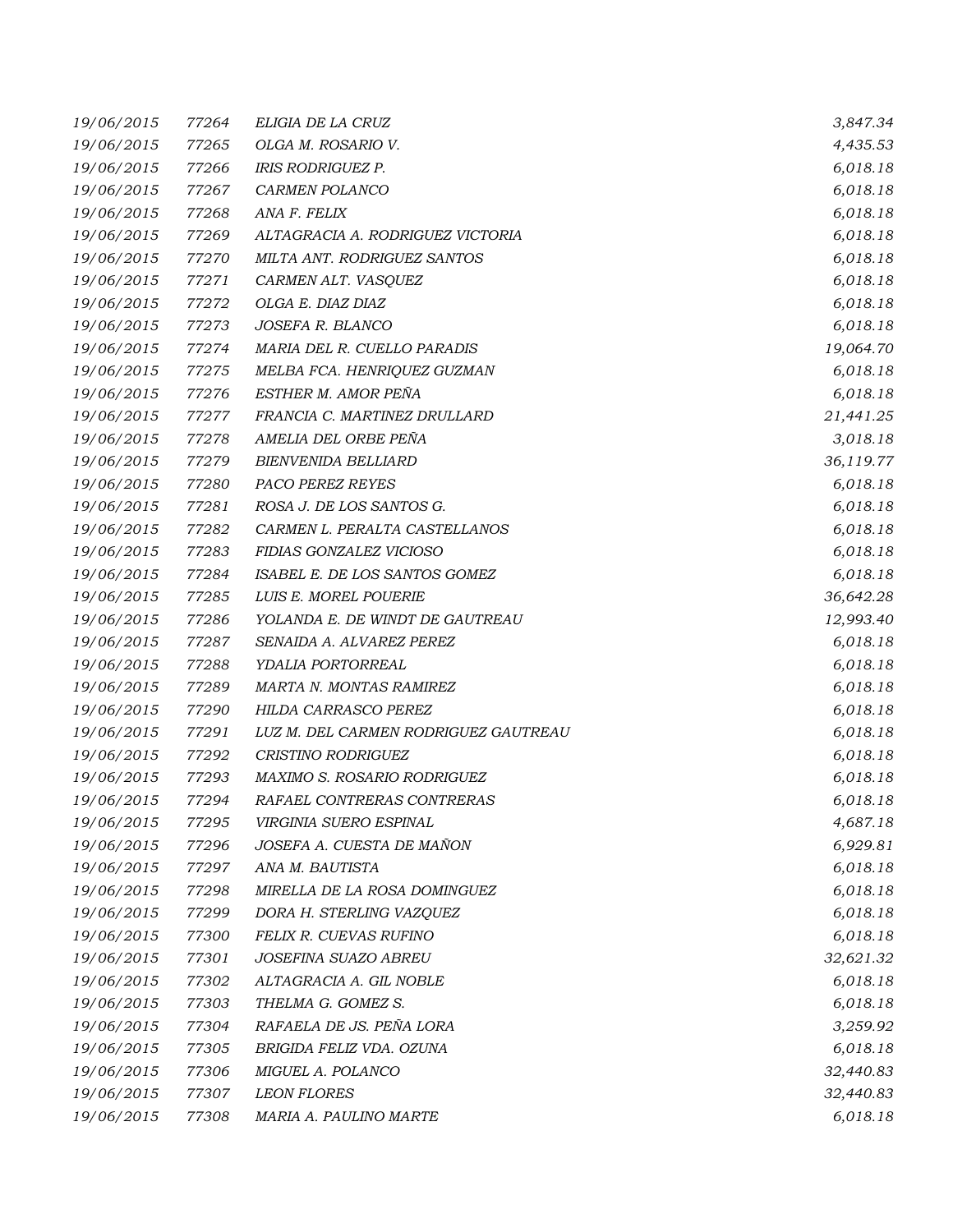| | | | |
|---|---|---|---|
| 19/06/2015 | 77264 | ELIGIA DE LA CRUZ | 3,847.34 |
| 19/06/2015 | 77265 | OLGA M. ROSARIO V. | 4,435.53 |
| 19/06/2015 | 77266 | IRIS RODRIGUEZ P. | 6,018.18 |
| 19/06/2015 | 77267 | CARMEN POLANCO | 6,018.18 |
| 19/06/2015 | 77268 | ANA F. FELIX | 6,018.18 |
| 19/06/2015 | 77269 | ALTAGRACIA A. RODRIGUEZ VICTORIA | 6,018.18 |
| 19/06/2015 | 77270 | MILTA ANT. RODRIGUEZ SANTOS | 6,018.18 |
| 19/06/2015 | 77271 | CARMEN ALT. VASQUEZ | 6,018.18 |
| 19/06/2015 | 77272 | OLGA E. DIAZ DIAZ | 6,018.18 |
| 19/06/2015 | 77273 | JOSEFA R. BLANCO | 6,018.18 |
| 19/06/2015 | 77274 | MARIA DEL R. CUELLO PARADIS | 19,064.70 |
| 19/06/2015 | 77275 | MELBA FCA. HENRIQUEZ GUZMAN | 6,018.18 |
| 19/06/2015 | 77276 | ESTHER M. AMOR PEÑA | 6,018.18 |
| 19/06/2015 | 77277 | FRANCIA C. MARTINEZ DRULLARD | 21,441.25 |
| 19/06/2015 | 77278 | AMELIA DEL ORBE PEÑA | 3,018.18 |
| 19/06/2015 | 77279 | BIENVENIDA BELLIARD | 36,119.77 |
| 19/06/2015 | 77280 | PACO PEREZ REYES | 6,018.18 |
| 19/06/2015 | 77281 | ROSA J. DE LOS SANTOS G. | 6,018.18 |
| 19/06/2015 | 77282 | CARMEN L. PERALTA CASTELLANOS | 6,018.18 |
| 19/06/2015 | 77283 | FIDIAS GONZALEZ VICIOSO | 6,018.18 |
| 19/06/2015 | 77284 | ISABEL E. DE LOS SANTOS GOMEZ | 6,018.18 |
| 19/06/2015 | 77285 | LUIS E. MOREL POUERIE | 36,642.28 |
| 19/06/2015 | 77286 | YOLANDA E. DE WINDT DE GAUTREAU | 12,993.40 |
| 19/06/2015 | 77287 | SENAIDA A. ALVAREZ PEREZ | 6,018.18 |
| 19/06/2015 | 77288 | YDALIA PORTORREAL | 6,018.18 |
| 19/06/2015 | 77289 | MARTA N. MONTAS RAMIREZ | 6,018.18 |
| 19/06/2015 | 77290 | HILDA CARRASCO PEREZ | 6,018.18 |
| 19/06/2015 | 77291 | LUZ M. DEL CARMEN RODRIGUEZ GAUTREAU | 6,018.18 |
| 19/06/2015 | 77292 | CRISTINO RODRIGUEZ | 6,018.18 |
| 19/06/2015 | 77293 | MAXIMO S. ROSARIO RODRIGUEZ | 6,018.18 |
| 19/06/2015 | 77294 | RAFAEL CONTRERAS CONTRERAS | 6,018.18 |
| 19/06/2015 | 77295 | VIRGINIA SUERO ESPINAL | 4,687.18 |
| 19/06/2015 | 77296 | JOSEFA A. CUESTA DE MAÑON | 6,929.81 |
| 19/06/2015 | 77297 | ANA M. BAUTISTA | 6,018.18 |
| 19/06/2015 | 77298 | MIRELLA DE LA ROSA DOMINGUEZ | 6,018.18 |
| 19/06/2015 | 77299 | DORA H. STERLING VAZQUEZ | 6,018.18 |
| 19/06/2015 | 77300 | FELIX R. CUEVAS RUFINO | 6,018.18 |
| 19/06/2015 | 77301 | JOSEFINA SUAZO ABREU | 32,621.32 |
| 19/06/2015 | 77302 | ALTAGRACIA A. GIL NOBLE | 6,018.18 |
| 19/06/2015 | 77303 | THELMA G. GOMEZ S. | 6,018.18 |
| 19/06/2015 | 77304 | RAFAELA DE JS. PEÑA LORA | 3,259.92 |
| 19/06/2015 | 77305 | BRIGIDA FELIZ VDA. OZUNA | 6,018.18 |
| 19/06/2015 | 77306 | MIGUEL A. POLANCO | 32,440.83 |
| 19/06/2015 | 77307 | LEON FLORES | 32,440.83 |
| 19/06/2015 | 77308 | MARIA A. PAULINO MARTE | 6,018.18 |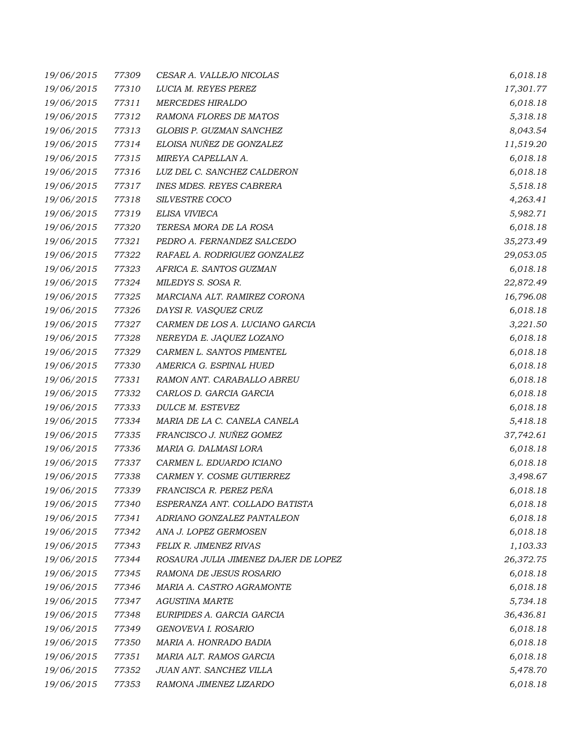| | | | |
|---|---|---|---|
| 19/06/2015 | 77309 | CESAR A. VALLEJO NICOLAS | 6,018.18 |
| 19/06/2015 | 77310 | LUCIA M. REYES PEREZ | 17,301.77 |
| 19/06/2015 | 77311 | MERCEDES HIRALDO | 6,018.18 |
| 19/06/2015 | 77312 | RAMONA FLORES DE MATOS | 5,318.18 |
| 19/06/2015 | 77313 | GLOBIS P. GUZMAN SANCHEZ | 8,043.54 |
| 19/06/2015 | 77314 | ELOISA NUÑEZ DE GONZALEZ | 11,519.20 |
| 19/06/2015 | 77315 | MIREYA CAPELLAN A. | 6,018.18 |
| 19/06/2015 | 77316 | LUZ DEL C. SANCHEZ CALDERON | 6,018.18 |
| 19/06/2015 | 77317 | INES MDES. REYES CABRERA | 5,518.18 |
| 19/06/2015 | 77318 | SILVESTRE COCO | 4,263.41 |
| 19/06/2015 | 77319 | ELISA VIVIECA | 5,982.71 |
| 19/06/2015 | 77320 | TERESA MORA DE LA ROSA | 6,018.18 |
| 19/06/2015 | 77321 | PEDRO A. FERNANDEZ SALCEDO | 35,273.49 |
| 19/06/2015 | 77322 | RAFAEL A. RODRIGUEZ GONZALEZ | 29,053.05 |
| 19/06/2015 | 77323 | AFRICA E. SANTOS GUZMAN | 6,018.18 |
| 19/06/2015 | 77324 | MILEDYS S. SOSA R. | 22,872.49 |
| 19/06/2015 | 77325 | MARCIANA ALT. RAMIREZ CORONA | 16,796.08 |
| 19/06/2015 | 77326 | DAYSI R. VASQUEZ CRUZ | 6,018.18 |
| 19/06/2015 | 77327 | CARMEN DE LOS A. LUCIANO GARCIA | 3,221.50 |
| 19/06/2015 | 77328 | NEREYDA E. JAQUEZ LOZANO | 6,018.18 |
| 19/06/2015 | 77329 | CARMEN L. SANTOS PIMENTEL | 6,018.18 |
| 19/06/2015 | 77330 | AMERICA G. ESPINAL HUED | 6,018.18 |
| 19/06/2015 | 77331 | RAMON ANT. CARABALLO ABREU | 6,018.18 |
| 19/06/2015 | 77332 | CARLOS D. GARCIA GARCIA | 6,018.18 |
| 19/06/2015 | 77333 | DULCE M. ESTEVEZ | 6,018.18 |
| 19/06/2015 | 77334 | MARIA DE LA C. CANELA CANELA | 5,418.18 |
| 19/06/2015 | 77335 | FRANCISCO J. NUÑEZ GOMEZ | 37,742.61 |
| 19/06/2015 | 77336 | MARIA G. DALMASI LORA | 6,018.18 |
| 19/06/2015 | 77337 | CARMEN L. EDUARDO ICIANO | 6,018.18 |
| 19/06/2015 | 77338 | CARMEN Y. COSME GUTIERREZ | 3,498.67 |
| 19/06/2015 | 77339 | FRANCISCA R. PEREZ PEÑA | 6,018.18 |
| 19/06/2015 | 77340 | ESPERANZA ANT. COLLADO BATISTA | 6,018.18 |
| 19/06/2015 | 77341 | ADRIANO GONZALEZ PANTALEON | 6,018.18 |
| 19/06/2015 | 77342 | ANA J. LOPEZ GERMOSEN | 6,018.18 |
| 19/06/2015 | 77343 | FELIX R. JIMENEZ RIVAS | 1,103.33 |
| 19/06/2015 | 77344 | ROSAURA JULIA JIMENEZ DAJER DE LOPEZ | 26,372.75 |
| 19/06/2015 | 77345 | RAMONA DE JESUS ROSARIO | 6,018.18 |
| 19/06/2015 | 77346 | MARIA A. CASTRO AGRAMONTE | 6,018.18 |
| 19/06/2015 | 77347 | AGUSTINA MARTE | 5,734.18 |
| 19/06/2015 | 77348 | EURIPIDES A. GARCIA GARCIA | 36,436.81 |
| 19/06/2015 | 77349 | GENOVEVA I. ROSARIO | 6,018.18 |
| 19/06/2015 | 77350 | MARIA A. HONRADO BADIA | 6,018.18 |
| 19/06/2015 | 77351 | MARIA ALT. RAMOS GARCIA | 6,018.18 |
| 19/06/2015 | 77352 | JUAN ANT. SANCHEZ VILLA | 5,478.70 |
| 19/06/2015 | 77353 | RAMONA JIMENEZ LIZARDO | 6,018.18 |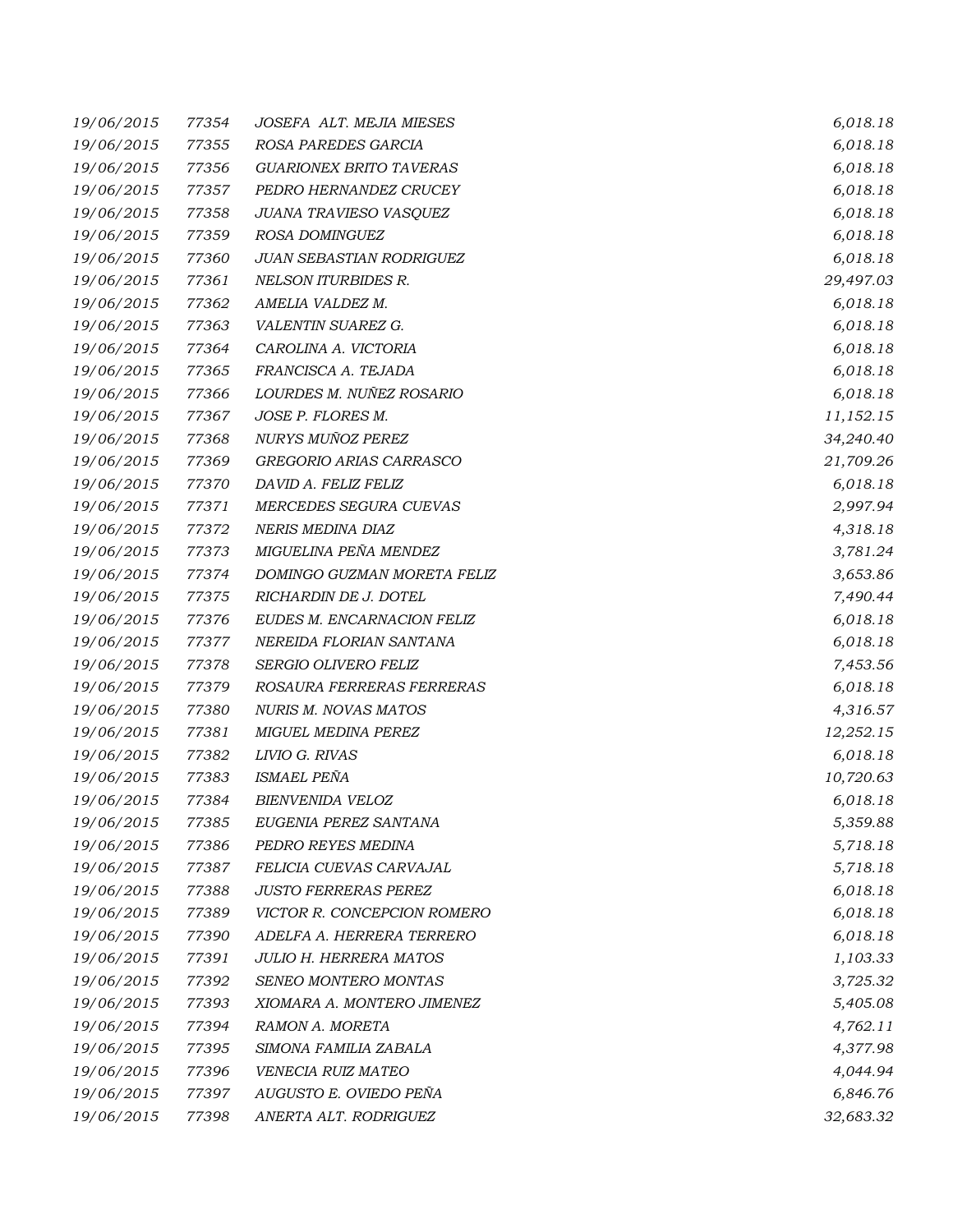| | | | |
|---|---|---|---|
| 19/06/2015 | 77354 | JOSEFA ALT. MEJIA MIESES | 6,018.18 |
| 19/06/2015 | 77355 | ROSA PAREDES GARCIA | 6,018.18 |
| 19/06/2015 | 77356 | GUARIONEX BRITO TAVERAS | 6,018.18 |
| 19/06/2015 | 77357 | PEDRO HERNANDEZ CRUCEY | 6,018.18 |
| 19/06/2015 | 77358 | JUANA TRAVIESO VASQUEZ | 6,018.18 |
| 19/06/2015 | 77359 | ROSA DOMINGUEZ | 6,018.18 |
| 19/06/2015 | 77360 | JUAN SEBASTIAN RODRIGUEZ | 6,018.18 |
| 19/06/2015 | 77361 | NELSON ITURBIDES R. | 29,497.03 |
| 19/06/2015 | 77362 | AMELIA VALDEZ M. | 6,018.18 |
| 19/06/2015 | 77363 | VALENTIN SUAREZ G. | 6,018.18 |
| 19/06/2015 | 77364 | CAROLINA A. VICTORIA | 6,018.18 |
| 19/06/2015 | 77365 | FRANCISCA A. TEJADA | 6,018.18 |
| 19/06/2015 | 77366 | LOURDES M. NUÑEZ ROSARIO | 6,018.18 |
| 19/06/2015 | 77367 | JOSE P. FLORES M. | 11,152.15 |
| 19/06/2015 | 77368 | NURYS MUÑOZ PEREZ | 34,240.40 |
| 19/06/2015 | 77369 | GREGORIO ARIAS CARRASCO | 21,709.26 |
| 19/06/2015 | 77370 | DAVID A. FELIZ FELIZ | 6,018.18 |
| 19/06/2015 | 77371 | MERCEDES SEGURA CUEVAS | 2,997.94 |
| 19/06/2015 | 77372 | NERIS MEDINA DIAZ | 4,318.18 |
| 19/06/2015 | 77373 | MIGUELINA PEÑA MENDEZ | 3,781.24 |
| 19/06/2015 | 77374 | DOMINGO GUZMAN MORETA FELIZ | 3,653.86 |
| 19/06/2015 | 77375 | RICHARDIN DE J. DOTEL | 7,490.44 |
| 19/06/2015 | 77376 | EUDES M. ENCARNACION FELIZ | 6,018.18 |
| 19/06/2015 | 77377 | NEREIDA FLORIAN SANTANA | 6,018.18 |
| 19/06/2015 | 77378 | SERGIO OLIVERO FELIZ | 7,453.56 |
| 19/06/2015 | 77379 | ROSAURA FERRERAS FERRERAS | 6,018.18 |
| 19/06/2015 | 77380 | NURIS M. NOVAS MATOS | 4,316.57 |
| 19/06/2015 | 77381 | MIGUEL MEDINA PEREZ | 12,252.15 |
| 19/06/2015 | 77382 | LIVIO G. RIVAS | 6,018.18 |
| 19/06/2015 | 77383 | ISMAEL PEÑA | 10,720.63 |
| 19/06/2015 | 77384 | BIENVENIDA VELOZ | 6,018.18 |
| 19/06/2015 | 77385 | EUGENIA PEREZ SANTANA | 5,359.88 |
| 19/06/2015 | 77386 | PEDRO REYES MEDINA | 5,718.18 |
| 19/06/2015 | 77387 | FELICIA CUEVAS CARVAJAL | 5,718.18 |
| 19/06/2015 | 77388 | JUSTO FERRERAS PEREZ | 6,018.18 |
| 19/06/2015 | 77389 | VICTOR R. CONCEPCION ROMERO | 6,018.18 |
| 19/06/2015 | 77390 | ADELFA A. HERRERA TERRERO | 6,018.18 |
| 19/06/2015 | 77391 | JULIO H. HERRERA MATOS | 1,103.33 |
| 19/06/2015 | 77392 | SENEO MONTERO MONTAS | 3,725.32 |
| 19/06/2015 | 77393 | XIOMARA A. MONTERO JIMENEZ | 5,405.08 |
| 19/06/2015 | 77394 | RAMON A. MORETA | 4,762.11 |
| 19/06/2015 | 77395 | SIMONA FAMILIA ZABALA | 4,377.98 |
| 19/06/2015 | 77396 | VENECIA RUIZ MATEO | 4,044.94 |
| 19/06/2015 | 77397 | AUGUSTO E. OVIEDO PEÑA | 6,846.76 |
| 19/06/2015 | 77398 | ANERTA ALT. RODRIGUEZ | 32,683.32 |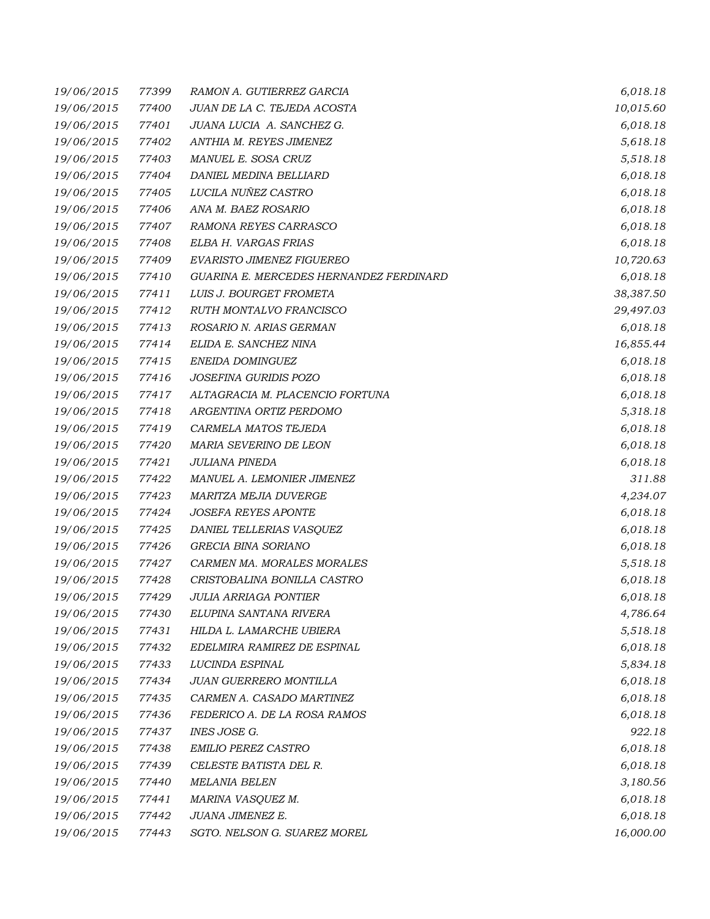| | | | |
|---|---|---|---|
| *19/06/2015* | *77399* | *RAMON A. GUTIERREZ GARCIA* | *6,018.18* |
| *19/06/2015* | *77400* | *JUAN DE LA C. TEJEDA ACOSTA* | *10,015.60* |
| *19/06/2015* | *77401* | *JUANA LUCIA A. SANCHEZ G.* | *6,018.18* |
| *19/06/2015* | *77402* | *ANTHIA M. REYES JIMENEZ* | *5,618.18* |
| *19/06/2015* | *77403* | *MANUEL E. SOSA CRUZ* | *5,518.18* |
| *19/06/2015* | *77404* | *DANIEL MEDINA BELLIARD* | *6,018.18* |
| *19/06/2015* | *77405* | *LUCILA NUÑEZ CASTRO* | *6,018.18* |
| *19/06/2015* | *77406* | *ANA M. BAEZ ROSARIO* | *6,018.18* |
| *19/06/2015* | *77407* | *RAMONA REYES CARRASCO* | *6,018.18* |
| *19/06/2015* | *77408* | *ELBA H. VARGAS FRIAS* | *6,018.18* |
| *19/06/2015* | *77409* | *EVARISTO JIMENEZ FIGUEREO* | *10,720.63* |
| *19/06/2015* | *77410* | *GUARINA E. MERCEDES HERNANDEZ FERDINARD* | *6,018.18* |
| *19/06/2015* | *77411* | *LUIS J. BOURGET FROMETA* | *38,387.50* |
| *19/06/2015* | *77412* | *RUTH MONTALVO FRANCISCO* | *29,497.03* |
| *19/06/2015* | *77413* | *ROSARIO N. ARIAS GERMAN* | *6,018.18* |
| *19/06/2015* | *77414* | *ELIDA E. SANCHEZ NINA* | *16,855.44* |
| *19/06/2015* | *77415* | *ENEIDA DOMINGUEZ* | *6,018.18* |
| *19/06/2015* | *77416* | *JOSEFINA GURIDIS POZO* | *6,018.18* |
| *19/06/2015* | *77417* | *ALTAGRACIA M. PLACENCIO FORTUNA* | *6,018.18* |
| *19/06/2015* | *77418* | *ARGENTINA ORTIZ PERDOMO* | *5,318.18* |
| *19/06/2015* | *77419* | *CARMELA MATOS TEJEDA* | *6,018.18* |
| *19/06/2015* | *77420* | *MARIA SEVERINO DE LEON* | *6,018.18* |
| *19/06/2015* | *77421* | *JULIANA PINEDA* | *6,018.18* |
| *19/06/2015* | *77422* | *MANUEL A. LEMONIER JIMENEZ* | *311.88* |
| *19/06/2015* | *77423* | *MARITZA MEJIA DUVERGE* | *4,234.07* |
| *19/06/2015* | *77424* | *JOSEFA REYES APONTE* | *6,018.18* |
| *19/06/2015* | *77425* | *DANIEL TELLERIAS VASQUEZ* | *6,018.18* |
| *19/06/2015* | *77426* | *GRECIA BINA SORIANO* | *6,018.18* |
| *19/06/2015* | *77427* | *CARMEN MA. MORALES MORALES* | *5,518.18* |
| *19/06/2015* | *77428* | *CRISTOBALINA BONILLA CASTRO* | *6,018.18* |
| *19/06/2015* | *77429* | *JULIA ARRIAGA PONTIER* | *6,018.18* |
| *19/06/2015* | *77430* | *ELUPINA SANTANA RIVERA* | *4,786.64* |
| *19/06/2015* | *77431* | *HILDA L. LAMARCHE UBIERA* | *5,518.18* |
| *19/06/2015* | *77432* | *EDELMIRA RAMIREZ DE ESPINAL* | *6,018.18* |
| *19/06/2015* | *77433* | *LUCINDA ESPINAL* | *5,834.18* |
| *19/06/2015* | *77434* | *JUAN GUERRERO MONTILLA* | *6,018.18* |
| *19/06/2015* | *77435* | *CARMEN A. CASADO MARTINEZ* | *6,018.18* |
| *19/06/2015* | *77436* | *FEDERICO A. DE LA ROSA RAMOS* | *6,018.18* |
| *19/06/2015* | *77437* | *INES JOSE G.* | *922.18* |
| *19/06/2015* | *77438* | *EMILIO PEREZ CASTRO* | *6,018.18* |
| *19/06/2015* | *77439* | *CELESTE BATISTA DEL R.* | *6,018.18* |
| *19/06/2015* | *77440* | *MELANIA BELEN* | *3,180.56* |
| *19/06/2015* | *77441* | *MARINA VASQUEZ M.* | *6,018.18* |
| *19/06/2015* | *77442* | *JUANA JIMENEZ E.* | *6,018.18* |
| *19/06/2015* | *77443* | *SGTO. NELSON G. SUAREZ MOREL* | *16,000.00* |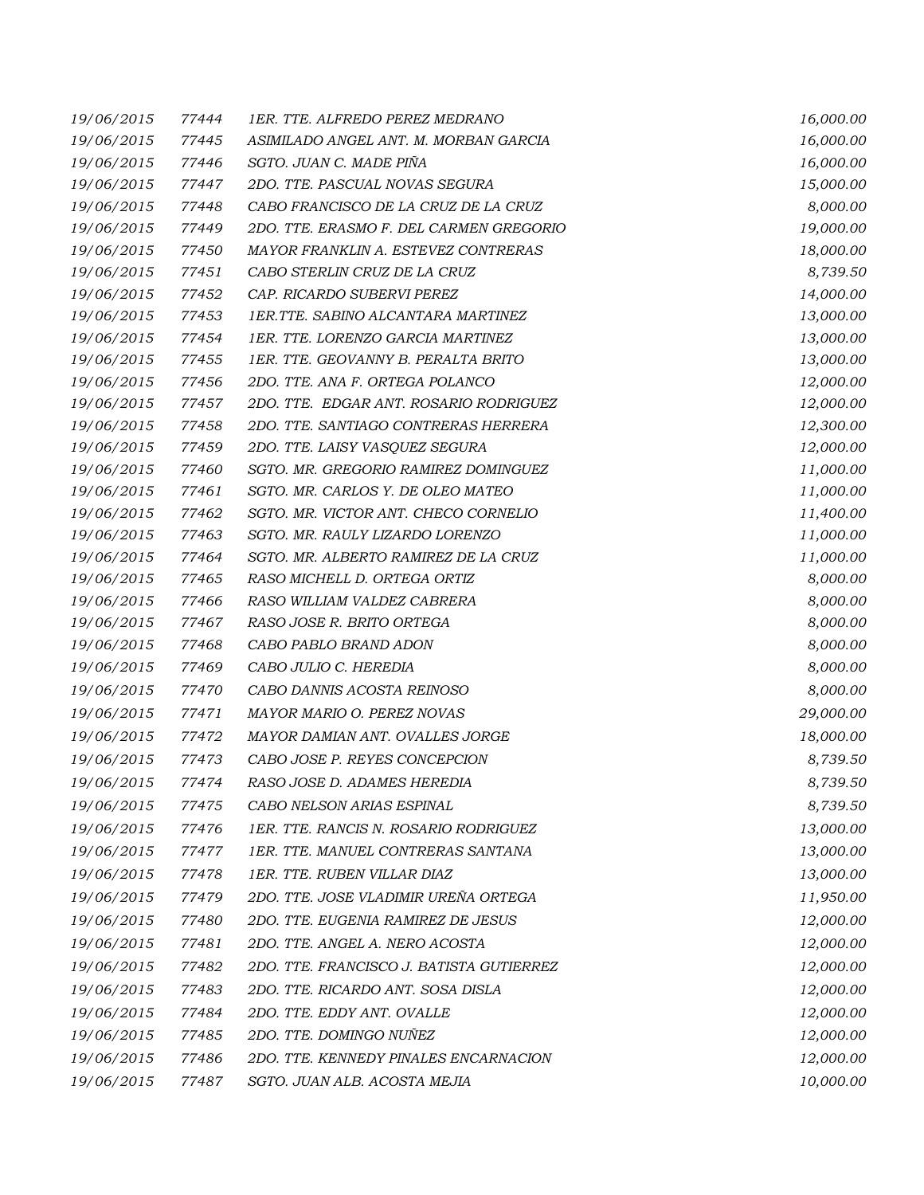| | | | |
|---|---|---|---|
| 19/06/2015 | 77444 | 1ER. TTE. ALFREDO PEREZ MEDRANO | 16,000.00 |
| 19/06/2015 | 77445 | ASIMILADO ANGEL ANT. M. MORBAN GARCIA | 16,000.00 |
| 19/06/2015 | 77446 | SGTO. JUAN C. MADE PIÑA | 16,000.00 |
| 19/06/2015 | 77447 | 2DO. TTE. PASCUAL NOVAS SEGURA | 15,000.00 |
| 19/06/2015 | 77448 | CABO FRANCISCO DE LA CRUZ DE LA CRUZ | 8,000.00 |
| 19/06/2015 | 77449 | 2DO. TTE. ERASMO F. DEL CARMEN GREGORIO | 19,000.00 |
| 19/06/2015 | 77450 | MAYOR FRANKLIN A. ESTEVEZ CONTRERAS | 18,000.00 |
| 19/06/2015 | 77451 | CABO STERLIN CRUZ DE LA CRUZ | 8,739.50 |
| 19/06/2015 | 77452 | CAP. RICARDO SUBERVI PEREZ | 14,000.00 |
| 19/06/2015 | 77453 | 1ER.TTE. SABINO ALCANTARA MARTINEZ | 13,000.00 |
| 19/06/2015 | 77454 | 1ER. TTE. LORENZO GARCIA MARTINEZ | 13,000.00 |
| 19/06/2015 | 77455 | 1ER. TTE. GEOVANNY B. PERALTA BRITO | 13,000.00 |
| 19/06/2015 | 77456 | 2DO. TTE. ANA F. ORTEGA POLANCO | 12,000.00 |
| 19/06/2015 | 77457 | 2DO. TTE. EDGAR ANT. ROSARIO RODRIGUEZ | 12,000.00 |
| 19/06/2015 | 77458 | 2DO. TTE. SANTIAGO CONTRERAS HERRERA | 12,300.00 |
| 19/06/2015 | 77459 | 2DO. TTE. LAISY VASQUEZ SEGURA | 12,000.00 |
| 19/06/2015 | 77460 | SGTO. MR. GREGORIO RAMIREZ DOMINGUEZ | 11,000.00 |
| 19/06/2015 | 77461 | SGTO. MR. CARLOS Y. DE OLEO MATEO | 11,000.00 |
| 19/06/2015 | 77462 | SGTO. MR. VICTOR ANT. CHECO CORNELIO | 11,400.00 |
| 19/06/2015 | 77463 | SGTO. MR. RAULY LIZARDO LORENZO | 11,000.00 |
| 19/06/2015 | 77464 | SGTO. MR. ALBERTO RAMIREZ DE LA CRUZ | 11,000.00 |
| 19/06/2015 | 77465 | RASO MICHELL D. ORTEGA ORTIZ | 8,000.00 |
| 19/06/2015 | 77466 | RASO WILLIAM VALDEZ CABRERA | 8,000.00 |
| 19/06/2015 | 77467 | RASO JOSE R. BRITO ORTEGA | 8,000.00 |
| 19/06/2015 | 77468 | CABO PABLO BRAND ADON | 8,000.00 |
| 19/06/2015 | 77469 | CABO JULIO C. HEREDIA | 8,000.00 |
| 19/06/2015 | 77470 | CABO DANNIS ACOSTA REINOSO | 8,000.00 |
| 19/06/2015 | 77471 | MAYOR MARIO O. PEREZ NOVAS | 29,000.00 |
| 19/06/2015 | 77472 | MAYOR DAMIAN ANT. OVALLES JORGE | 18,000.00 |
| 19/06/2015 | 77473 | CABO JOSE P. REYES CONCEPCION | 8,739.50 |
| 19/06/2015 | 77474 | RASO JOSE D. ADAMES HEREDIA | 8,739.50 |
| 19/06/2015 | 77475 | CABO NELSON ARIAS ESPINAL | 8,739.50 |
| 19/06/2015 | 77476 | 1ER. TTE. RANCIS N. ROSARIO RODRIGUEZ | 13,000.00 |
| 19/06/2015 | 77477 | 1ER. TTE. MANUEL CONTRERAS SANTANA | 13,000.00 |
| 19/06/2015 | 77478 | 1ER. TTE. RUBEN VILLAR DIAZ | 13,000.00 |
| 19/06/2015 | 77479 | 2DO. TTE. JOSE VLADIMIR UREÑA ORTEGA | 11,950.00 |
| 19/06/2015 | 77480 | 2DO. TTE. EUGENIA RAMIREZ DE JESUS | 12,000.00 |
| 19/06/2015 | 77481 | 2DO. TTE. ANGEL A. NERO ACOSTA | 12,000.00 |
| 19/06/2015 | 77482 | 2DO. TTE. FRANCISCO J. BATISTA GUTIERREZ | 12,000.00 |
| 19/06/2015 | 77483 | 2DO. TTE. RICARDO ANT. SOSA DISLA | 12,000.00 |
| 19/06/2015 | 77484 | 2DO. TTE. EDDY ANT. OVALLE | 12,000.00 |
| 19/06/2015 | 77485 | 2DO. TTE. DOMINGO NUÑEZ | 12,000.00 |
| 19/06/2015 | 77486 | 2DO. TTE. KENNEDY PINALES ENCARNACION | 12,000.00 |
| 19/06/2015 | 77487 | SGTO. JUAN ALB. ACOSTA MEJIA | 10,000.00 |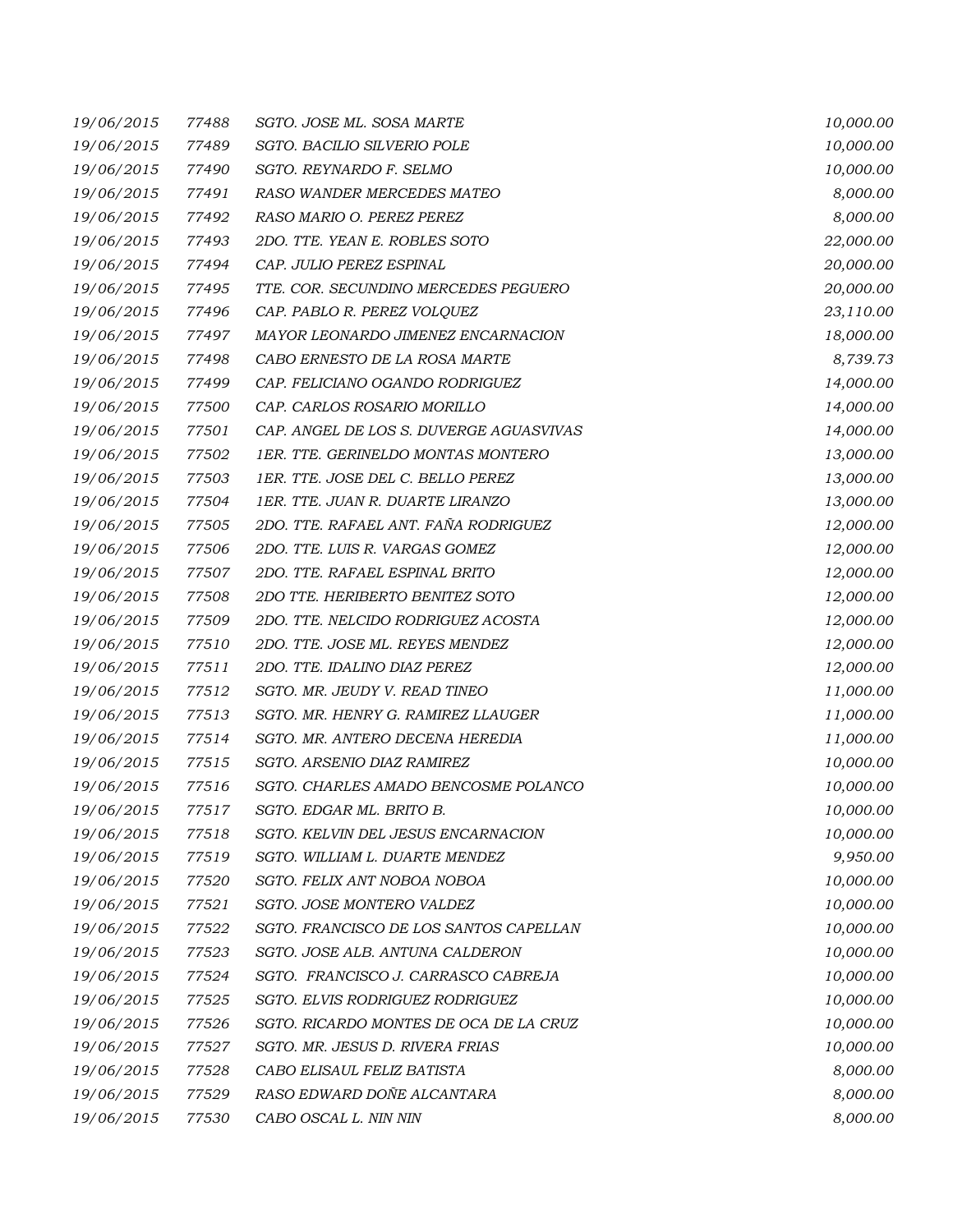| | | | |
|---|---|---|---|
| 19/06/2015 | 77488 | SGTO. JOSE ML. SOSA MARTE | 10,000.00 |
| 19/06/2015 | 77489 | SGTO. BACILIO SILVERIO POLE | 10,000.00 |
| 19/06/2015 | 77490 | SGTO. REYNARDO F. SELMO | 10,000.00 |
| 19/06/2015 | 77491 | RASO WANDER MERCEDES MATEO | 8,000.00 |
| 19/06/2015 | 77492 | RASO MARIO O. PEREZ PEREZ | 8,000.00 |
| 19/06/2015 | 77493 | 2DO. TTE. YEAN E. ROBLES SOTO | 22,000.00 |
| 19/06/2015 | 77494 | CAP. JULIO PEREZ ESPINAL | 20,000.00 |
| 19/06/2015 | 77495 | TTE. COR. SECUNDINO MERCEDES PEGUERO | 20,000.00 |
| 19/06/2015 | 77496 | CAP. PABLO R. PEREZ VOLQUEZ | 23,110.00 |
| 19/06/2015 | 77497 | MAYOR LEONARDO JIMENEZ ENCARNACION | 18,000.00 |
| 19/06/2015 | 77498 | CABO ERNESTO DE LA ROSA MARTE | 8,739.73 |
| 19/06/2015 | 77499 | CAP. FELICIANO OGANDO RODRIGUEZ | 14,000.00 |
| 19/06/2015 | 77500 | CAP. CARLOS ROSARIO MORILLO | 14,000.00 |
| 19/06/2015 | 77501 | CAP. ANGEL DE LOS S. DUVERGE AGUASVIVAS | 14,000.00 |
| 19/06/2015 | 77502 | 1ER. TTE. GERINELDO MONTAS MONTERO | 13,000.00 |
| 19/06/2015 | 77503 | 1ER. TTE. JOSE DEL C. BELLO PEREZ | 13,000.00 |
| 19/06/2015 | 77504 | 1ER. TTE. JUAN R. DUARTE LIRANZO | 13,000.00 |
| 19/06/2015 | 77505 | 2DO. TTE. RAFAEL ANT. FAÑA RODRIGUEZ | 12,000.00 |
| 19/06/2015 | 77506 | 2DO. TTE. LUIS R. VARGAS GOMEZ | 12,000.00 |
| 19/06/2015 | 77507 | 2DO. TTE. RAFAEL ESPINAL BRITO | 12,000.00 |
| 19/06/2015 | 77508 | 2DO TTE. HERIBERTO BENITEZ SOTO | 12,000.00 |
| 19/06/2015 | 77509 | 2DO. TTE. NELCIDO RODRIGUEZ ACOSTA | 12,000.00 |
| 19/06/2015 | 77510 | 2DO. TTE. JOSE ML. REYES MENDEZ | 12,000.00 |
| 19/06/2015 | 77511 | 2DO. TTE. IDALINO DIAZ PEREZ | 12,000.00 |
| 19/06/2015 | 77512 | SGTO. MR. JEUDY V. READ TINEO | 11,000.00 |
| 19/06/2015 | 77513 | SGTO. MR. HENRY G. RAMIREZ LLAUGER | 11,000.00 |
| 19/06/2015 | 77514 | SGTO. MR. ANTERO DECENA HEREDIA | 11,000.00 |
| 19/06/2015 | 77515 | SGTO. ARSENIO DIAZ RAMIREZ | 10,000.00 |
| 19/06/2015 | 77516 | SGTO. CHARLES AMADO BENCOSME POLANCO | 10,000.00 |
| 19/06/2015 | 77517 | SGTO. EDGAR ML. BRITO B. | 10,000.00 |
| 19/06/2015 | 77518 | SGTO. KELVIN DEL JESUS ENCARNACION | 10,000.00 |
| 19/06/2015 | 77519 | SGTO. WILLIAM L. DUARTE MENDEZ | 9,950.00 |
| 19/06/2015 | 77520 | SGTO. FELIX ANT NOBOA NOBOA | 10,000.00 |
| 19/06/2015 | 77521 | SGTO. JOSE MONTERO VALDEZ | 10,000.00 |
| 19/06/2015 | 77522 | SGTO. FRANCISCO DE LOS SANTOS CAPELLAN | 10,000.00 |
| 19/06/2015 | 77523 | SGTO. JOSE ALB. ANTUNA CALDERON | 10,000.00 |
| 19/06/2015 | 77524 | SGTO. FRANCISCO J. CARRASCO CABREJA | 10,000.00 |
| 19/06/2015 | 77525 | SGTO. ELVIS RODRIGUEZ RODRIGUEZ | 10,000.00 |
| 19/06/2015 | 77526 | SGTO. RICARDO MONTES DE OCA DE LA CRUZ | 10,000.00 |
| 19/06/2015 | 77527 | SGTO. MR. JESUS D. RIVERA FRIAS | 10,000.00 |
| 19/06/2015 | 77528 | CABO ELISAUL FELIZ BATISTA | 8,000.00 |
| 19/06/2015 | 77529 | RASO EDWARD DOÑE ALCANTARA | 8,000.00 |
| 19/06/2015 | 77530 | CABO OSCAL L. NIN NIN | 8,000.00 |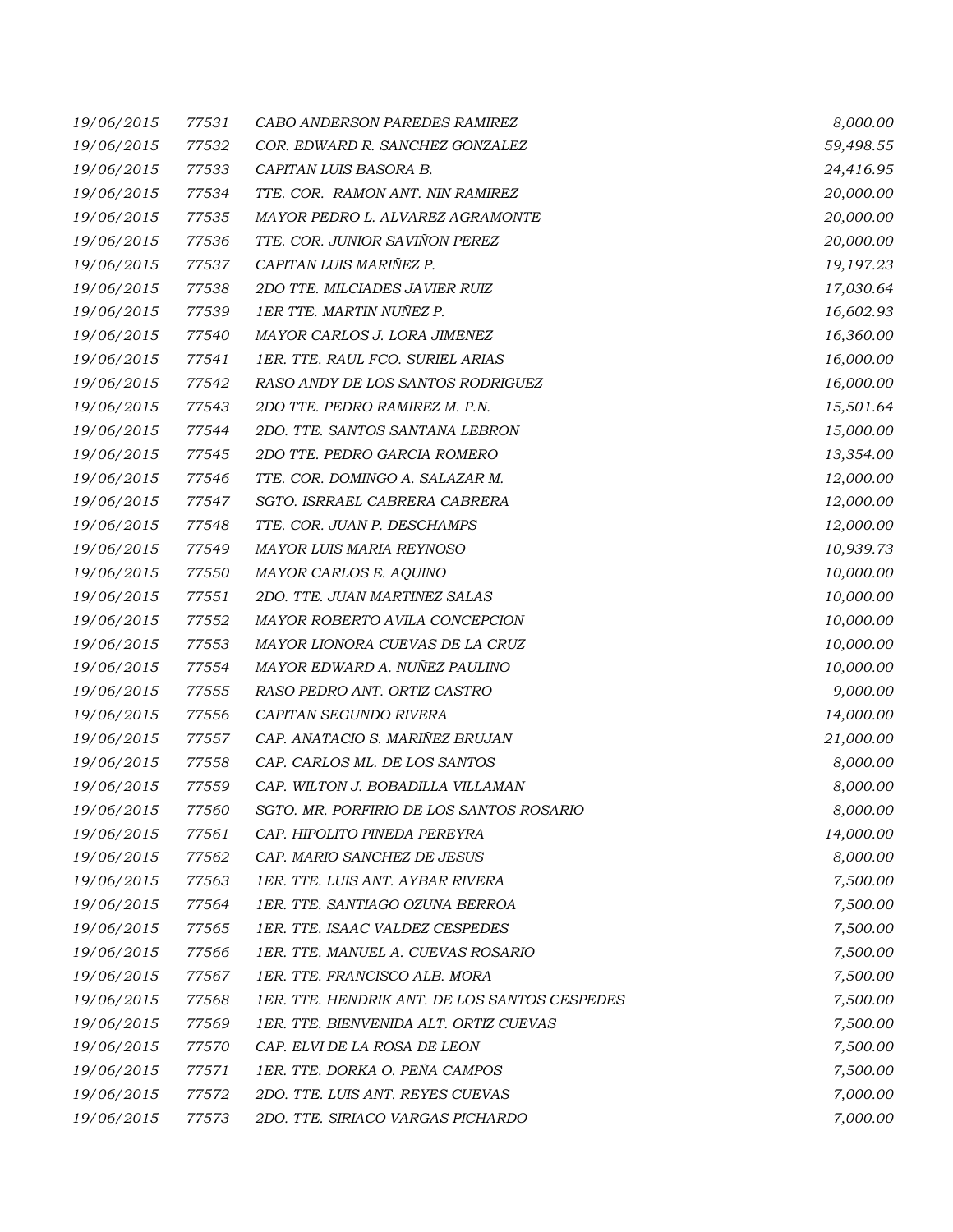| | | | |
|---|---|---|---|
| 19/06/2015 | 77531 | CABO ANDERSON PAREDES RAMIREZ | 8,000.00 |
| 19/06/2015 | 77532 | COR. EDWARD R. SANCHEZ GONZALEZ | 59,498.55 |
| 19/06/2015 | 77533 | CAPITAN LUIS BASORA B. | 24,416.95 |
| 19/06/2015 | 77534 | TTE. COR. RAMON ANT. NIN RAMIREZ | 20,000.00 |
| 19/06/2015 | 77535 | MAYOR PEDRO L. ALVAREZ AGRAMONTE | 20,000.00 |
| 19/06/2015 | 77536 | TTE. COR. JUNIOR SAVIÑON PEREZ | 20,000.00 |
| 19/06/2015 | 77537 | CAPITAN LUIS MARIÑEZ P. | 19,197.23 |
| 19/06/2015 | 77538 | 2DO TTE. MILCIADES JAVIER RUIZ | 17,030.64 |
| 19/06/2015 | 77539 | 1ER TTE. MARTIN NUÑEZ P. | 16,602.93 |
| 19/06/2015 | 77540 | MAYOR CARLOS J. LORA JIMENEZ | 16,360.00 |
| 19/06/2015 | 77541 | 1ER. TTE. RAUL FCO. SURIEL ARIAS | 16,000.00 |
| 19/06/2015 | 77542 | RASO ANDY DE LOS SANTOS RODRIGUEZ | 16,000.00 |
| 19/06/2015 | 77543 | 2DO TTE. PEDRO RAMIREZ M. P.N. | 15,501.64 |
| 19/06/2015 | 77544 | 2DO. TTE. SANTOS SANTANA LEBRON | 15,000.00 |
| 19/06/2015 | 77545 | 2DO TTE. PEDRO GARCIA ROMERO | 13,354.00 |
| 19/06/2015 | 77546 | TTE. COR. DOMINGO A. SALAZAR M. | 12,000.00 |
| 19/06/2015 | 77547 | SGTO. ISRRAEL CABRERA CABRERA | 12,000.00 |
| 19/06/2015 | 77548 | TTE. COR. JUAN P. DESCHAMPS | 12,000.00 |
| 19/06/2015 | 77549 | MAYOR LUIS MARIA REYNOSO | 10,939.73 |
| 19/06/2015 | 77550 | MAYOR CARLOS E. AQUINO | 10,000.00 |
| 19/06/2015 | 77551 | 2DO. TTE. JUAN MARTINEZ SALAS | 10,000.00 |
| 19/06/2015 | 77552 | MAYOR ROBERTO AVILA CONCEPCION | 10,000.00 |
| 19/06/2015 | 77553 | MAYOR LIONORA CUEVAS DE LA CRUZ | 10,000.00 |
| 19/06/2015 | 77554 | MAYOR EDWARD A. NUÑEZ PAULINO | 10,000.00 |
| 19/06/2015 | 77555 | RASO PEDRO ANT. ORTIZ CASTRO | 9,000.00 |
| 19/06/2015 | 77556 | CAPITAN SEGUNDO RIVERA | 14,000.00 |
| 19/06/2015 | 77557 | CAP. ANATACIO S. MARIÑEZ BRUJAN | 21,000.00 |
| 19/06/2015 | 77558 | CAP. CARLOS ML. DE LOS SANTOS | 8,000.00 |
| 19/06/2015 | 77559 | CAP. WILTON J. BOBADILLA VILLAMAN | 8,000.00 |
| 19/06/2015 | 77560 | SGTO. MR. PORFIRIO DE LOS SANTOS ROSARIO | 8,000.00 |
| 19/06/2015 | 77561 | CAP. HIPOLITO PINEDA PEREYRA | 14,000.00 |
| 19/06/2015 | 77562 | CAP. MARIO SANCHEZ DE JESUS | 8,000.00 |
| 19/06/2015 | 77563 | 1ER. TTE. LUIS ANT. AYBAR RIVERA | 7,500.00 |
| 19/06/2015 | 77564 | 1ER. TTE. SANTIAGO OZUNA BERROA | 7,500.00 |
| 19/06/2015 | 77565 | 1ER. TTE. ISAAC VALDEZ CESPEDES | 7,500.00 |
| 19/06/2015 | 77566 | 1ER. TTE. MANUEL A. CUEVAS ROSARIO | 7,500.00 |
| 19/06/2015 | 77567 | 1ER. TTE. FRANCISCO ALB. MORA | 7,500.00 |
| 19/06/2015 | 77568 | 1ER. TTE. HENDRIK ANT. DE LOS SANTOS CESPEDES | 7,500.00 |
| 19/06/2015 | 77569 | 1ER. TTE. BIENVENIDA ALT. ORTIZ CUEVAS | 7,500.00 |
| 19/06/2015 | 77570 | CAP. ELVI DE LA ROSA DE LEON | 7,500.00 |
| 19/06/2015 | 77571 | 1ER. TTE. DORKA O. PEÑA CAMPOS | 7,500.00 |
| 19/06/2015 | 77572 | 2DO. TTE. LUIS ANT. REYES CUEVAS | 7,000.00 |
| 19/06/2015 | 77573 | 2DO. TTE. SIRIACO VARGAS PICHARDO | 7,000.00 |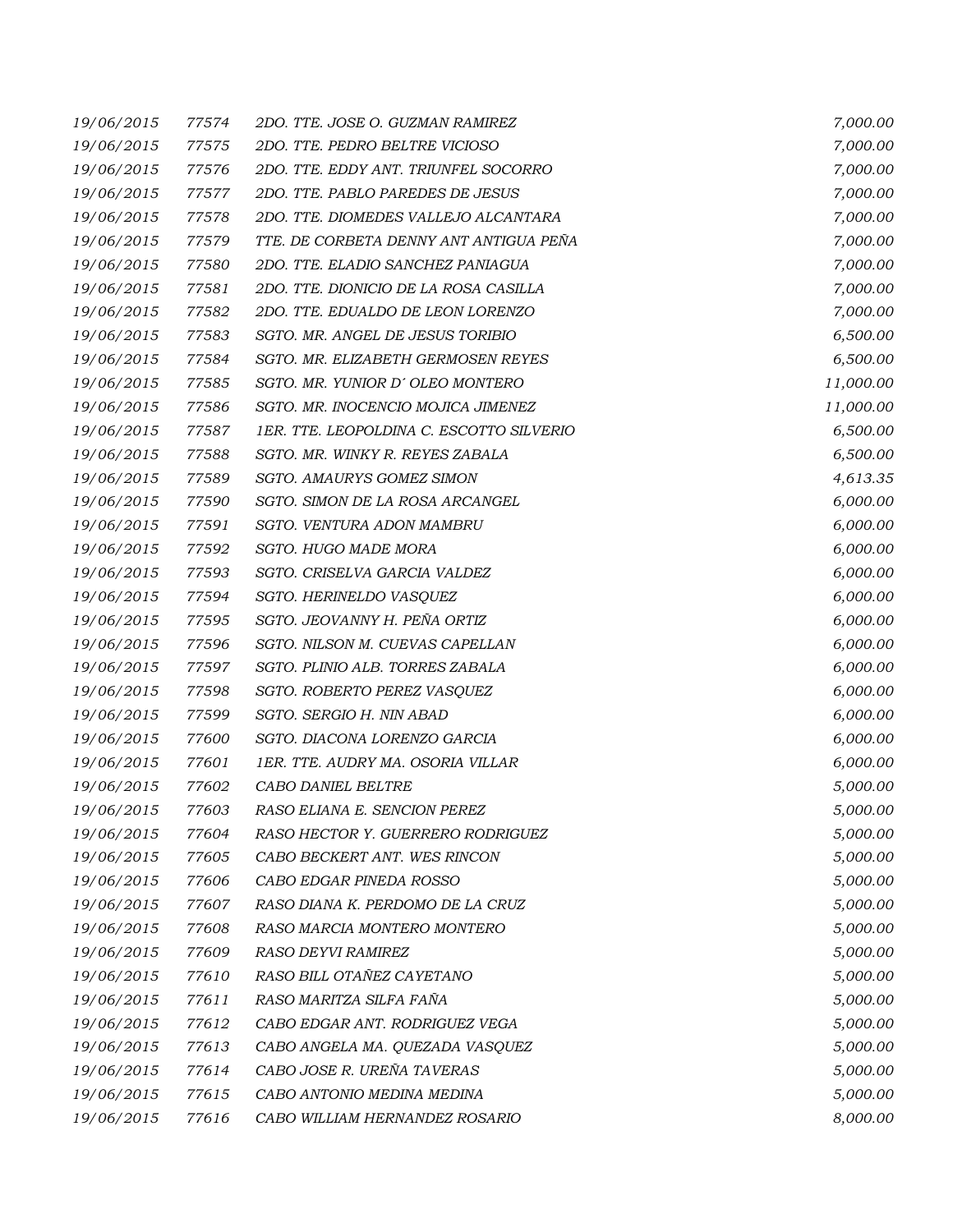| | | | |
|---|---|---|---|
| *19/06/2015* | *77574* | *2DO. TTE. JOSE O. GUZMAN RAMIREZ* | *7,000.00* |
| *19/06/2015* | *77575* | *2DO. TTE. PEDRO BELTRE VICIOSO* | *7,000.00* |
| *19/06/2015* | *77576* | *2DO. TTE. EDDY ANT. TRIUNFEL SOCORRO* | *7,000.00* |
| *19/06/2015* | *77577* | *2DO. TTE. PABLO PAREDES DE JESUS* | *7,000.00* |
| *19/06/2015* | *77578* | *2DO. TTE. DIOMEDES VALLEJO ALCANTARA* | *7,000.00* |
| *19/06/2015* | *77579* | *TTE. DE CORBETA DENNY ANT ANTIGUA PEÑA* | *7,000.00* |
| *19/06/2015* | *77580* | *2DO. TTE. ELADIO SANCHEZ PANIAGUA* | *7,000.00* |
| *19/06/2015* | *77581* | *2DO. TTE. DIONICIO DE LA ROSA CASILLA* | *7,000.00* |
| *19/06/2015* | *77582* | *2DO. TTE. EDUALDO DE LEON LORENZO* | *7,000.00* |
| *19/06/2015* | *77583* | *SGTO. MR. ANGEL DE JESUS TORIBIO* | *6,500.00* |
| *19/06/2015* | *77584* | *SGTO. MR. ELIZABETH GERMOSEN REYES* | *6,500.00* |
| *19/06/2015* | *77585* | *SGTO. MR. YUNIOR D´ OLEO MONTERO* | *11,000.00* |
| *19/06/2015* | *77586* | *SGTO. MR. INOCENCIO MOJICA JIMENEZ* | *11,000.00* |
| *19/06/2015* | *77587* | *1ER. TTE. LEOPOLDINA C. ESCOTTO SILVERIO* | *6,500.00* |
| *19/06/2015* | *77588* | *SGTO. MR. WINKY R. REYES ZABALA* | *6,500.00* |
| *19/06/2015* | *77589* | *SGTO. AMAURYS GOMEZ SIMON* | *4,613.35* |
| *19/06/2015* | *77590* | *SGTO. SIMON DE LA ROSA ARCANGEL* | *6,000.00* |
| *19/06/2015* | *77591* | *SGTO. VENTURA ADON MAMBRU* | *6,000.00* |
| *19/06/2015* | *77592* | *SGTO. HUGO MADE MORA* | *6,000.00* |
| *19/06/2015* | *77593* | *SGTO. CRISELVA GARCIA VALDEZ* | *6,000.00* |
| *19/06/2015* | *77594* | *SGTO. HERINELDO VASQUEZ* | *6,000.00* |
| *19/06/2015* | *77595* | *SGTO. JEOVANNY H. PEÑA ORTIZ* | *6,000.00* |
| *19/06/2015* | *77596* | *SGTO. NILSON M. CUEVAS CAPELLAN* | *6,000.00* |
| *19/06/2015* | *77597* | *SGTO. PLINIO ALB. TORRES ZABALA* | *6,000.00* |
| *19/06/2015* | *77598* | *SGTO. ROBERTO PEREZ VASQUEZ* | *6,000.00* |
| *19/06/2015* | *77599* | *SGTO. SERGIO H. NIN ABAD* | *6,000.00* |
| *19/06/2015* | *77600* | *SGTO. DIACONA LORENZO GARCIA* | *6,000.00* |
| *19/06/2015* | *77601* | *1ER. TTE. AUDRY MA. OSORIA VILLAR* | *6,000.00* |
| *19/06/2015* | *77602* | *CABO DANIEL BELTRE* | *5,000.00* |
| *19/06/2015* | *77603* | *RASO ELIANA E. SENCION PEREZ* | *5,000.00* |
| *19/06/2015* | *77604* | *RASO HECTOR Y. GUERRERO RODRIGUEZ* | *5,000.00* |
| *19/06/2015* | *77605* | *CABO BECKERT ANT. WES RINCON* | *5,000.00* |
| *19/06/2015* | *77606* | *CABO EDGAR PINEDA ROSSO* | *5,000.00* |
| *19/06/2015* | *77607* | *RASO DIANA K. PERDOMO DE LA CRUZ* | *5,000.00* |
| *19/06/2015* | *77608* | *RASO MARCIA MONTERO MONTERO* | *5,000.00* |
| *19/06/2015* | *77609* | *RASO DEYVI RAMIREZ* | *5,000.00* |
| *19/06/2015* | *77610* | *RASO BILL OTAÑEZ CAYETANO* | *5,000.00* |
| *19/06/2015* | *77611* | *RASO MARITZA SILFA FAÑA* | *5,000.00* |
| *19/06/2015* | *77612* | *CABO EDGAR ANT. RODRIGUEZ VEGA* | *5,000.00* |
| *19/06/2015* | *77613* | *CABO ANGELA MA. QUEZADA VASQUEZ* | *5,000.00* |
| *19/06/2015* | *77614* | *CABO JOSE R. UREÑA TAVERAS* | *5,000.00* |
| *19/06/2015* | *77615* | *CABO ANTONIO MEDINA MEDINA* | *5,000.00* |
| *19/06/2015* | *77616* | *CABO WILLIAM HERNANDEZ ROSARIO* | *8,000.00* |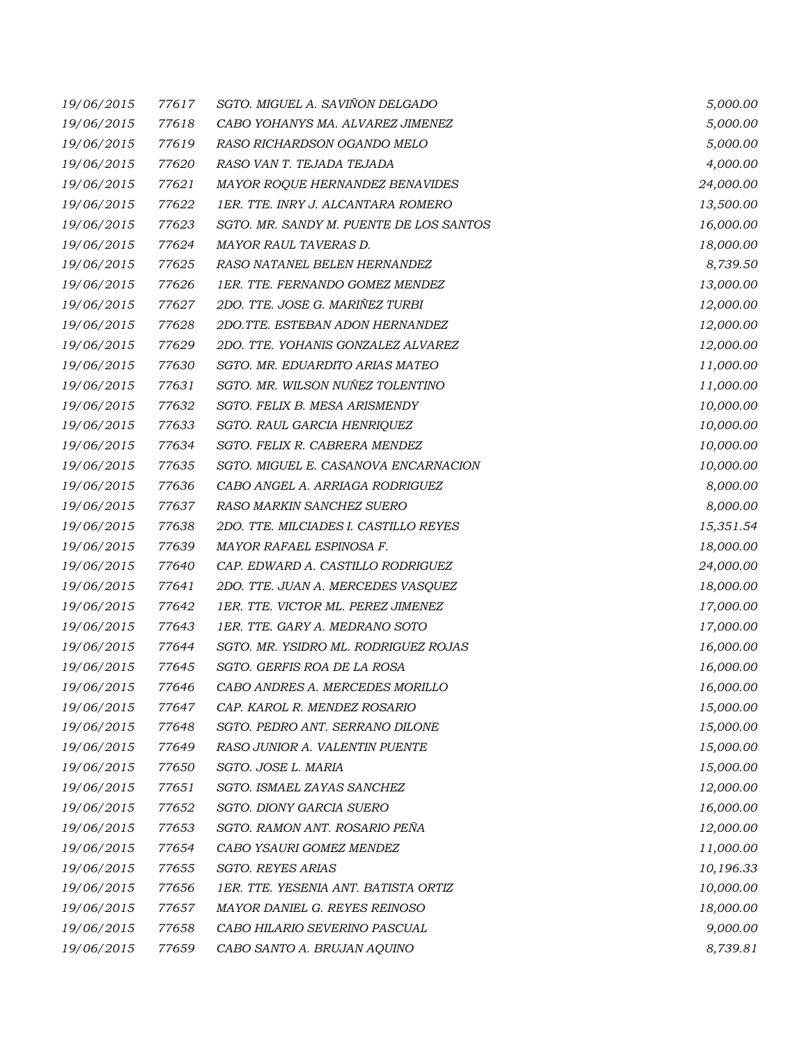| | | | |
|---|---|---|---|
| 19/06/2015 | 77617 | SGTO. MIGUEL A. SAVIÑON DELGADO | 5,000.00 |
| 19/06/2015 | 77618 | CABO YOHANYS MA. ALVAREZ JIMENEZ | 5,000.00 |
| 19/06/2015 | 77619 | RASO RICHARDSON OGANDO MELO | 5,000.00 |
| 19/06/2015 | 77620 | RASO VAN T. TEJADA TEJADA | 4,000.00 |
| 19/06/2015 | 77621 | MAYOR ROQUE HERNANDEZ BENAVIDES | 24,000.00 |
| 19/06/2015 | 77622 | 1ER. TTE. INRY J. ALCANTARA ROMERO | 13,500.00 |
| 19/06/2015 | 77623 | SGTO. MR. SANDY M. PUENTE DE LOS SANTOS | 16,000.00 |
| 19/06/2015 | 77624 | MAYOR RAUL TAVERAS D. | 18,000.00 |
| 19/06/2015 | 77625 | RASO NATANEL BELEN HERNANDEZ | 8,739.50 |
| 19/06/2015 | 77626 | 1ER. TTE. FERNANDO GOMEZ MENDEZ | 13,000.00 |
| 19/06/2015 | 77627 | 2DO. TTE. JOSE G. MARIÑEZ TURBI | 12,000.00 |
| 19/06/2015 | 77628 | 2DO.TTE. ESTEBAN ADON HERNANDEZ | 12,000.00 |
| 19/06/2015 | 77629 | 2DO. TTE. YOHANIS GONZALEZ ALVAREZ | 12,000.00 |
| 19/06/2015 | 77630 | SGTO. MR. EDUARDITO ARIAS MATEO | 11,000.00 |
| 19/06/2015 | 77631 | SGTO. MR. WILSON NUÑEZ TOLENTINO | 11,000.00 |
| 19/06/2015 | 77632 | SGTO. FELIX B. MESA ARISMENDY | 10,000.00 |
| 19/06/2015 | 77633 | SGTO. RAUL GARCIA HENRIQUEZ | 10,000.00 |
| 19/06/2015 | 77634 | SGTO. FELIX R. CABRERA MENDEZ | 10,000.00 |
| 19/06/2015 | 77635 | SGTO. MIGUEL E. CASANOVA ENCARNACION | 10,000.00 |
| 19/06/2015 | 77636 | CABO ANGEL A. ARRIAGA RODRIGUEZ | 8,000.00 |
| 19/06/2015 | 77637 | RASO MARKIN SANCHEZ SUERO | 8,000.00 |
| 19/06/2015 | 77638 | 2DO. TTE. MILCIADES I. CASTILLO REYES | 15,351.54 |
| 19/06/2015 | 77639 | MAYOR RAFAEL ESPINOSA F. | 18,000.00 |
| 19/06/2015 | 77640 | CAP. EDWARD A. CASTILLO RODRIGUEZ | 24,000.00 |
| 19/06/2015 | 77641 | 2DO. TTE. JUAN A. MERCEDES VASQUEZ | 18,000.00 |
| 19/06/2015 | 77642 | 1ER. TTE. VICTOR ML. PEREZ JIMENEZ | 17,000.00 |
| 19/06/2015 | 77643 | 1ER. TTE. GARY A. MEDRANO SOTO | 17,000.00 |
| 19/06/2015 | 77644 | SGTO. MR. YSIDRO ML. RODRIGUEZ ROJAS | 16,000.00 |
| 19/06/2015 | 77645 | SGTO. GERFIS ROA DE LA ROSA | 16,000.00 |
| 19/06/2015 | 77646 | CABO ANDRES A. MERCEDES MORILLO | 16,000.00 |
| 19/06/2015 | 77647 | CAP. KAROL R. MENDEZ ROSARIO | 15,000.00 |
| 19/06/2015 | 77648 | SGTO. PEDRO ANT. SERRANO DILONE | 15,000.00 |
| 19/06/2015 | 77649 | RASO JUNIOR A. VALENTIN PUENTE | 15,000.00 |
| 19/06/2015 | 77650 | SGTO. JOSE L. MARIA | 15,000.00 |
| 19/06/2015 | 77651 | SGTO. ISMAEL ZAYAS SANCHEZ | 12,000.00 |
| 19/06/2015 | 77652 | SGTO. DIONY GARCIA SUERO | 16,000.00 |
| 19/06/2015 | 77653 | SGTO. RAMON ANT. ROSARIO PEÑA | 12,000.00 |
| 19/06/2015 | 77654 | CABO YSAURI GOMEZ MENDEZ | 11,000.00 |
| 19/06/2015 | 77655 | SGTO. REYES ARIAS | 10,196.33 |
| 19/06/2015 | 77656 | 1ER. TTE. YESENIA ANT. BATISTA ORTIZ | 10,000.00 |
| 19/06/2015 | 77657 | MAYOR DANIEL G. REYES REINOSO | 18,000.00 |
| 19/06/2015 | 77658 | CABO HILARIO SEVERINO PASCUAL | 9,000.00 |
| 19/06/2015 | 77659 | CABO SANTO A. BRUJAN AQUINO | 8,739.81 |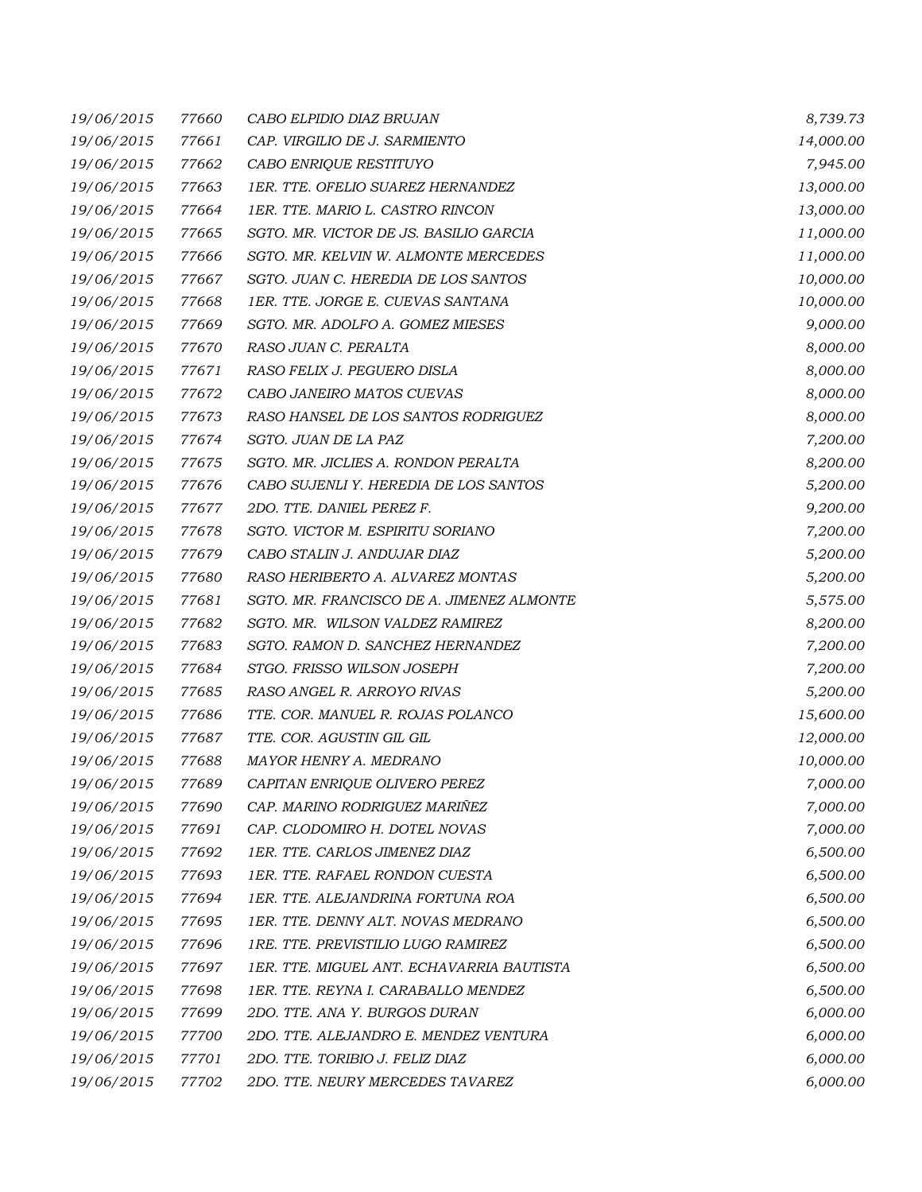| | | | |
|---|---|---|---|
| 19/06/2015 | 77660 | CABO ELPIDIO DIAZ BRUJAN | 8,739.73 |
| 19/06/2015 | 77661 | CAP. VIRGILIO DE J. SARMIENTO | 14,000.00 |
| 19/06/2015 | 77662 | CABO ENRIQUE RESTITUYO | 7,945.00 |
| 19/06/2015 | 77663 | 1ER. TTE. OFELIO SUAREZ HERNANDEZ | 13,000.00 |
| 19/06/2015 | 77664 | 1ER. TTE. MARIO L. CASTRO RINCON | 13,000.00 |
| 19/06/2015 | 77665 | SGTO. MR. VICTOR DE JS. BASILIO GARCIA | 11,000.00 |
| 19/06/2015 | 77666 | SGTO. MR. KELVIN W. ALMONTE MERCEDES | 11,000.00 |
| 19/06/2015 | 77667 | SGTO. JUAN C. HEREDIA DE LOS SANTOS | 10,000.00 |
| 19/06/2015 | 77668 | 1ER. TTE. JORGE E. CUEVAS SANTANA | 10,000.00 |
| 19/06/2015 | 77669 | SGTO. MR. ADOLFO A. GOMEZ MIESES | 9,000.00 |
| 19/06/2015 | 77670 | RASO JUAN C. PERALTA | 8,000.00 |
| 19/06/2015 | 77671 | RASO FELIX J. PEGUERO DISLA | 8,000.00 |
| 19/06/2015 | 77672 | CABO JANEIRO MATOS CUEVAS | 8,000.00 |
| 19/06/2015 | 77673 | RASO HANSEL DE LOS SANTOS RODRIGUEZ | 8,000.00 |
| 19/06/2015 | 77674 | SGTO. JUAN DE LA PAZ | 7,200.00 |
| 19/06/2015 | 77675 | SGTO. MR. JICLIES A. RONDON PERALTA | 8,200.00 |
| 19/06/2015 | 77676 | CABO SUJENLI Y. HEREDIA DE LOS SANTOS | 5,200.00 |
| 19/06/2015 | 77677 | 2DO. TTE. DANIEL PEREZ F. | 9,200.00 |
| 19/06/2015 | 77678 | SGTO. VICTOR M. ESPIRITU SORIANO | 7,200.00 |
| 19/06/2015 | 77679 | CABO STALIN J. ANDUJAR DIAZ | 5,200.00 |
| 19/06/2015 | 77680 | RASO HERIBERTO A. ALVAREZ MONTAS | 5,200.00 |
| 19/06/2015 | 77681 | SGTO. MR. FRANCISCO DE A. JIMENEZ ALMONTE | 5,575.00 |
| 19/06/2015 | 77682 | SGTO. MR. WILSON VALDEZ RAMIREZ | 8,200.00 |
| 19/06/2015 | 77683 | SGTO. RAMON D. SANCHEZ HERNANDEZ | 7,200.00 |
| 19/06/2015 | 77684 | STGO. FRISSO WILSON JOSEPH | 7,200.00 |
| 19/06/2015 | 77685 | RASO ANGEL R. ARROYO RIVAS | 5,200.00 |
| 19/06/2015 | 77686 | TTE. COR. MANUEL R. ROJAS POLANCO | 15,600.00 |
| 19/06/2015 | 77687 | TTE. COR. AGUSTIN GIL GIL | 12,000.00 |
| 19/06/2015 | 77688 | MAYOR HENRY A. MEDRANO | 10,000.00 |
| 19/06/2015 | 77689 | CAPITAN ENRIQUE OLIVERO PEREZ | 7,000.00 |
| 19/06/2015 | 77690 | CAP. MARINO RODRIGUEZ MARIÑEZ | 7,000.00 |
| 19/06/2015 | 77691 | CAP. CLODOMIRO H. DOTEL NOVAS | 7,000.00 |
| 19/06/2015 | 77692 | 1ER. TTE. CARLOS JIMENEZ DIAZ | 6,500.00 |
| 19/06/2015 | 77693 | 1ER. TTE. RAFAEL RONDON CUESTA | 6,500.00 |
| 19/06/2015 | 77694 | 1ER. TTE. ALEJANDRINA FORTUNA ROA | 6,500.00 |
| 19/06/2015 | 77695 | 1ER. TTE. DENNY ALT. NOVAS MEDRANO | 6,500.00 |
| 19/06/2015 | 77696 | 1RE. TTE. PREVISTILIO LUGO RAMIREZ | 6,500.00 |
| 19/06/2015 | 77697 | 1ER. TTE. MIGUEL ANT. ECHAVARRIA BAUTISTA | 6,500.00 |
| 19/06/2015 | 77698 | 1ER. TTE. REYNA I. CARABALLO MENDEZ | 6,500.00 |
| 19/06/2015 | 77699 | 2DO. TTE. ANA Y. BURGOS DURAN | 6,000.00 |
| 19/06/2015 | 77700 | 2DO. TTE. ALEJANDRO E. MENDEZ VENTURA | 6,000.00 |
| 19/06/2015 | 77701 | 2DO. TTE. TORIBIO J. FELIZ DIAZ | 6,000.00 |
| 19/06/2015 | 77702 | 2DO. TTE. NEURY MERCEDES TAVAREZ | 6,000.00 |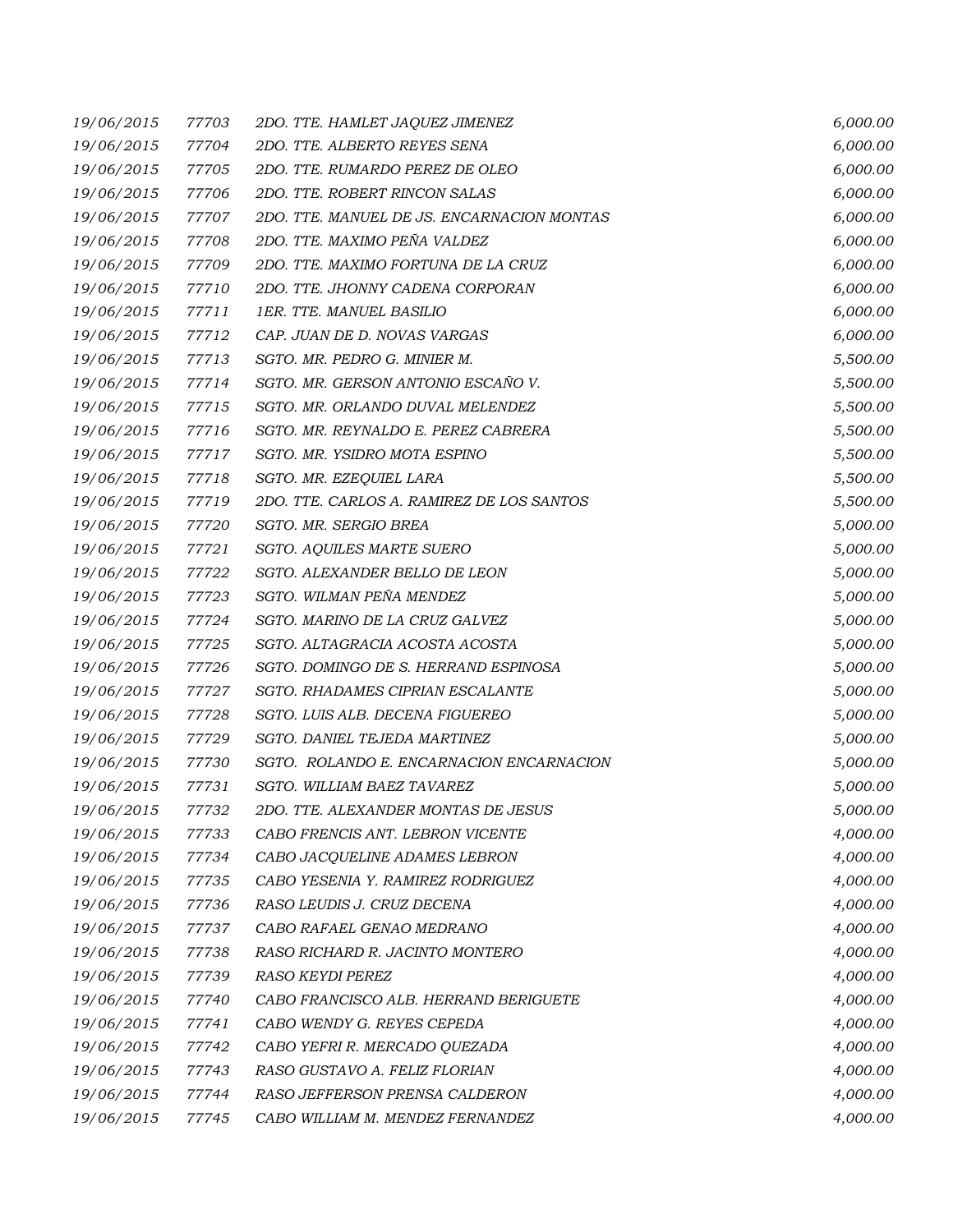| | | | |
|---|---|---|---|
| 19/06/2015 | 77703 | 2DO. TTE. HAMLET JAQUEZ JIMENEZ | 6,000.00 |
| 19/06/2015 | 77704 | 2DO. TTE. ALBERTO REYES SENA | 6,000.00 |
| 19/06/2015 | 77705 | 2DO. TTE. RUMARDO PEREZ DE OLEO | 6,000.00 |
| 19/06/2015 | 77706 | 2DO. TTE. ROBERT RINCON SALAS | 6,000.00 |
| 19/06/2015 | 77707 | 2DO. TTE. MANUEL DE JS. ENCARNACION MONTAS | 6,000.00 |
| 19/06/2015 | 77708 | 2DO. TTE. MAXIMO PEÑA VALDEZ | 6,000.00 |
| 19/06/2015 | 77709 | 2DO. TTE. MAXIMO FORTUNA DE LA CRUZ | 6,000.00 |
| 19/06/2015 | 77710 | 2DO. TTE. JHONNY CADENA CORPORAN | 6,000.00 |
| 19/06/2015 | 77711 | 1ER. TTE. MANUEL BASILIO | 6,000.00 |
| 19/06/2015 | 77712 | CAP. JUAN DE D. NOVAS VARGAS | 6,000.00 |
| 19/06/2015 | 77713 | SGTO. MR. PEDRO G. MINIER M. | 5,500.00 |
| 19/06/2015 | 77714 | SGTO. MR. GERSON ANTONIO ESCAÑO V. | 5,500.00 |
| 19/06/2015 | 77715 | SGTO. MR. ORLANDO DUVAL MELENDEZ | 5,500.00 |
| 19/06/2015 | 77716 | SGTO. MR. REYNALDO E. PEREZ CABRERA | 5,500.00 |
| 19/06/2015 | 77717 | SGTO. MR. YSIDRO MOTA ESPINO | 5,500.00 |
| 19/06/2015 | 77718 | SGTO. MR. EZEQUIEL LARA | 5,500.00 |
| 19/06/2015 | 77719 | 2DO. TTE. CARLOS A. RAMIREZ DE LOS SANTOS | 5,500.00 |
| 19/06/2015 | 77720 | SGTO. MR. SERGIO BREA | 5,000.00 |
| 19/06/2015 | 77721 | SGTO. AQUILES MARTE SUERO | 5,000.00 |
| 19/06/2015 | 77722 | SGTO. ALEXANDER BELLO DE LEON | 5,000.00 |
| 19/06/2015 | 77723 | SGTO. WILMAN PEÑA MENDEZ | 5,000.00 |
| 19/06/2015 | 77724 | SGTO. MARINO DE LA CRUZ GALVEZ | 5,000.00 |
| 19/06/2015 | 77725 | SGTO. ALTAGRACIA ACOSTA ACOSTA | 5,000.00 |
| 19/06/2015 | 77726 | SGTO. DOMINGO DE S. HERRAND ESPINOSA | 5,000.00 |
| 19/06/2015 | 77727 | SGTO. RHADAMES CIPRIAN ESCALANTE | 5,000.00 |
| 19/06/2015 | 77728 | SGTO. LUIS ALB. DECENA FIGUEREO | 5,000.00 |
| 19/06/2015 | 77729 | SGTO. DANIEL TEJEDA MARTINEZ | 5,000.00 |
| 19/06/2015 | 77730 | SGTO. ROLANDO E. ENCARNACION ENCARNACION | 5,000.00 |
| 19/06/2015 | 77731 | SGTO. WILLIAM BAEZ TAVAREZ | 5,000.00 |
| 19/06/2015 | 77732 | 2DO. TTE. ALEXANDER MONTAS DE JESUS | 5,000.00 |
| 19/06/2015 | 77733 | CABO FRENCIS ANT. LEBRON VICENTE | 4,000.00 |
| 19/06/2015 | 77734 | CABO JACQUELINE ADAMES LEBRON | 4,000.00 |
| 19/06/2015 | 77735 | CABO YESENIA Y. RAMIREZ RODRIGUEZ | 4,000.00 |
| 19/06/2015 | 77736 | RASO LEUDIS J. CRUZ DECENA | 4,000.00 |
| 19/06/2015 | 77737 | CABO RAFAEL GENAO MEDRANO | 4,000.00 |
| 19/06/2015 | 77738 | RASO RICHARD R. JACINTO MONTERO | 4,000.00 |
| 19/06/2015 | 77739 | RASO KEYDI PEREZ | 4,000.00 |
| 19/06/2015 | 77740 | CABO FRANCISCO ALB. HERRAND BERIGUETE | 4,000.00 |
| 19/06/2015 | 77741 | CABO WENDY G. REYES CEPEDA | 4,000.00 |
| 19/06/2015 | 77742 | CABO YEFRI R. MERCADO QUEZADA | 4,000.00 |
| 19/06/2015 | 77743 | RASO GUSTAVO A. FELIZ FLORIAN | 4,000.00 |
| 19/06/2015 | 77744 | RASO JEFFERSON PRENSA CALDERON | 4,000.00 |
| 19/06/2015 | 77745 | CABO WILLIAM M. MENDEZ FERNANDEZ | 4,000.00 |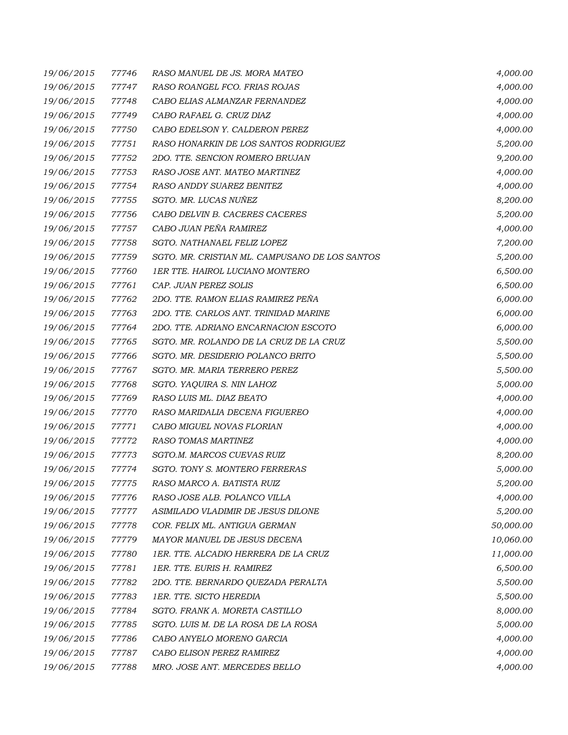| | | | |
|---|---|---|---|
| 19/06/2015 | 77746 | RASO MANUEL DE JS. MORA MATEO | 4,000.00 |
| 19/06/2015 | 77747 | RASO ROANGEL FCO. FRIAS ROJAS | 4,000.00 |
| 19/06/2015 | 77748 | CABO ELIAS ALMANZAR FERNANDEZ | 4,000.00 |
| 19/06/2015 | 77749 | CABO RAFAEL G. CRUZ DIAZ | 4,000.00 |
| 19/06/2015 | 77750 | CABO EDELSON Y. CALDERON PEREZ | 4,000.00 |
| 19/06/2015 | 77751 | RASO HONARKIN DE LOS SANTOS RODRIGUEZ | 5,200.00 |
| 19/06/2015 | 77752 | 2DO. TTE. SENCION ROMERO BRUJAN | 9,200.00 |
| 19/06/2015 | 77753 | RASO JOSE ANT. MATEO MARTINEZ | 4,000.00 |
| 19/06/2015 | 77754 | RASO ANDDY SUAREZ BENITEZ | 4,000.00 |
| 19/06/2015 | 77755 | SGTO. MR. LUCAS NUÑEZ | 8,200.00 |
| 19/06/2015 | 77756 | CABO DELVIN B. CACERES CACERES | 5,200.00 |
| 19/06/2015 | 77757 | CABO JUAN PEÑA RAMIREZ | 4,000.00 |
| 19/06/2015 | 77758 | SGTO. NATHANAEL FELIZ LOPEZ | 7,200.00 |
| 19/06/2015 | 77759 | SGTO. MR. CRISTIAN ML. CAMPUSANO DE LOS SANTOS | 5,200.00 |
| 19/06/2015 | 77760 | 1ER TTE. HAIROL LUCIANO MONTERO | 6,500.00 |
| 19/06/2015 | 77761 | CAP. JUAN PEREZ SOLIS | 6,500.00 |
| 19/06/2015 | 77762 | 2DO. TTE. RAMON ELIAS RAMIREZ PEÑA | 6,000.00 |
| 19/06/2015 | 77763 | 2DO. TTE. CARLOS ANT. TRINIDAD MARINE | 6,000.00 |
| 19/06/2015 | 77764 | 2DO. TTE. ADRIANO ENCARNACION ESCOTO | 6,000.00 |
| 19/06/2015 | 77765 | SGTO. MR. ROLANDO DE LA CRUZ DE LA CRUZ | 5,500.00 |
| 19/06/2015 | 77766 | SGTO. MR. DESIDERIO POLANCO BRITO | 5,500.00 |
| 19/06/2015 | 77767 | SGTO. MR. MARIA TERRERO PEREZ | 5,500.00 |
| 19/06/2015 | 77768 | SGTO. YAQUIRA S. NIN LAHOZ | 5,000.00 |
| 19/06/2015 | 77769 | RASO LUIS ML. DIAZ BEATO | 4,000.00 |
| 19/06/2015 | 77770 | RASO MARIDALIA DECENA FIGUEREO | 4,000.00 |
| 19/06/2015 | 77771 | CABO MIGUEL NOVAS FLORIAN | 4,000.00 |
| 19/06/2015 | 77772 | RASO TOMAS MARTINEZ | 4,000.00 |
| 19/06/2015 | 77773 | SGTO.M. MARCOS CUEVAS RUIZ | 8,200.00 |
| 19/06/2015 | 77774 | SGTO. TONY S. MONTERO FERRERAS | 5,000.00 |
| 19/06/2015 | 77775 | RASO MARCO A. BATISTA RUIZ | 5,200.00 |
| 19/06/2015 | 77776 | RASO JOSE ALB. POLANCO VILLA | 4,000.00 |
| 19/06/2015 | 77777 | ASIMILADO VLADIMIR DE JESUS DILONE | 5,200.00 |
| 19/06/2015 | 77778 | COR. FELIX ML. ANTIGUA GERMAN | 50,000.00 |
| 19/06/2015 | 77779 | MAYOR MANUEL DE JESUS DECENA | 10,060.00 |
| 19/06/2015 | 77780 | 1ER. TTE. ALCADIO HERRERA DE LA CRUZ | 11,000.00 |
| 19/06/2015 | 77781 | 1ER. TTE. EURIS H. RAMIREZ | 6,500.00 |
| 19/06/2015 | 77782 | 2DO. TTE. BERNARDO QUEZADA PERALTA | 5,500.00 |
| 19/06/2015 | 77783 | 1ER. TTE. SICTO HEREDIA | 5,500.00 |
| 19/06/2015 | 77784 | SGTO. FRANK A. MORETA CASTILLO | 8,000.00 |
| 19/06/2015 | 77785 | SGTO. LUIS M. DE LA ROSA DE LA ROSA | 5,000.00 |
| 19/06/2015 | 77786 | CABO ANYELO MORENO GARCIA | 4,000.00 |
| 19/06/2015 | 77787 | CABO ELISON PEREZ RAMIREZ | 4,000.00 |
| 19/06/2015 | 77788 | MRO. JOSE ANT. MERCEDES BELLO | 4,000.00 |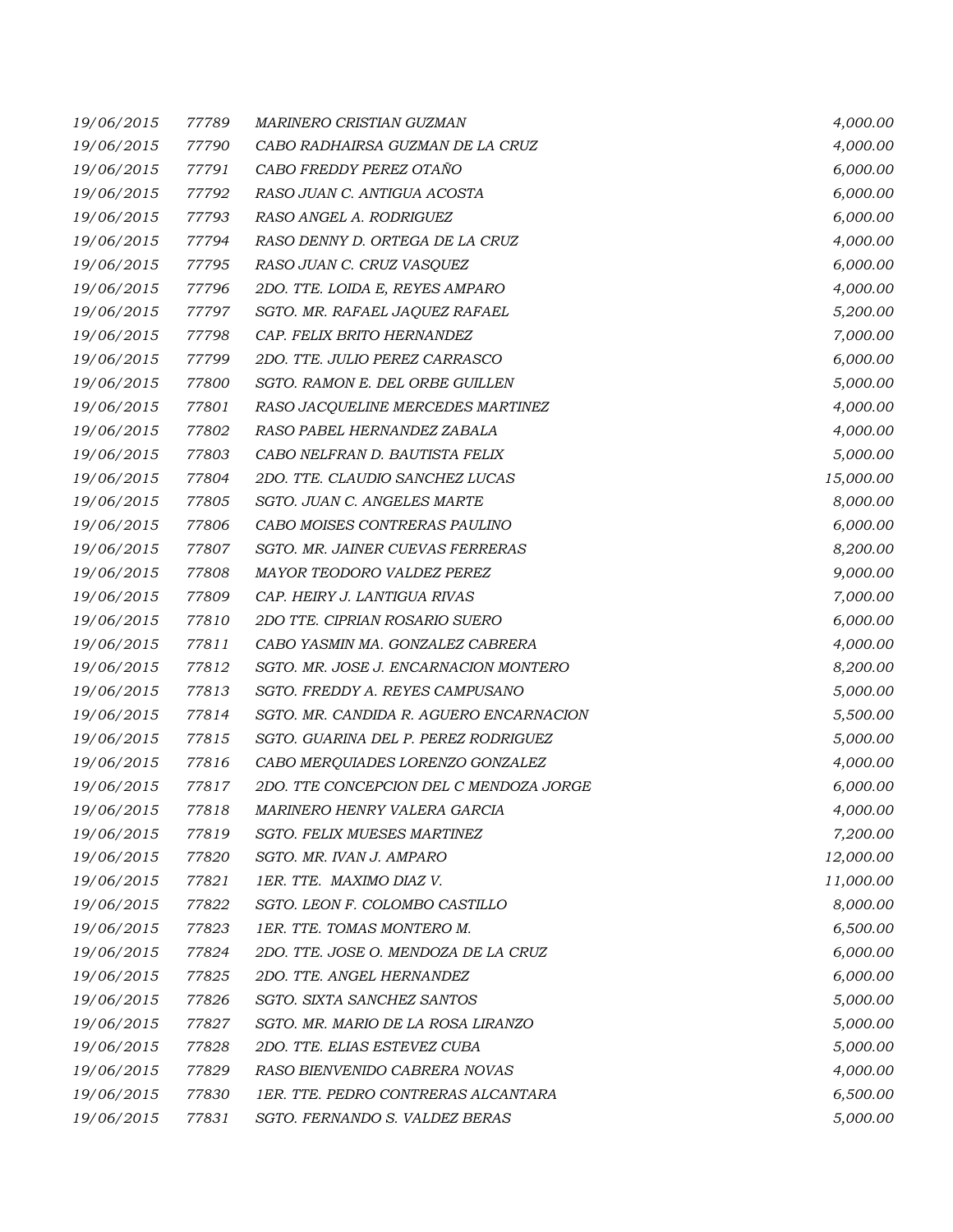| | | | |
|---|---|---|---|
| 19/06/2015 | 77789 | MARINERO CRISTIAN GUZMAN | 4,000.00 |
| 19/06/2015 | 77790 | CABO RADHAIRSA GUZMAN DE LA CRUZ | 4,000.00 |
| 19/06/2015 | 77791 | CABO FREDDY PEREZ OTAÑO | 6,000.00 |
| 19/06/2015 | 77792 | RASO JUAN C. ANTIGUA ACOSTA | 6,000.00 |
| 19/06/2015 | 77793 | RASO ANGEL A. RODRIGUEZ | 6,000.00 |
| 19/06/2015 | 77794 | RASO DENNY D. ORTEGA DE LA CRUZ | 4,000.00 |
| 19/06/2015 | 77795 | RASO JUAN C. CRUZ VASQUEZ | 6,000.00 |
| 19/06/2015 | 77796 | 2DO. TTE. LOIDA E, REYES AMPARO | 4,000.00 |
| 19/06/2015 | 77797 | SGTO. MR. RAFAEL JAQUEZ RAFAEL | 5,200.00 |
| 19/06/2015 | 77798 | CAP. FELIX BRITO HERNANDEZ | 7,000.00 |
| 19/06/2015 | 77799 | 2DO. TTE. JULIO PEREZ CARRASCO | 6,000.00 |
| 19/06/2015 | 77800 | SGTO. RAMON E. DEL ORBE GUILLEN | 5,000.00 |
| 19/06/2015 | 77801 | RASO JACQUELINE MERCEDES MARTINEZ | 4,000.00 |
| 19/06/2015 | 77802 | RASO PABEL HERNANDEZ ZABALA | 4,000.00 |
| 19/06/2015 | 77803 | CABO NELFRAN D. BAUTISTA FELIX | 5,000.00 |
| 19/06/2015 | 77804 | 2DO. TTE. CLAUDIO SANCHEZ LUCAS | 15,000.00 |
| 19/06/2015 | 77805 | SGTO. JUAN C. ANGELES MARTE | 8,000.00 |
| 19/06/2015 | 77806 | CABO MOISES CONTRERAS PAULINO | 6,000.00 |
| 19/06/2015 | 77807 | SGTO. MR. JAINER CUEVAS FERRERAS | 8,200.00 |
| 19/06/2015 | 77808 | MAYOR TEODORO VALDEZ PEREZ | 9,000.00 |
| 19/06/2015 | 77809 | CAP. HEIRY J. LANTIGUA RIVAS | 7,000.00 |
| 19/06/2015 | 77810 | 2DO TTE. CIPRIAN ROSARIO SUERO | 6,000.00 |
| 19/06/2015 | 77811 | CABO YASMIN MA. GONZALEZ CABRERA | 4,000.00 |
| 19/06/2015 | 77812 | SGTO. MR. JOSE J. ENCARNACION MONTERO | 8,200.00 |
| 19/06/2015 | 77813 | SGTO. FREDDY A. REYES CAMPUSANO | 5,000.00 |
| 19/06/2015 | 77814 | SGTO. MR. CANDIDA R. AGUERO ENCARNACION | 5,500.00 |
| 19/06/2015 | 77815 | SGTO. GUARINA DEL P. PEREZ RODRIGUEZ | 5,000.00 |
| 19/06/2015 | 77816 | CABO MERQUIADES LORENZO GONZALEZ | 4,000.00 |
| 19/06/2015 | 77817 | 2DO. TTE CONCEPCION DEL C MENDOZA JORGE | 6,000.00 |
| 19/06/2015 | 77818 | MARINERO HENRY VALERA GARCIA | 4,000.00 |
| 19/06/2015 | 77819 | SGTO. FELIX MUESES MARTINEZ | 7,200.00 |
| 19/06/2015 | 77820 | SGTO. MR. IVAN J. AMPARO | 12,000.00 |
| 19/06/2015 | 77821 | 1ER. TTE. MAXIMO DIAZ V. | 11,000.00 |
| 19/06/2015 | 77822 | SGTO. LEON F. COLOMBO CASTILLO | 8,000.00 |
| 19/06/2015 | 77823 | 1ER. TTE. TOMAS MONTERO M. | 6,500.00 |
| 19/06/2015 | 77824 | 2DO. TTE. JOSE O. MENDOZA DE LA CRUZ | 6,000.00 |
| 19/06/2015 | 77825 | 2DO. TTE. ANGEL HERNANDEZ | 6,000.00 |
| 19/06/2015 | 77826 | SGTO. SIXTA SANCHEZ SANTOS | 5,000.00 |
| 19/06/2015 | 77827 | SGTO. MR. MARIO DE LA ROSA LIRANZO | 5,000.00 |
| 19/06/2015 | 77828 | 2DO. TTE. ELIAS ESTEVEZ CUBA | 5,000.00 |
| 19/06/2015 | 77829 | RASO BIENVENIDO CABRERA NOVAS | 4,000.00 |
| 19/06/2015 | 77830 | 1ER. TTE. PEDRO CONTRERAS ALCANTARA | 6,500.00 |
| 19/06/2015 | 77831 | SGTO. FERNANDO S. VALDEZ BERAS | 5,000.00 |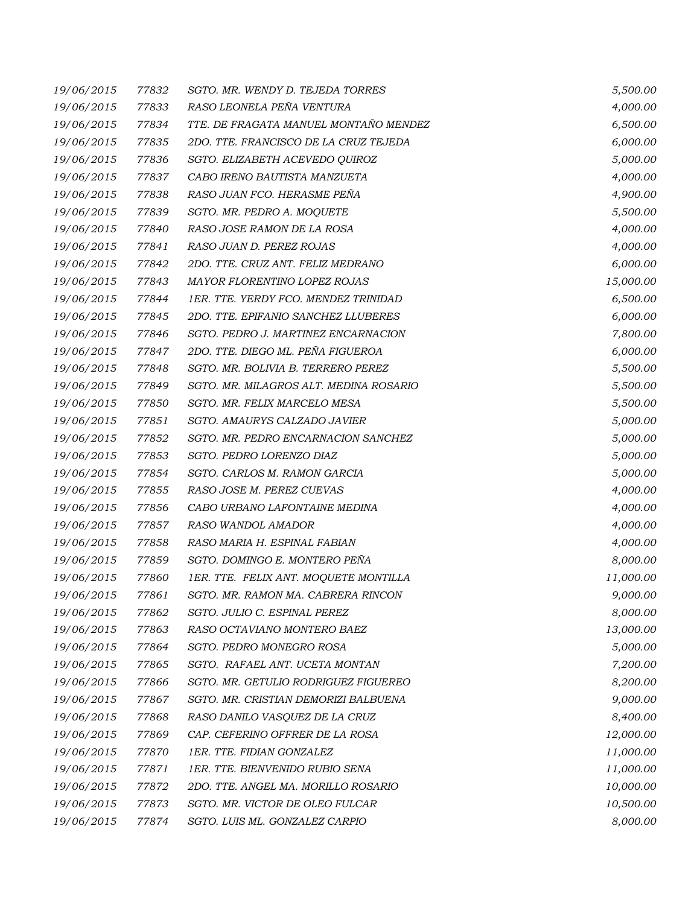| | | | |
|---|---|---|---|
| 19/06/2015 | 77832 | SGTO. MR. WENDY D. TEJEDA TORRES | 5,500.00 |
| 19/06/2015 | 77833 | RASO LEONELA PEÑA VENTURA | 4,000.00 |
| 19/06/2015 | 77834 | TTE. DE FRAGATA MANUEL MONTAÑO MENDEZ | 6,500.00 |
| 19/06/2015 | 77835 | 2DO. TTE. FRANCISCO DE LA CRUZ TEJEDA | 6,000.00 |
| 19/06/2015 | 77836 | SGTO. ELIZABETH ACEVEDO QUIROZ | 5,000.00 |
| 19/06/2015 | 77837 | CABO IRENO BAUTISTA MANZUETA | 4,000.00 |
| 19/06/2015 | 77838 | RASO JUAN FCO. HERASME PEÑA | 4,900.00 |
| 19/06/2015 | 77839 | SGTO. MR. PEDRO A. MOQUETE | 5,500.00 |
| 19/06/2015 | 77840 | RASO JOSE RAMON DE LA ROSA | 4,000.00 |
| 19/06/2015 | 77841 | RASO JUAN D. PEREZ ROJAS | 4,000.00 |
| 19/06/2015 | 77842 | 2DO. TTE. CRUZ ANT. FELIZ MEDRANO | 6,000.00 |
| 19/06/2015 | 77843 | MAYOR FLORENTINO LOPEZ ROJAS | 15,000.00 |
| 19/06/2015 | 77844 | 1ER. TTE. YERDY FCO. MENDEZ TRINIDAD | 6,500.00 |
| 19/06/2015 | 77845 | 2DO. TTE. EPIFANIO SANCHEZ LLUBERES | 6,000.00 |
| 19/06/2015 | 77846 | SGTO. PEDRO J. MARTINEZ ENCARNACION | 7,800.00 |
| 19/06/2015 | 77847 | 2DO. TTE. DIEGO ML. PEÑA FIGUEROA | 6,000.00 |
| 19/06/2015 | 77848 | SGTO. MR. BOLIVIA B. TERRERO PEREZ | 5,500.00 |
| 19/06/2015 | 77849 | SGTO. MR. MILAGROS ALT. MEDINA ROSARIO | 5,500.00 |
| 19/06/2015 | 77850 | SGTO. MR. FELIX MARCELO MESA | 5,500.00 |
| 19/06/2015 | 77851 | SGTO. AMAURYS CALZADO JAVIER | 5,000.00 |
| 19/06/2015 | 77852 | SGTO. MR. PEDRO ENCARNACION SANCHEZ | 5,000.00 |
| 19/06/2015 | 77853 | SGTO. PEDRO LORENZO DIAZ | 5,000.00 |
| 19/06/2015 | 77854 | SGTO. CARLOS M. RAMON GARCIA | 5,000.00 |
| 19/06/2015 | 77855 | RASO JOSE M. PEREZ CUEVAS | 4,000.00 |
| 19/06/2015 | 77856 | CABO URBANO LAFONTAINE MEDINA | 4,000.00 |
| 19/06/2015 | 77857 | RASO WANDOL AMADOR | 4,000.00 |
| 19/06/2015 | 77858 | RASO MARIA H. ESPINAL FABIAN | 4,000.00 |
| 19/06/2015 | 77859 | SGTO. DOMINGO E. MONTERO PEÑA | 8,000.00 |
| 19/06/2015 | 77860 | 1ER. TTE. FELIX ANT. MOQUETE MONTILLA | 11,000.00 |
| 19/06/2015 | 77861 | SGTO. MR. RAMON MA. CABRERA RINCON | 9,000.00 |
| 19/06/2015 | 77862 | SGTO. JULIO C. ESPINAL PEREZ | 8,000.00 |
| 19/06/2015 | 77863 | RASO OCTAVIANO MONTERO BAEZ | 13,000.00 |
| 19/06/2015 | 77864 | SGTO. PEDRO MONEGRO ROSA | 5,000.00 |
| 19/06/2015 | 77865 | SGTO. RAFAEL ANT. UCETA MONTAN | 7,200.00 |
| 19/06/2015 | 77866 | SGTO. MR. GETULIO RODRIGUEZ FIGUEREO | 8,200.00 |
| 19/06/2015 | 77867 | SGTO. MR. CRISTIAN DEMORIZI BALBUENA | 9,000.00 |
| 19/06/2015 | 77868 | RASO DANILO VASQUEZ DE LA CRUZ | 8,400.00 |
| 19/06/2015 | 77869 | CAP. CEFERINO OFFRER DE LA ROSA | 12,000.00 |
| 19/06/2015 | 77870 | 1ER. TTE. FIDIAN GONZALEZ | 11,000.00 |
| 19/06/2015 | 77871 | 1ER. TTE. BIENVENIDO RUBIO SENA | 11,000.00 |
| 19/06/2015 | 77872 | 2DO. TTE. ANGEL MA. MORILLO ROSARIO | 10,000.00 |
| 19/06/2015 | 77873 | SGTO. MR. VICTOR DE OLEO FULCAR | 10,500.00 |
| 19/06/2015 | 77874 | SGTO. LUIS ML. GONZALEZ CARPIO | 8,000.00 |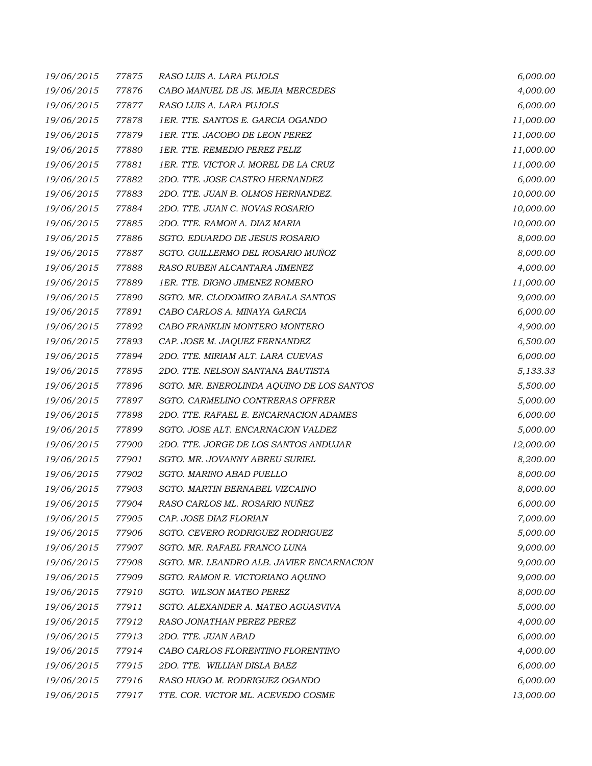| | | | |
|---|---|---|---|
| 19/06/2015 | 77875 | RASO LUIS A. LARA PUJOLS | 6,000.00 |
| 19/06/2015 | 77876 | CABO MANUEL DE JS. MEJIA MERCEDES | 4,000.00 |
| 19/06/2015 | 77877 | RASO LUIS A. LARA PUJOLS | 6,000.00 |
| 19/06/2015 | 77878 | 1ER. TTE. SANTOS E. GARCIA OGANDO | 11,000.00 |
| 19/06/2015 | 77879 | 1ER. TTE. JACOBO DE LEON PEREZ | 11,000.00 |
| 19/06/2015 | 77880 | 1ER. TTE. REMEDIO PEREZ FELIZ | 11,000.00 |
| 19/06/2015 | 77881 | 1ER. TTE. VICTOR J. MOREL DE LA CRUZ | 11,000.00 |
| 19/06/2015 | 77882 | 2DO. TTE. JOSE CASTRO HERNANDEZ | 6,000.00 |
| 19/06/2015 | 77883 | 2DO. TTE. JUAN B. OLMOS HERNANDEZ. | 10,000.00 |
| 19/06/2015 | 77884 | 2DO. TTE. JUAN C. NOVAS ROSARIO | 10,000.00 |
| 19/06/2015 | 77885 | 2DO. TTE. RAMON A. DIAZ MARIA | 10,000.00 |
| 19/06/2015 | 77886 | SGTO. EDUARDO DE JESUS ROSARIO | 8,000.00 |
| 19/06/2015 | 77887 | SGTO. GUILLERMO DEL ROSARIO MUÑOZ | 8,000.00 |
| 19/06/2015 | 77888 | RASO RUBEN ALCANTARA JIMENEZ | 4,000.00 |
| 19/06/2015 | 77889 | 1ER. TTE. DIGNO JIMENEZ ROMERO | 11,000.00 |
| 19/06/2015 | 77890 | SGTO. MR. CLODOMIRO ZABALA SANTOS | 9,000.00 |
| 19/06/2015 | 77891 | CABO CARLOS A. MINAYA GARCIA | 6,000.00 |
| 19/06/2015 | 77892 | CABO FRANKLIN MONTERO MONTERO | 4,900.00 |
| 19/06/2015 | 77893 | CAP. JOSE M. JAQUEZ FERNANDEZ | 6,500.00 |
| 19/06/2015 | 77894 | 2DO. TTE. MIRIAM ALT. LARA CUEVAS | 6,000.00 |
| 19/06/2015 | 77895 | 2DO. TTE. NELSON SANTANA BAUTISTA | 5,133.33 |
| 19/06/2015 | 77896 | SGTO. MR. ENEROLINDA AQUINO DE LOS SANTOS | 5,500.00 |
| 19/06/2015 | 77897 | SGTO. CARMELINO CONTRERAS OFFRER | 5,000.00 |
| 19/06/2015 | 77898 | 2DO. TTE. RAFAEL E. ENCARNACION ADAMES | 6,000.00 |
| 19/06/2015 | 77899 | SGTO. JOSE ALT. ENCARNACION VALDEZ | 5,000.00 |
| 19/06/2015 | 77900 | 2DO. TTE. JORGE DE LOS SANTOS ANDUJAR | 12,000.00 |
| 19/06/2015 | 77901 | SGTO. MR. JOVANNY ABREU SURIEL | 8,200.00 |
| 19/06/2015 | 77902 | SGTO. MARINO ABAD PUELLO | 8,000.00 |
| 19/06/2015 | 77903 | SGTO. MARTIN BERNABEL VIZCAINO | 8,000.00 |
| 19/06/2015 | 77904 | RASO CARLOS ML. ROSARIO NUÑEZ | 6,000.00 |
| 19/06/2015 | 77905 | CAP. JOSE DIAZ FLORIAN | 7,000.00 |
| 19/06/2015 | 77906 | SGTO. CEVERO RODRIGUEZ RODRIGUEZ | 5,000.00 |
| 19/06/2015 | 77907 | SGTO. MR. RAFAEL FRANCO LUNA | 9,000.00 |
| 19/06/2015 | 77908 | SGTO. MR. LEANDRO ALB. JAVIER ENCARNACION | 9,000.00 |
| 19/06/2015 | 77909 | SGTO. RAMON R. VICTORIANO AQUINO | 9,000.00 |
| 19/06/2015 | 77910 | SGTO. WILSON MATEO PEREZ | 8,000.00 |
| 19/06/2015 | 77911 | SGTO. ALEXANDER A. MATEO AGUASVIVA | 5,000.00 |
| 19/06/2015 | 77912 | RASO JONATHAN PEREZ PEREZ | 4,000.00 |
| 19/06/2015 | 77913 | 2DO. TTE. JUAN ABAD | 6,000.00 |
| 19/06/2015 | 77914 | CABO CARLOS FLORENTINO FLORENTINO | 4,000.00 |
| 19/06/2015 | 77915 | 2DO. TTE. WILLIAN DISLA BAEZ | 6,000.00 |
| 19/06/2015 | 77916 | RASO HUGO M. RODRIGUEZ OGANDO | 6,000.00 |
| 19/06/2015 | 77917 | TTE. COR. VICTOR ML. ACEVEDO COSME | 13,000.00 |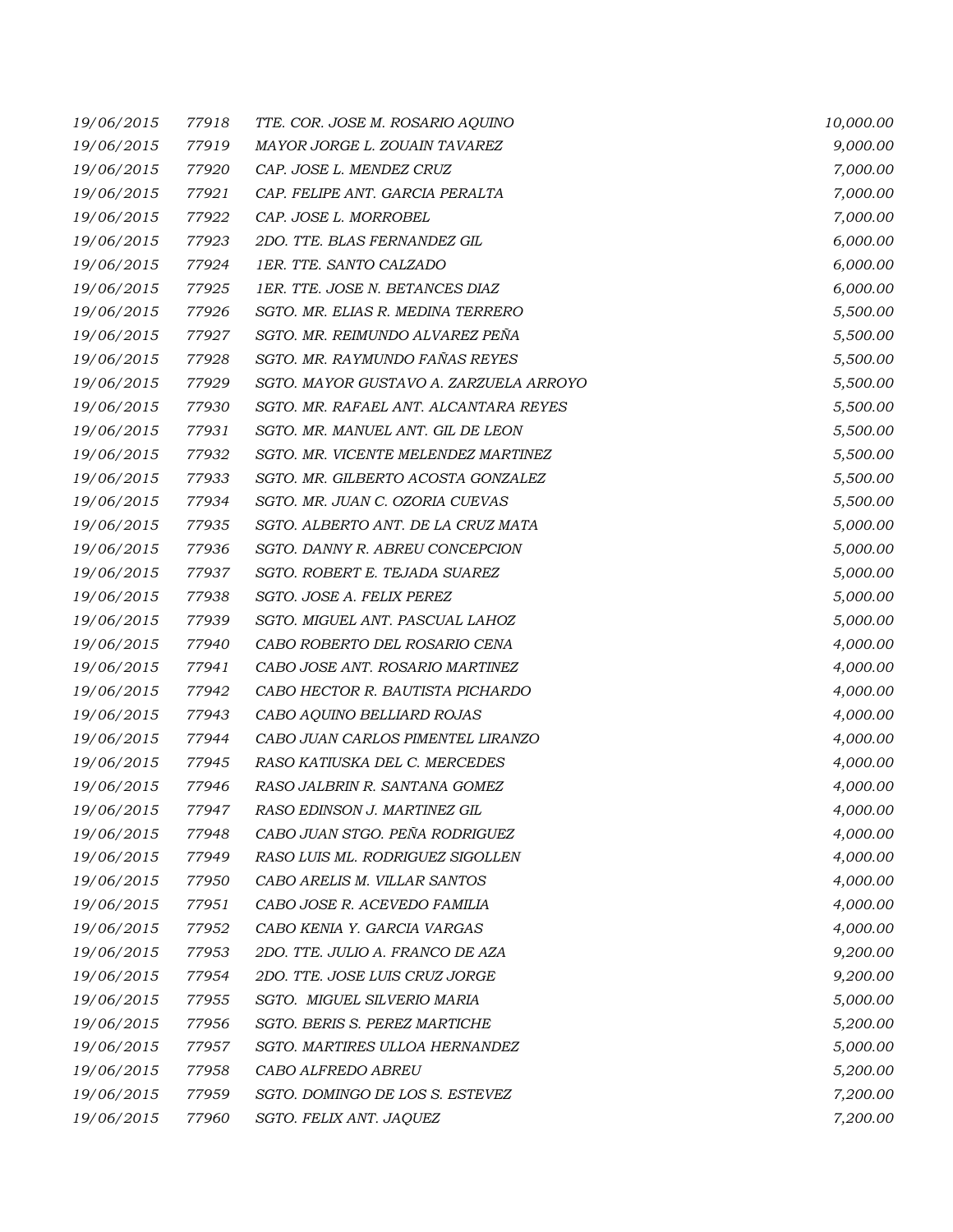| | | | |
|---|---|---|---|
| *19/06/2015* | *77918* | *TTE. COR. JOSE M. ROSARIO AQUINO* | *10,000.00* |
| *19/06/2015* | *77919* | *MAYOR JORGE L. ZOUAIN TAVAREZ* | *9,000.00* |
| *19/06/2015* | *77920* | *CAP. JOSE L. MENDEZ CRUZ* | *7,000.00* |
| *19/06/2015* | *77921* | *CAP. FELIPE ANT. GARCIA PERALTA* | *7,000.00* |
| *19/06/2015* | *77922* | *CAP. JOSE L. MORROBEL* | *7,000.00* |
| *19/06/2015* | *77923* | *2DO. TTE. BLAS FERNANDEZ GIL* | *6,000.00* |
| *19/06/2015* | *77924* | *1ER. TTE. SANTO CALZADO* | *6,000.00* |
| *19/06/2015* | *77925* | *1ER. TTE. JOSE N. BETANCES DIAZ* | *6,000.00* |
| *19/06/2015* | *77926* | *SGTO. MR. ELIAS R. MEDINA TERRERO* | *5,500.00* |
| *19/06/2015* | *77927* | *SGTO. MR. REIMUNDO ALVAREZ PEÑA* | *5,500.00* |
| *19/06/2015* | *77928* | *SGTO. MR. RAYMUNDO FAÑAS REYES* | *5,500.00* |
| *19/06/2015* | *77929* | *SGTO. MAYOR GUSTAVO A. ZARZUELA ARROYO* | *5,500.00* |
| *19/06/2015* | *77930* | *SGTO. MR. RAFAEL ANT. ALCANTARA REYES* | *5,500.00* |
| *19/06/2015* | *77931* | *SGTO. MR. MANUEL ANT. GIL DE LEON* | *5,500.00* |
| *19/06/2015* | *77932* | *SGTO. MR. VICENTE MELENDEZ MARTINEZ* | *5,500.00* |
| *19/06/2015* | *77933* | *SGTO. MR. GILBERTO ACOSTA GONZALEZ* | *5,500.00* |
| *19/06/2015* | *77934* | *SGTO. MR. JUAN C. OZORIA CUEVAS* | *5,500.00* |
| *19/06/2015* | *77935* | *SGTO. ALBERTO ANT. DE LA CRUZ MATA* | *5,000.00* |
| *19/06/2015* | *77936* | *SGTO. DANNY R. ABREU CONCEPCION* | *5,000.00* |
| *19/06/2015* | *77937* | *SGTO. ROBERT E. TEJADA SUAREZ* | *5,000.00* |
| *19/06/2015* | *77938* | *SGTO. JOSE A. FELIX PEREZ* | *5,000.00* |
| *19/06/2015* | *77939* | *SGTO. MIGUEL ANT. PASCUAL LAHOZ* | *5,000.00* |
| *19/06/2015* | *77940* | *CABO ROBERTO DEL ROSARIO CENA* | *4,000.00* |
| *19/06/2015* | *77941* | *CABO JOSE ANT. ROSARIO MARTINEZ* | *4,000.00* |
| *19/06/2015* | *77942* | *CABO HECTOR R. BAUTISTA PICHARDO* | *4,000.00* |
| *19/06/2015* | *77943* | *CABO AQUINO BELLIARD ROJAS* | *4,000.00* |
| *19/06/2015* | *77944* | *CABO JUAN CARLOS PIMENTEL LIRANZO* | *4,000.00* |
| *19/06/2015* | *77945* | *RASO KATIUSKA DEL C. MERCEDES* | *4,000.00* |
| *19/06/2015* | *77946* | *RASO JALBRIN R. SANTANA GOMEZ* | *4,000.00* |
| *19/06/2015* | *77947* | *RASO EDINSON J. MARTINEZ GIL* | *4,000.00* |
| *19/06/2015* | *77948* | *CABO JUAN STGO. PEÑA RODRIGUEZ* | *4,000.00* |
| *19/06/2015* | *77949* | *RASO LUIS ML. RODRIGUEZ SIGOLLEN* | *4,000.00* |
| *19/06/2015* | *77950* | *CABO ARELIS M. VILLAR SANTOS* | *4,000.00* |
| *19/06/2015* | *77951* | *CABO JOSE R. ACEVEDO FAMILIA* | *4,000.00* |
| *19/06/2015* | *77952* | *CABO KENIA Y. GARCIA VARGAS* | *4,000.00* |
| *19/06/2015* | *77953* | *2DO. TTE. JULIO A. FRANCO DE AZA* | *9,200.00* |
| *19/06/2015* | *77954* | *2DO. TTE. JOSE LUIS CRUZ JORGE* | *9,200.00* |
| *19/06/2015* | *77955* | *SGTO. MIGUEL SILVERIO MARIA* | *5,000.00* |
| *19/06/2015* | *77956* | *SGTO. BERIS S. PEREZ MARTICHE* | *5,200.00* |
| *19/06/2015* | *77957* | *SGTO. MARTIRES ULLOA HERNANDEZ* | *5,000.00* |
| *19/06/2015* | *77958* | *CABO ALFREDO ABREU* | *5,200.00* |
| *19/06/2015* | *77959* | *SGTO. DOMINGO DE LOS S. ESTEVEZ* | *7,200.00* |
| *19/06/2015* | *77960* | *SGTO. FELIX ANT. JAQUEZ* | *7,200.00* |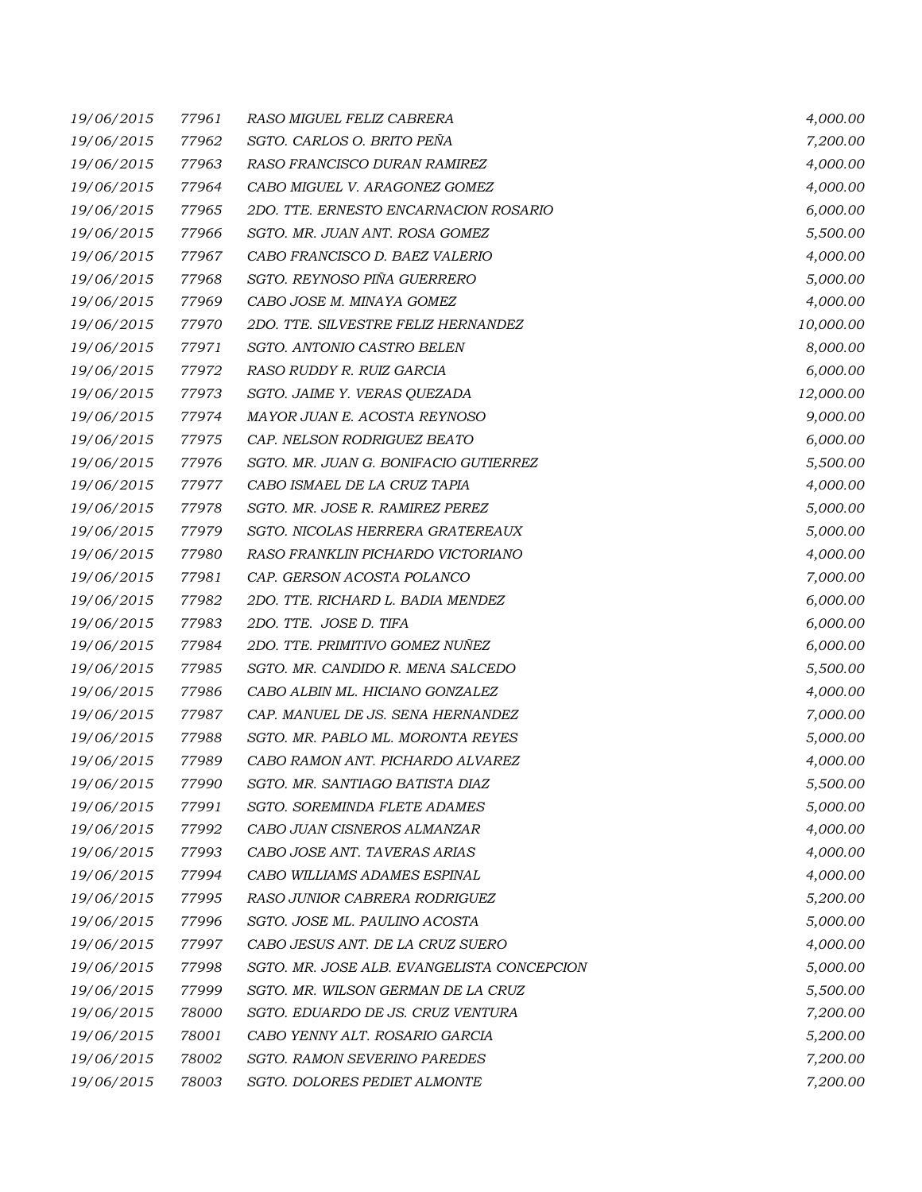| | | | |
|---|---|---|---|
| 19/06/2015 | 77961 | RASO MIGUEL FELIZ CABRERA | 4,000.00 |
| 19/06/2015 | 77962 | SGTO. CARLOS O. BRITO PEÑA | 7,200.00 |
| 19/06/2015 | 77963 | RASO FRANCISCO DURAN RAMIREZ | 4,000.00 |
| 19/06/2015 | 77964 | CABO MIGUEL V. ARAGONEZ GOMEZ | 4,000.00 |
| 19/06/2015 | 77965 | 2DO. TTE. ERNESTO ENCARNACION ROSARIO | 6,000.00 |
| 19/06/2015 | 77966 | SGTO. MR. JUAN ANT. ROSA GOMEZ | 5,500.00 |
| 19/06/2015 | 77967 | CABO FRANCISCO D. BAEZ VALERIO | 4,000.00 |
| 19/06/2015 | 77968 | SGTO. REYNOSO PIÑA GUERRERO | 5,000.00 |
| 19/06/2015 | 77969 | CABO JOSE M. MINAYA GOMEZ | 4,000.00 |
| 19/06/2015 | 77970 | 2DO. TTE. SILVESTRE FELIZ HERNANDEZ | 10,000.00 |
| 19/06/2015 | 77971 | SGTO. ANTONIO CASTRO BELEN | 8,000.00 |
| 19/06/2015 | 77972 | RASO RUDDY R. RUIZ GARCIA | 6,000.00 |
| 19/06/2015 | 77973 | SGTO. JAIME Y. VERAS QUEZADA | 12,000.00 |
| 19/06/2015 | 77974 | MAYOR JUAN E. ACOSTA REYNOSO | 9,000.00 |
| 19/06/2015 | 77975 | CAP. NELSON RODRIGUEZ BEATO | 6,000.00 |
| 19/06/2015 | 77976 | SGTO. MR. JUAN G. BONIFACIO GUTIERREZ | 5,500.00 |
| 19/06/2015 | 77977 | CABO ISMAEL DE LA CRUZ TAPIA | 4,000.00 |
| 19/06/2015 | 77978 | SGTO. MR. JOSE R. RAMIREZ PEREZ | 5,000.00 |
| 19/06/2015 | 77979 | SGTO. NICOLAS HERRERA GRATEREAUX | 5,000.00 |
| 19/06/2015 | 77980 | RASO FRANKLIN PICHARDO VICTORIANO | 4,000.00 |
| 19/06/2015 | 77981 | CAP. GERSON ACOSTA POLANCO | 7,000.00 |
| 19/06/2015 | 77982 | 2DO. TTE. RICHARD L. BADIA MENDEZ | 6,000.00 |
| 19/06/2015 | 77983 | 2DO. TTE. JOSE D. TIFA | 6,000.00 |
| 19/06/2015 | 77984 | 2DO. TTE. PRIMITIVO GOMEZ NUÑEZ | 6,000.00 |
| 19/06/2015 | 77985 | SGTO. MR. CANDIDO R. MENA SALCEDO | 5,500.00 |
| 19/06/2015 | 77986 | CABO ALBIN ML. HICIANO GONZALEZ | 4,000.00 |
| 19/06/2015 | 77987 | CAP. MANUEL DE JS. SENA HERNANDEZ | 7,000.00 |
| 19/06/2015 | 77988 | SGTO. MR. PABLO ML. MORONTA REYES | 5,000.00 |
| 19/06/2015 | 77989 | CABO RAMON ANT. PICHARDO ALVAREZ | 4,000.00 |
| 19/06/2015 | 77990 | SGTO. MR. SANTIAGO BATISTA DIAZ | 5,500.00 |
| 19/06/2015 | 77991 | SGTO. SOREMINDA FLETE ADAMES | 5,000.00 |
| 19/06/2015 | 77992 | CABO JUAN CISNEROS ALMANZAR | 4,000.00 |
| 19/06/2015 | 77993 | CABO JOSE ANT. TAVERAS ARIAS | 4,000.00 |
| 19/06/2015 | 77994 | CABO WILLIAMS ADAMES ESPINAL | 4,000.00 |
| 19/06/2015 | 77995 | RASO JUNIOR CABRERA RODRIGUEZ | 5,200.00 |
| 19/06/2015 | 77996 | SGTO. JOSE ML. PAULINO ACOSTA | 5,000.00 |
| 19/06/2015 | 77997 | CABO JESUS ANT. DE LA CRUZ SUERO | 4,000.00 |
| 19/06/2015 | 77998 | SGTO. MR. JOSE ALB. EVANGELISTA CONCEPCION | 5,000.00 |
| 19/06/2015 | 77999 | SGTO. MR. WILSON GERMAN DE LA CRUZ | 5,500.00 |
| 19/06/2015 | 78000 | SGTO. EDUARDO DE JS. CRUZ VENTURA | 7,200.00 |
| 19/06/2015 | 78001 | CABO YENNY ALT. ROSARIO GARCIA | 5,200.00 |
| 19/06/2015 | 78002 | SGTO. RAMON SEVERINO PAREDES | 7,200.00 |
| 19/06/2015 | 78003 | SGTO. DOLORES PEDIET ALMONTE | 7,200.00 |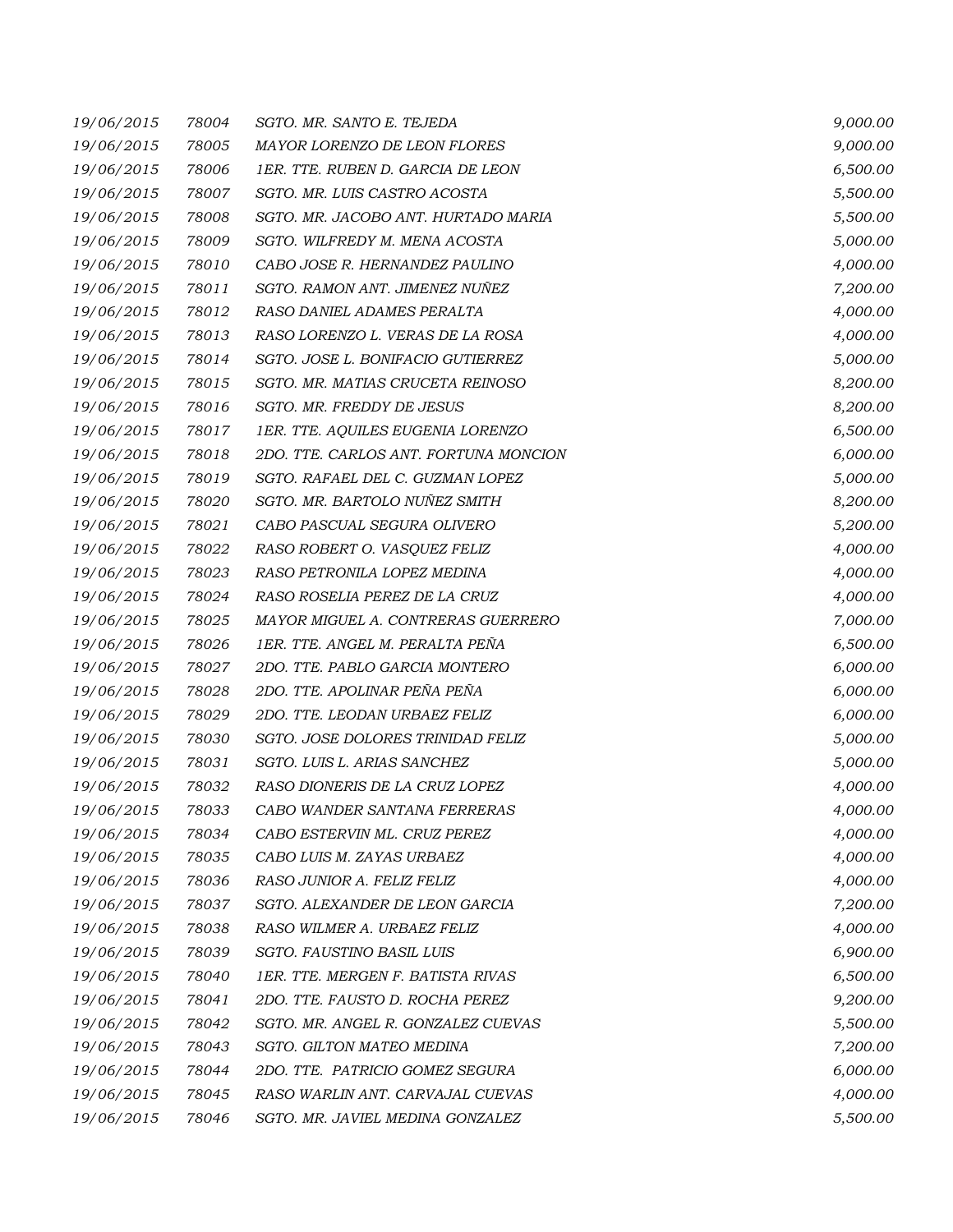| | | | |
|---|---|---|---|
| 19/06/2015 | 78004 | SGTO. MR. SANTO E. TEJEDA | 9,000.00 |
| 19/06/2015 | 78005 | MAYOR LORENZO DE LEON FLORES | 9,000.00 |
| 19/06/2015 | 78006 | 1ER. TTE. RUBEN D. GARCIA DE LEON | 6,500.00 |
| 19/06/2015 | 78007 | SGTO. MR. LUIS CASTRO ACOSTA | 5,500.00 |
| 19/06/2015 | 78008 | SGTO. MR. JACOBO ANT. HURTADO MARIA | 5,500.00 |
| 19/06/2015 | 78009 | SGTO. WILFREDY M. MENA ACOSTA | 5,000.00 |
| 19/06/2015 | 78010 | CABO JOSE R. HERNANDEZ PAULINO | 4,000.00 |
| 19/06/2015 | 78011 | SGTO. RAMON ANT. JIMENEZ NUÑEZ | 7,200.00 |
| 19/06/2015 | 78012 | RASO DANIEL ADAMES PERALTA | 4,000.00 |
| 19/06/2015 | 78013 | RASO LORENZO L. VERAS DE LA ROSA | 4,000.00 |
| 19/06/2015 | 78014 | SGTO. JOSE L. BONIFACIO GUTIERREZ | 5,000.00 |
| 19/06/2015 | 78015 | SGTO. MR. MATIAS CRUCETA REINOSO | 8,200.00 |
| 19/06/2015 | 78016 | SGTO. MR. FREDDY DE JESUS | 8,200.00 |
| 19/06/2015 | 78017 | 1ER. TTE. AQUILES EUGENIA LORENZO | 6,500.00 |
| 19/06/2015 | 78018 | 2DO. TTE. CARLOS ANT. FORTUNA MONCION | 6,000.00 |
| 19/06/2015 | 78019 | SGTO. RAFAEL DEL C. GUZMAN LOPEZ | 5,000.00 |
| 19/06/2015 | 78020 | SGTO. MR. BARTOLO NUÑEZ SMITH | 8,200.00 |
| 19/06/2015 | 78021 | CABO PASCUAL SEGURA OLIVERO | 5,200.00 |
| 19/06/2015 | 78022 | RASO ROBERT O. VASQUEZ FELIZ | 4,000.00 |
| 19/06/2015 | 78023 | RASO PETRONILA LOPEZ MEDINA | 4,000.00 |
| 19/06/2015 | 78024 | RASO ROSELIA PEREZ DE LA CRUZ | 4,000.00 |
| 19/06/2015 | 78025 | MAYOR MIGUEL A. CONTRERAS GUERRERO | 7,000.00 |
| 19/06/2015 | 78026 | 1ER. TTE. ANGEL M. PERALTA PEÑA | 6,500.00 |
| 19/06/2015 | 78027 | 2DO. TTE. PABLO GARCIA MONTERO | 6,000.00 |
| 19/06/2015 | 78028 | 2DO. TTE. APOLINAR PEÑA PEÑA | 6,000.00 |
| 19/06/2015 | 78029 | 2DO. TTE. LEODAN URBAEZ FELIZ | 6,000.00 |
| 19/06/2015 | 78030 | SGTO. JOSE DOLORES TRINIDAD FELIZ | 5,000.00 |
| 19/06/2015 | 78031 | SGTO. LUIS L. ARIAS SANCHEZ | 5,000.00 |
| 19/06/2015 | 78032 | RASO DIONERIS DE LA CRUZ LOPEZ | 4,000.00 |
| 19/06/2015 | 78033 | CABO WANDER SANTANA FERRERAS | 4,000.00 |
| 19/06/2015 | 78034 | CABO ESTERVIN ML. CRUZ PEREZ | 4,000.00 |
| 19/06/2015 | 78035 | CABO LUIS M. ZAYAS URBAEZ | 4,000.00 |
| 19/06/2015 | 78036 | RASO JUNIOR A. FELIZ FELIZ | 4,000.00 |
| 19/06/2015 | 78037 | SGTO. ALEXANDER DE LEON GARCIA | 7,200.00 |
| 19/06/2015 | 78038 | RASO WILMER A. URBAEZ FELIZ | 4,000.00 |
| 19/06/2015 | 78039 | SGTO. FAUSTINO BASIL LUIS | 6,900.00 |
| 19/06/2015 | 78040 | 1ER. TTE. MERGEN F. BATISTA RIVAS | 6,500.00 |
| 19/06/2015 | 78041 | 2DO. TTE. FAUSTO D. ROCHA PEREZ | 9,200.00 |
| 19/06/2015 | 78042 | SGTO. MR. ANGEL R. GONZALEZ CUEVAS | 5,500.00 |
| 19/06/2015 | 78043 | SGTO. GILTON MATEO MEDINA | 7,200.00 |
| 19/06/2015 | 78044 | 2DO. TTE. PATRICIO GOMEZ SEGURA | 6,000.00 |
| 19/06/2015 | 78045 | RASO WARLIN ANT. CARVAJAL CUEVAS | 4,000.00 |
| 19/06/2015 | 78046 | SGTO. MR. JAVIEL MEDINA GONZALEZ | 5,500.00 |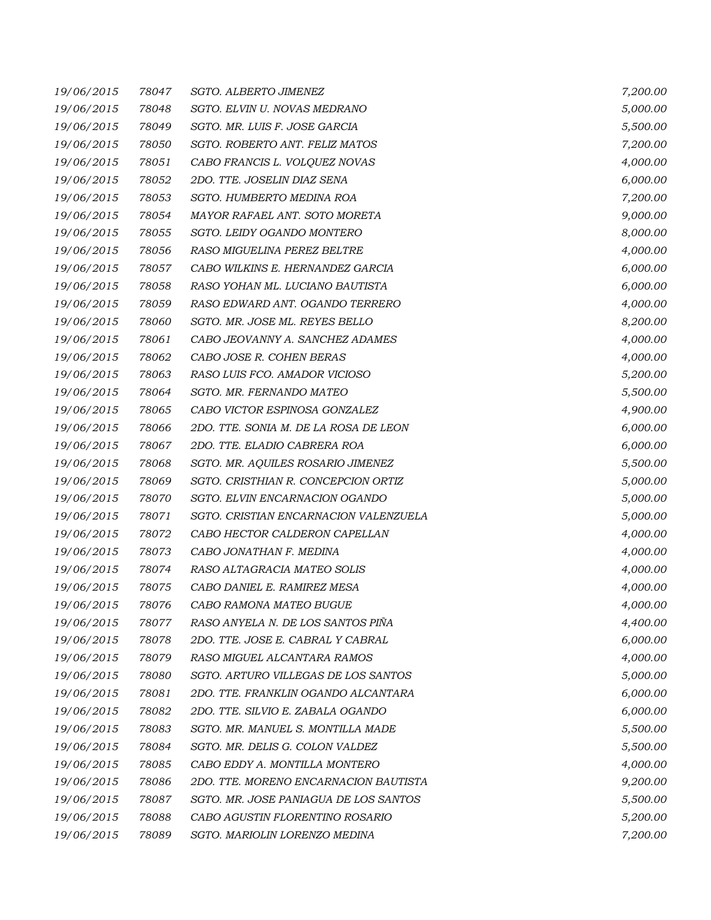| | | | |
|---|---|---|---|
| 19/06/2015 | 78047 | SGTO. ALBERTO JIMENEZ | 7,200.00 |
| 19/06/2015 | 78048 | SGTO. ELVIN U. NOVAS MEDRANO | 5,000.00 |
| 19/06/2015 | 78049 | SGTO. MR. LUIS F. JOSE GARCIA | 5,500.00 |
| 19/06/2015 | 78050 | SGTO. ROBERTO ANT. FELIZ MATOS | 7,200.00 |
| 19/06/2015 | 78051 | CABO FRANCIS L. VOLQUEZ NOVAS | 4,000.00 |
| 19/06/2015 | 78052 | 2DO. TTE. JOSELIN DIAZ SENA | 6,000.00 |
| 19/06/2015 | 78053 | SGTO. HUMBERTO MEDINA ROA | 7,200.00 |
| 19/06/2015 | 78054 | MAYOR RAFAEL ANT. SOTO MORETA | 9,000.00 |
| 19/06/2015 | 78055 | SGTO. LEIDY OGANDO MONTERO | 8,000.00 |
| 19/06/2015 | 78056 | RASO MIGUELINA PEREZ BELTRE | 4,000.00 |
| 19/06/2015 | 78057 | CABO WILKINS E. HERNANDEZ GARCIA | 6,000.00 |
| 19/06/2015 | 78058 | RASO YOHAN ML. LUCIANO BAUTISTA | 6,000.00 |
| 19/06/2015 | 78059 | RASO EDWARD ANT. OGANDO TERRERO | 4,000.00 |
| 19/06/2015 | 78060 | SGTO. MR. JOSE ML. REYES BELLO | 8,200.00 |
| 19/06/2015 | 78061 | CABO JEOVANNY A. SANCHEZ ADAMES | 4,000.00 |
| 19/06/2015 | 78062 | CABO JOSE R. COHEN BERAS | 4,000.00 |
| 19/06/2015 | 78063 | RASO LUIS FCO. AMADOR VICIOSO | 5,200.00 |
| 19/06/2015 | 78064 | SGTO. MR. FERNANDO MATEO | 5,500.00 |
| 19/06/2015 | 78065 | CABO VICTOR ESPINOSA GONZALEZ | 4,900.00 |
| 19/06/2015 | 78066 | 2DO. TTE. SONIA M. DE LA ROSA DE LEON | 6,000.00 |
| 19/06/2015 | 78067 | 2DO. TTE. ELADIO CABRERA ROA | 6,000.00 |
| 19/06/2015 | 78068 | SGTO. MR. AQUILES ROSARIO JIMENEZ | 5,500.00 |
| 19/06/2015 | 78069 | SGTO. CRISTHIAN R. CONCEPCION ORTIZ | 5,000.00 |
| 19/06/2015 | 78070 | SGTO. ELVIN ENCARNACION OGANDO | 5,000.00 |
| 19/06/2015 | 78071 | SGTO. CRISTIAN ENCARNACION VALENZUELA | 5,000.00 |
| 19/06/2015 | 78072 | CABO HECTOR CALDERON CAPELLAN | 4,000.00 |
| 19/06/2015 | 78073 | CABO JONATHAN F. MEDINA | 4,000.00 |
| 19/06/2015 | 78074 | RASO ALTAGRACIA MATEO SOLIS | 4,000.00 |
| 19/06/2015 | 78075 | CABO DANIEL E. RAMIREZ MESA | 4,000.00 |
| 19/06/2015 | 78076 | CABO RAMONA MATEO BUGUE | 4,000.00 |
| 19/06/2015 | 78077 | RASO ANYELA N. DE LOS SANTOS PIÑA | 4,400.00 |
| 19/06/2015 | 78078 | 2DO. TTE. JOSE E. CABRAL Y CABRAL | 6,000.00 |
| 19/06/2015 | 78079 | RASO MIGUEL ALCANTARA RAMOS | 4,000.00 |
| 19/06/2015 | 78080 | SGTO. ARTURO VILLEGAS DE LOS SANTOS | 5,000.00 |
| 19/06/2015 | 78081 | 2DO. TTE. FRANKLIN OGANDO ALCANTARA | 6,000.00 |
| 19/06/2015 | 78082 | 2DO. TTE. SILVIO E. ZABALA OGANDO | 6,000.00 |
| 19/06/2015 | 78083 | SGTO. MR. MANUEL S. MONTILLA MADE | 5,500.00 |
| 19/06/2015 | 78084 | SGTO. MR. DELIS G. COLON VALDEZ | 5,500.00 |
| 19/06/2015 | 78085 | CABO EDDY A. MONTILLA MONTERO | 4,000.00 |
| 19/06/2015 | 78086 | 2DO. TTE. MORENO ENCARNACION BAUTISTA | 9,200.00 |
| 19/06/2015 | 78087 | SGTO. MR. JOSE PANIAGUA DE LOS SANTOS | 5,500.00 |
| 19/06/2015 | 78088 | CABO AGUSTIN FLORENTINO ROSARIO | 5,200.00 |
| 19/06/2015 | 78089 | SGTO. MARIOLIN LORENZO MEDINA | 7,200.00 |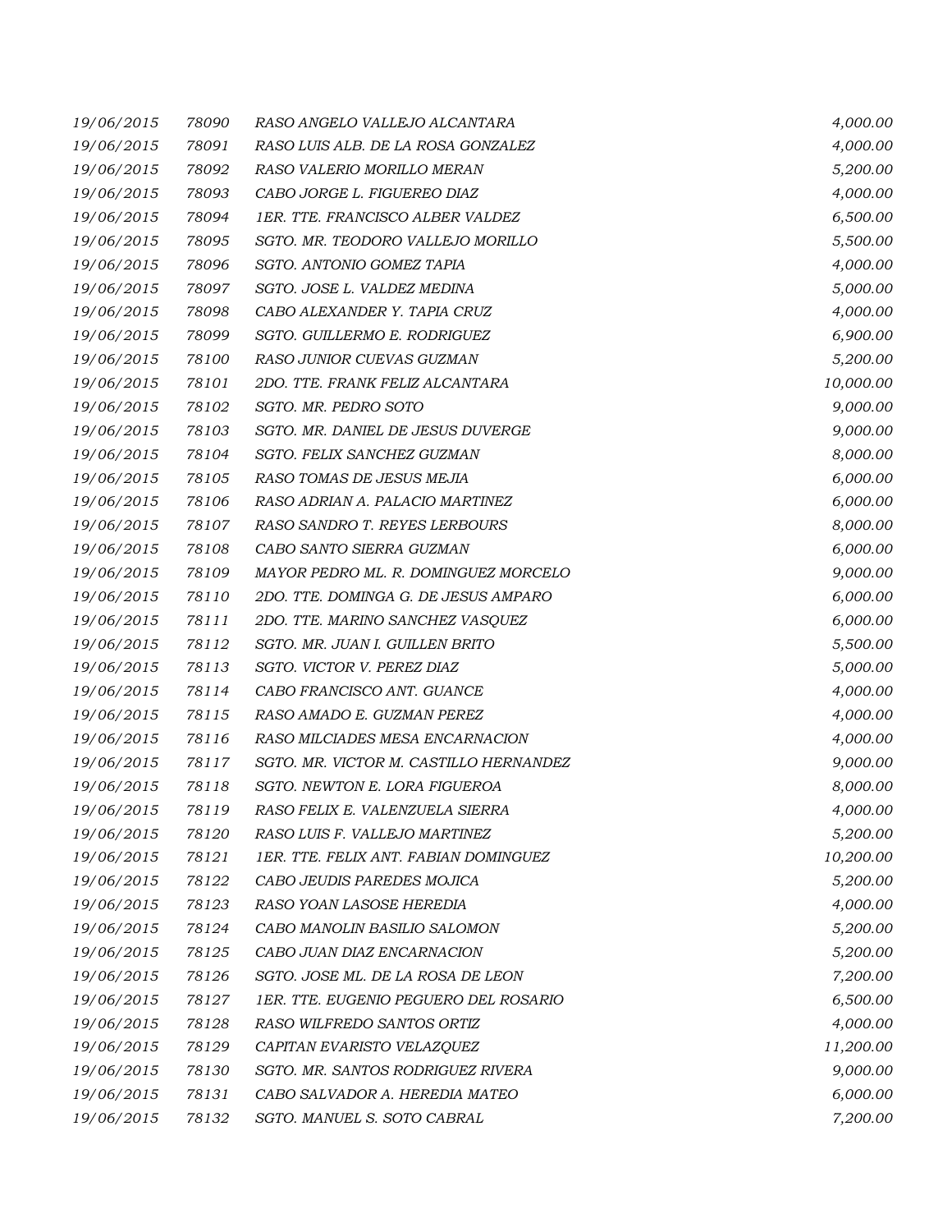| | | | |
|---|---|---|---|
| 19/06/2015 | 78090 | RASO ANGELO VALLEJO ALCANTARA | 4,000.00 |
| 19/06/2015 | 78091 | RASO LUIS ALB. DE LA ROSA GONZALEZ | 4,000.00 |
| 19/06/2015 | 78092 | RASO VALERIO MORILLO MERAN | 5,200.00 |
| 19/06/2015 | 78093 | CABO JORGE L. FIGUEREO DIAZ | 4,000.00 |
| 19/06/2015 | 78094 | 1ER. TTE. FRANCISCO ALBER VALDEZ | 6,500.00 |
| 19/06/2015 | 78095 | SGTO. MR. TEODORO VALLEJO MORILLO | 5,500.00 |
| 19/06/2015 | 78096 | SGTO. ANTONIO GOMEZ TAPIA | 4,000.00 |
| 19/06/2015 | 78097 | SGTO. JOSE L. VALDEZ MEDINA | 5,000.00 |
| 19/06/2015 | 78098 | CABO ALEXANDER Y. TAPIA CRUZ | 4,000.00 |
| 19/06/2015 | 78099 | SGTO. GUILLERMO E. RODRIGUEZ | 6,900.00 |
| 19/06/2015 | 78100 | RASO JUNIOR CUEVAS GUZMAN | 5,200.00 |
| 19/06/2015 | 78101 | 2DO. TTE. FRANK FELIZ ALCANTARA | 10,000.00 |
| 19/06/2015 | 78102 | SGTO. MR. PEDRO SOTO | 9,000.00 |
| 19/06/2015 | 78103 | SGTO. MR. DANIEL DE JESUS DUVERGE | 9,000.00 |
| 19/06/2015 | 78104 | SGTO. FELIX SANCHEZ GUZMAN | 8,000.00 |
| 19/06/2015 | 78105 | RASO TOMAS DE JESUS MEJIA | 6,000.00 |
| 19/06/2015 | 78106 | RASO ADRIAN A. PALACIO MARTINEZ | 6,000.00 |
| 19/06/2015 | 78107 | RASO SANDRO T. REYES LERBOURS | 8,000.00 |
| 19/06/2015 | 78108 | CABO SANTO SIERRA GUZMAN | 6,000.00 |
| 19/06/2015 | 78109 | MAYOR PEDRO ML. R. DOMINGUEZ MORCELO | 9,000.00 |
| 19/06/2015 | 78110 | 2DO. TTE. DOMINGA G. DE JESUS AMPARO | 6,000.00 |
| 19/06/2015 | 78111 | 2DO. TTE. MARINO SANCHEZ VASQUEZ | 6,000.00 |
| 19/06/2015 | 78112 | SGTO. MR. JUAN I. GUILLEN BRITO | 5,500.00 |
| 19/06/2015 | 78113 | SGTO. VICTOR V. PEREZ DIAZ | 5,000.00 |
| 19/06/2015 | 78114 | CABO FRANCISCO ANT. GUANCE | 4,000.00 |
| 19/06/2015 | 78115 | RASO AMADO E. GUZMAN PEREZ | 4,000.00 |
| 19/06/2015 | 78116 | RASO MILCIADES MESA ENCARNACION | 4,000.00 |
| 19/06/2015 | 78117 | SGTO. MR. VICTOR M. CASTILLO HERNANDEZ | 9,000.00 |
| 19/06/2015 | 78118 | SGTO. NEWTON E. LORA FIGUEROA | 8,000.00 |
| 19/06/2015 | 78119 | RASO FELIX E. VALENZUELA SIERRA | 4,000.00 |
| 19/06/2015 | 78120 | RASO LUIS F. VALLEJO MARTINEZ | 5,200.00 |
| 19/06/2015 | 78121 | 1ER. TTE. FELIX ANT. FABIAN DOMINGUEZ | 10,200.00 |
| 19/06/2015 | 78122 | CABO JEUDIS PAREDES MOJICA | 5,200.00 |
| 19/06/2015 | 78123 | RASO YOAN LASOSE HEREDIA | 4,000.00 |
| 19/06/2015 | 78124 | CABO MANOLIN BASILIO SALOMON | 5,200.00 |
| 19/06/2015 | 78125 | CABO JUAN DIAZ ENCARNACION | 5,200.00 |
| 19/06/2015 | 78126 | SGTO. JOSE ML. DE LA ROSA DE LEON | 7,200.00 |
| 19/06/2015 | 78127 | 1ER. TTE. EUGENIO PEGUERO DEL ROSARIO | 6,500.00 |
| 19/06/2015 | 78128 | RASO WILFREDO SANTOS ORTIZ | 4,000.00 |
| 19/06/2015 | 78129 | CAPITAN EVARISTO VELAZQUEZ | 11,200.00 |
| 19/06/2015 | 78130 | SGTO. MR. SANTOS RODRIGUEZ RIVERA | 9,000.00 |
| 19/06/2015 | 78131 | CABO SALVADOR A. HEREDIA MATEO | 6,000.00 |
| 19/06/2015 | 78132 | SGTO. MANUEL S. SOTO CABRAL | 7,200.00 |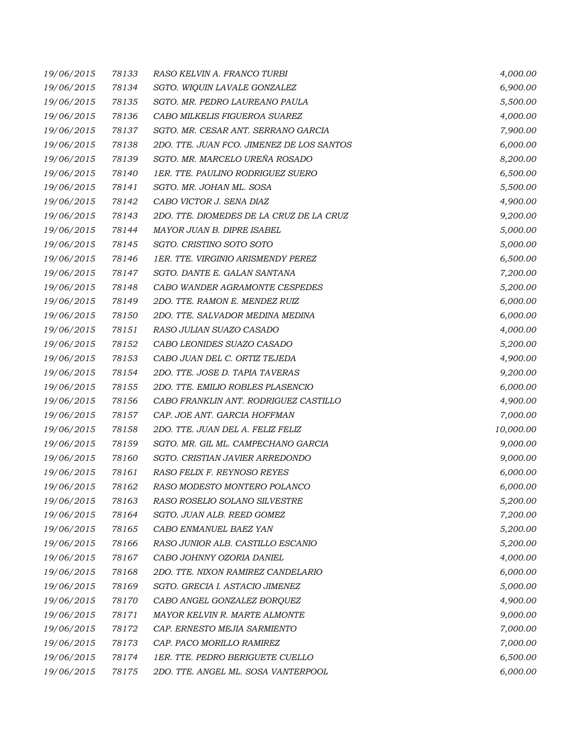| | | | |
|---|---|---|---|
| 19/06/2015 | 78133 | RASO KELVIN A. FRANCO TURBI | 4,000.00 |
| 19/06/2015 | 78134 | SGTO. WIQUIN LAVALE GONZALEZ | 6,900.00 |
| 19/06/2015 | 78135 | SGTO. MR. PEDRO LAUREANO PAULA | 5,500.00 |
| 19/06/2015 | 78136 | CABO MILKELIS FIGUEROA SUAREZ | 4,000.00 |
| 19/06/2015 | 78137 | SGTO. MR. CESAR ANT. SERRANO GARCIA | 7,900.00 |
| 19/06/2015 | 78138 | 2DO. TTE. JUAN FCO. JIMENEZ DE LOS SANTOS | 6,000.00 |
| 19/06/2015 | 78139 | SGTO. MR. MARCELO UREÑA ROSADO | 8,200.00 |
| 19/06/2015 | 78140 | 1ER. TTE. PAULINO RODRIGUEZ SUERO | 6,500.00 |
| 19/06/2015 | 78141 | SGTO. MR. JOHAN ML. SOSA | 5,500.00 |
| 19/06/2015 | 78142 | CABO VICTOR J. SENA DIAZ | 4,900.00 |
| 19/06/2015 | 78143 | 2DO. TTE. DIOMEDES DE LA CRUZ DE LA CRUZ | 9,200.00 |
| 19/06/2015 | 78144 | MAYOR JUAN B. DIPRE ISABEL | 5,000.00 |
| 19/06/2015 | 78145 | SGTO. CRISTINO SOTO SOTO | 5,000.00 |
| 19/06/2015 | 78146 | 1ER. TTE. VIRGINIO ARISMENDY PEREZ | 6,500.00 |
| 19/06/2015 | 78147 | SGTO. DANTE E. GALAN SANTANA | 7,200.00 |
| 19/06/2015 | 78148 | CABO WANDER AGRAMONTE CESPEDES | 5,200.00 |
| 19/06/2015 | 78149 | 2DO. TTE. RAMON E. MENDEZ RUIZ | 6,000.00 |
| 19/06/2015 | 78150 | 2DO. TTE. SALVADOR MEDINA MEDINA | 6,000.00 |
| 19/06/2015 | 78151 | RASO JULIAN SUAZO CASADO | 4,000.00 |
| 19/06/2015 | 78152 | CABO LEONIDES SUAZO CASADO | 5,200.00 |
| 19/06/2015 | 78153 | CABO JUAN DEL C. ORTIZ TEJEDA | 4,900.00 |
| 19/06/2015 | 78154 | 2DO. TTE. JOSE D. TAPIA TAVERAS | 9,200.00 |
| 19/06/2015 | 78155 | 2DO. TTE. EMILIO ROBLES PLASENCIO | 6,000.00 |
| 19/06/2015 | 78156 | CABO FRANKLIN ANT. RODRIGUEZ CASTILLO | 4,900.00 |
| 19/06/2015 | 78157 | CAP. JOE ANT. GARCIA HOFFMAN | 7,000.00 |
| 19/06/2015 | 78158 | 2DO. TTE. JUAN DEL A. FELIZ FELIZ | 10,000.00 |
| 19/06/2015 | 78159 | SGTO. MR. GIL ML. CAMPECHANO GARCIA | 9,000.00 |
| 19/06/2015 | 78160 | SGTO. CRISTIAN JAVIER ARREDONDO | 9,000.00 |
| 19/06/2015 | 78161 | RASO FELIX F. REYNOSO REYES | 6,000.00 |
| 19/06/2015 | 78162 | RASO MODESTO MONTERO POLANCO | 6,000.00 |
| 19/06/2015 | 78163 | RASO ROSELIO SOLANO SILVESTRE | 5,200.00 |
| 19/06/2015 | 78164 | SGTO. JUAN ALB. REED GOMEZ | 7,200.00 |
| 19/06/2015 | 78165 | CABO ENMANUEL BAEZ YAN | 5,200.00 |
| 19/06/2015 | 78166 | RASO JUNIOR ALB. CASTILLO ESCANIO | 5,200.00 |
| 19/06/2015 | 78167 | CABO JOHNNY OZORIA DANIEL | 4,000.00 |
| 19/06/2015 | 78168 | 2DO. TTE. NIXON RAMIREZ CANDELARIO | 6,000.00 |
| 19/06/2015 | 78169 | SGTO. GRECIA I. ASTACIO JIMENEZ | 5,000.00 |
| 19/06/2015 | 78170 | CABO ANGEL GONZALEZ BORQUEZ | 4,900.00 |
| 19/06/2015 | 78171 | MAYOR KELVIN R. MARTE ALMONTE | 9,000.00 |
| 19/06/2015 | 78172 | CAP. ERNESTO MEJIA SARMIENTO | 7,000.00 |
| 19/06/2015 | 78173 | CAP. PACO MORILLO RAMIREZ | 7,000.00 |
| 19/06/2015 | 78174 | 1ER. TTE. PEDRO BERIGUETE CUELLO | 6,500.00 |
| 19/06/2015 | 78175 | 2DO. TTE. ANGEL ML. SOSA VANTERPOOL | 6,000.00 |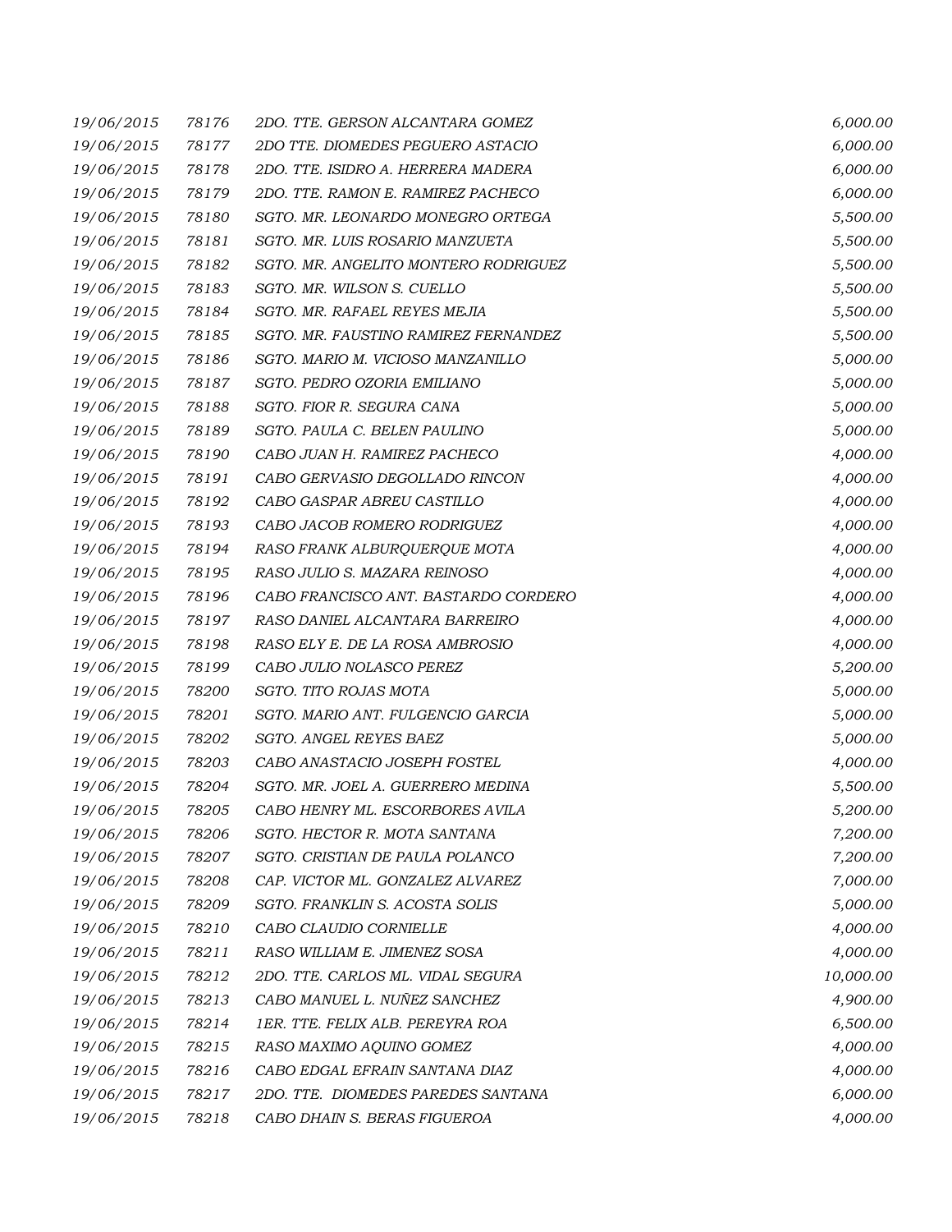| | | | |
|---|---|---|---|
| 19/06/2015 | 78176 | 2DO. TTE. GERSON ALCANTARA GOMEZ | 6,000.00 |
| 19/06/2015 | 78177 | 2DO TTE. DIOMEDES PEGUERO ASTACIO | 6,000.00 |
| 19/06/2015 | 78178 | 2DO. TTE. ISIDRO A. HERRERA MADERA | 6,000.00 |
| 19/06/2015 | 78179 | 2DO. TTE. RAMON E. RAMIREZ PACHECO | 6,000.00 |
| 19/06/2015 | 78180 | SGTO. MR. LEONARDO MONEGRO ORTEGA | 5,500.00 |
| 19/06/2015 | 78181 | SGTO. MR. LUIS ROSARIO MANZUETA | 5,500.00 |
| 19/06/2015 | 78182 | SGTO. MR. ANGELITO MONTERO RODRIGUEZ | 5,500.00 |
| 19/06/2015 | 78183 | SGTO. MR. WILSON S. CUELLO | 5,500.00 |
| 19/06/2015 | 78184 | SGTO. MR. RAFAEL REYES MEJIA | 5,500.00 |
| 19/06/2015 | 78185 | SGTO. MR. FAUSTINO RAMIREZ FERNANDEZ | 5,500.00 |
| 19/06/2015 | 78186 | SGTO. MARIO M. VICIOSO MANZANILLO | 5,000.00 |
| 19/06/2015 | 78187 | SGTO. PEDRO OZORIA EMILIANO | 5,000.00 |
| 19/06/2015 | 78188 | SGTO. FIOR R. SEGURA CANA | 5,000.00 |
| 19/06/2015 | 78189 | SGTO. PAULA C. BELEN PAULINO | 5,000.00 |
| 19/06/2015 | 78190 | CABO JUAN H. RAMIREZ PACHECO | 4,000.00 |
| 19/06/2015 | 78191 | CABO GERVASIO DEGOLLADO RINCON | 4,000.00 |
| 19/06/2015 | 78192 | CABO GASPAR ABREU CASTILLO | 4,000.00 |
| 19/06/2015 | 78193 | CABO JACOB ROMERO RODRIGUEZ | 4,000.00 |
| 19/06/2015 | 78194 | RASO FRANK ALBURQUERQUE MOTA | 4,000.00 |
| 19/06/2015 | 78195 | RASO JULIO S. MAZARA REINOSO | 4,000.00 |
| 19/06/2015 | 78196 | CABO FRANCISCO ANT. BASTARDO CORDERO | 4,000.00 |
| 19/06/2015 | 78197 | RASO DANIEL ALCANTARA BARREIRO | 4,000.00 |
| 19/06/2015 | 78198 | RASO ELY E. DE LA ROSA AMBROSIO | 4,000.00 |
| 19/06/2015 | 78199 | CABO JULIO NOLASCO PEREZ | 5,200.00 |
| 19/06/2015 | 78200 | SGTO. TITO ROJAS MOTA | 5,000.00 |
| 19/06/2015 | 78201 | SGTO. MARIO ANT. FULGENCIO GARCIA | 5,000.00 |
| 19/06/2015 | 78202 | SGTO. ANGEL REYES BAEZ | 5,000.00 |
| 19/06/2015 | 78203 | CABO ANASTACIO JOSEPH FOSTEL | 4,000.00 |
| 19/06/2015 | 78204 | SGTO. MR. JOEL A. GUERRERO MEDINA | 5,500.00 |
| 19/06/2015 | 78205 | CABO HENRY ML. ESCORBORES AVILA | 5,200.00 |
| 19/06/2015 | 78206 | SGTO. HECTOR R. MOTA SANTANA | 7,200.00 |
| 19/06/2015 | 78207 | SGTO. CRISTIAN DE PAULA POLANCO | 7,200.00 |
| 19/06/2015 | 78208 | CAP. VICTOR ML. GONZALEZ ALVAREZ | 7,000.00 |
| 19/06/2015 | 78209 | SGTO. FRANKLIN S. ACOSTA SOLIS | 5,000.00 |
| 19/06/2015 | 78210 | CABO CLAUDIO CORNIELLE | 4,000.00 |
| 19/06/2015 | 78211 | RASO WILLIAM E. JIMENEZ SOSA | 4,000.00 |
| 19/06/2015 | 78212 | 2DO. TTE. CARLOS ML. VIDAL SEGURA | 10,000.00 |
| 19/06/2015 | 78213 | CABO MANUEL L. NUÑEZ SANCHEZ | 4,900.00 |
| 19/06/2015 | 78214 | 1ER. TTE. FELIX ALB. PEREYRA ROA | 6,500.00 |
| 19/06/2015 | 78215 | RASO MAXIMO AQUINO GOMEZ | 4,000.00 |
| 19/06/2015 | 78216 | CABO EDGAL EFRAIN SANTANA DIAZ | 4,000.00 |
| 19/06/2015 | 78217 | 2DO. TTE. DIOMEDES PAREDES SANTANA | 6,000.00 |
| 19/06/2015 | 78218 | CABO DHAIN S. BERAS FIGUEROA | 4,000.00 |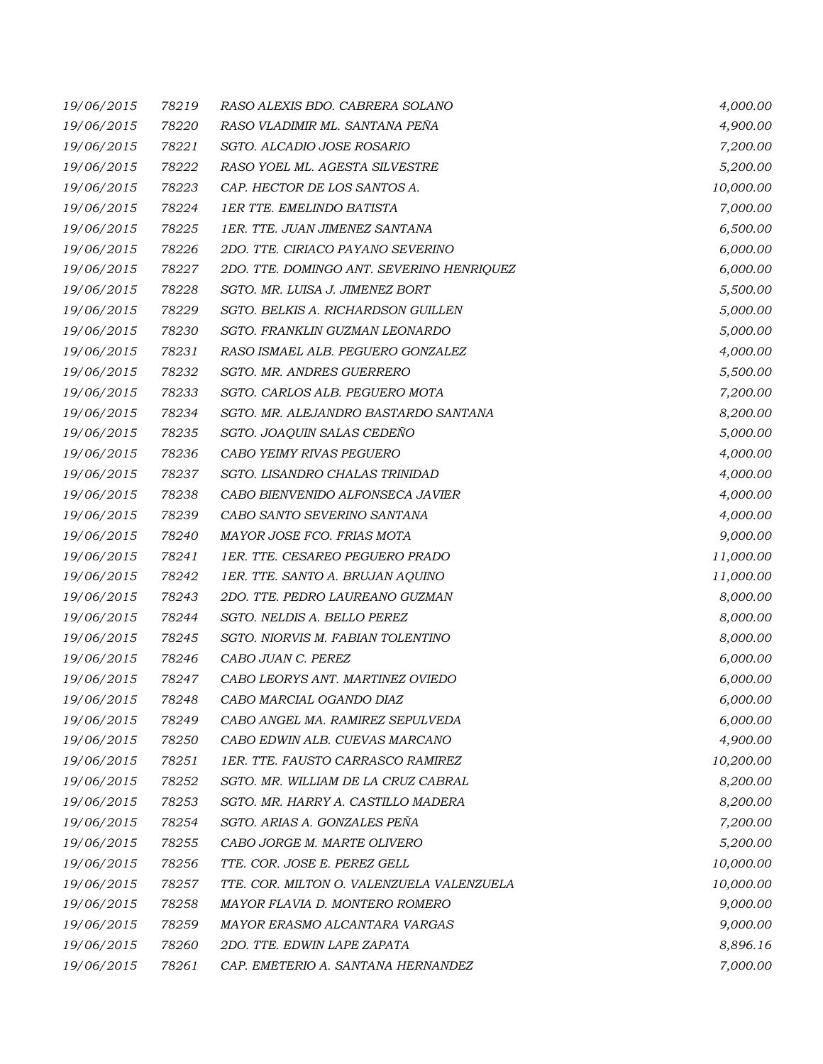| | | | |
|---|---|---|---|
| 19/06/2015 | 78219 | RASO ALEXIS BDO. CABRERA SOLANO | 4,000.00 |
| 19/06/2015 | 78220 | RASO VLADIMIR ML. SANTANA PEÑA | 4,900.00 |
| 19/06/2015 | 78221 | SGTO. ALCADIO JOSE ROSARIO | 7,200.00 |
| 19/06/2015 | 78222 | RASO YOEL ML. AGESTA SILVESTRE | 5,200.00 |
| 19/06/2015 | 78223 | CAP. HECTOR DE LOS SANTOS A. | 10,000.00 |
| 19/06/2015 | 78224 | 1ER TTE. EMELINDO BATISTA | 7,000.00 |
| 19/06/2015 | 78225 | 1ER. TTE. JUAN JIMENEZ SANTANA | 6,500.00 |
| 19/06/2015 | 78226 | 2DO. TTE. CIRIACO PAYANO SEVERINO | 6,000.00 |
| 19/06/2015 | 78227 | 2DO. TTE. DOMINGO ANT. SEVERINO HENRIQUEZ | 6,000.00 |
| 19/06/2015 | 78228 | SGTO. MR. LUISA J. JIMENEZ BORT | 5,500.00 |
| 19/06/2015 | 78229 | SGTO. BELKIS A. RICHARDSON GUILLEN | 5,000.00 |
| 19/06/2015 | 78230 | SGTO. FRANKLIN GUZMAN LEONARDO | 5,000.00 |
| 19/06/2015 | 78231 | RASO ISMAEL ALB. PEGUERO GONZALEZ | 4,000.00 |
| 19/06/2015 | 78232 | SGTO. MR. ANDRES GUERRERO | 5,500.00 |
| 19/06/2015 | 78233 | SGTO. CARLOS ALB. PEGUERO MOTA | 7,200.00 |
| 19/06/2015 | 78234 | SGTO. MR. ALEJANDRO BASTARDO SANTANA | 8,200.00 |
| 19/06/2015 | 78235 | SGTO. JOAQUIN SALAS CEDEÑO | 5,000.00 |
| 19/06/2015 | 78236 | CABO YEIMY RIVAS PEGUERO | 4,000.00 |
| 19/06/2015 | 78237 | SGTO. LISANDRO CHALAS TRINIDAD | 4,000.00 |
| 19/06/2015 | 78238 | CABO BIENVENIDO ALFONSECA JAVIER | 4,000.00 |
| 19/06/2015 | 78239 | CABO SANTO SEVERINO SANTANA | 4,000.00 |
| 19/06/2015 | 78240 | MAYOR JOSE FCO. FRIAS MOTA | 9,000.00 |
| 19/06/2015 | 78241 | 1ER. TTE. CESAREO PEGUERO PRADO | 11,000.00 |
| 19/06/2015 | 78242 | 1ER. TTE. SANTO A. BRUJAN AQUINO | 11,000.00 |
| 19/06/2015 | 78243 | 2DO. TTE. PEDRO LAUREANO GUZMAN | 8,000.00 |
| 19/06/2015 | 78244 | SGTO. NELDIS A. BELLO PEREZ | 8,000.00 |
| 19/06/2015 | 78245 | SGTO. NIORVIS M. FABIAN TOLENTINO | 8,000.00 |
| 19/06/2015 | 78246 | CABO JUAN C. PEREZ | 6,000.00 |
| 19/06/2015 | 78247 | CABO LEORYS ANT. MARTINEZ OVIEDO | 6,000.00 |
| 19/06/2015 | 78248 | CABO MARCIAL OGANDO DIAZ | 6,000.00 |
| 19/06/2015 | 78249 | CABO ANGEL MA. RAMIREZ SEPULVEDA | 6,000.00 |
| 19/06/2015 | 78250 | CABO EDWIN ALB. CUEVAS MARCANO | 4,900.00 |
| 19/06/2015 | 78251 | 1ER. TTE. FAUSTO CARRASCO RAMIREZ | 10,200.00 |
| 19/06/2015 | 78252 | SGTO. MR. WILLIAM DE LA CRUZ CABRAL | 8,200.00 |
| 19/06/2015 | 78253 | SGTO. MR. HARRY A. CASTILLO MADERA | 8,200.00 |
| 19/06/2015 | 78254 | SGTO. ARIAS A. GONZALES PEÑA | 7,200.00 |
| 19/06/2015 | 78255 | CABO JORGE M. MARTE OLIVERO | 5,200.00 |
| 19/06/2015 | 78256 | TTE. COR. JOSE E. PEREZ GELL | 10,000.00 |
| 19/06/2015 | 78257 | TTE. COR. MILTON O. VALENZUELA VALENZUELA | 10,000.00 |
| 19/06/2015 | 78258 | MAYOR FLAVIA D. MONTERO ROMERO | 9,000.00 |
| 19/06/2015 | 78259 | MAYOR ERASMO ALCANTARA VARGAS | 9,000.00 |
| 19/06/2015 | 78260 | 2DO. TTE. EDWIN LAPE ZAPATA | 8,896.16 |
| 19/06/2015 | 78261 | CAP. EMETERIO A. SANTANA HERNANDEZ | 7,000.00 |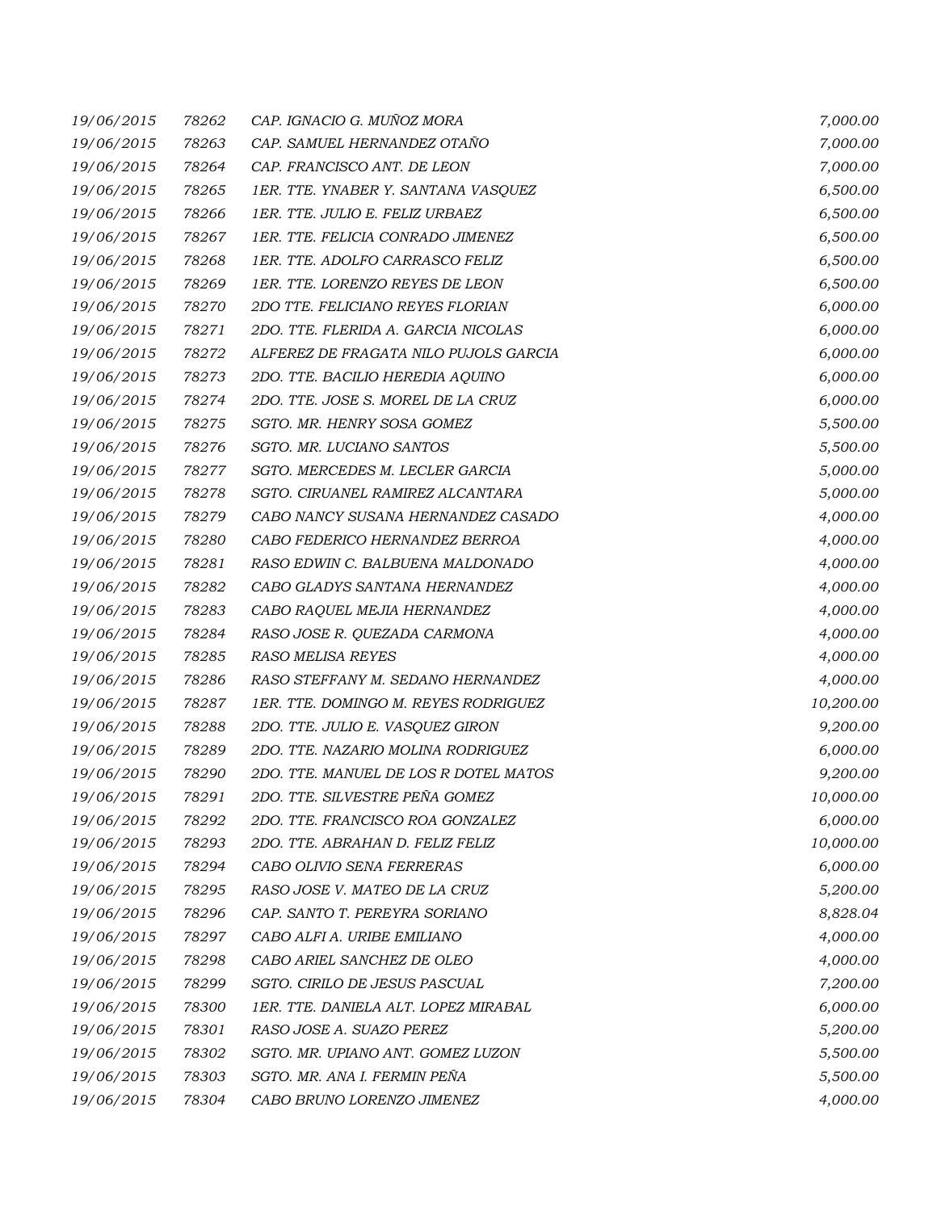| | | | |
|---|---|---|---|
| 19/06/2015 | 78262 | CAP. IGNACIO G. MUÑOZ MORA | 7,000.00 |
| 19/06/2015 | 78263 | CAP. SAMUEL HERNANDEZ OTAÑO | 7,000.00 |
| 19/06/2015 | 78264 | CAP. FRANCISCO ANT. DE LEON | 7,000.00 |
| 19/06/2015 | 78265 | 1ER. TTE. YNABER Y. SANTANA VASQUEZ | 6,500.00 |
| 19/06/2015 | 78266 | 1ER. TTE. JULIO E. FELIZ URBAEZ | 6,500.00 |
| 19/06/2015 | 78267 | 1ER. TTE. FELICIA CONRADO JIMENEZ | 6,500.00 |
| 19/06/2015 | 78268 | 1ER. TTE. ADOLFO CARRASCO FELIZ | 6,500.00 |
| 19/06/2015 | 78269 | 1ER. TTE. LORENZO REYES DE LEON | 6,500.00 |
| 19/06/2015 | 78270 | 2DO TTE. FELICIANO REYES FLORIAN | 6,000.00 |
| 19/06/2015 | 78271 | 2DO. TTE. FLERIDA A. GARCIA NICOLAS | 6,000.00 |
| 19/06/2015 | 78272 | ALFEREZ DE FRAGATA NILO PUJOLS GARCIA | 6,000.00 |
| 19/06/2015 | 78273 | 2DO. TTE. BACILIO HEREDIA AQUINO | 6,000.00 |
| 19/06/2015 | 78274 | 2DO. TTE. JOSE S. MOREL DE LA CRUZ | 6,000.00 |
| 19/06/2015 | 78275 | SGTO. MR. HENRY SOSA GOMEZ | 5,500.00 |
| 19/06/2015 | 78276 | SGTO. MR. LUCIANO SANTOS | 5,500.00 |
| 19/06/2015 | 78277 | SGTO. MERCEDES M. LECLER GARCIA | 5,000.00 |
| 19/06/2015 | 78278 | SGTO. CIRUANEL RAMIREZ ALCANTARA | 5,000.00 |
| 19/06/2015 | 78279 | CABO NANCY SUSANA HERNANDEZ CASADO | 4,000.00 |
| 19/06/2015 | 78280 | CABO FEDERICO HERNANDEZ BERROA | 4,000.00 |
| 19/06/2015 | 78281 | RASO EDWIN C. BALBUENA MALDONADO | 4,000.00 |
| 19/06/2015 | 78282 | CABO GLADYS SANTANA HERNANDEZ | 4,000.00 |
| 19/06/2015 | 78283 | CABO RAQUEL MEJIA HERNANDEZ | 4,000.00 |
| 19/06/2015 | 78284 | RASO JOSE R. QUEZADA CARMONA | 4,000.00 |
| 19/06/2015 | 78285 | RASO MELISA REYES | 4,000.00 |
| 19/06/2015 | 78286 | RASO STEFFANY M. SEDANO HERNANDEZ | 4,000.00 |
| 19/06/2015 | 78287 | 1ER. TTE. DOMINGO M. REYES RODRIGUEZ | 10,200.00 |
| 19/06/2015 | 78288 | 2DO. TTE. JULIO E. VASQUEZ GIRON | 9,200.00 |
| 19/06/2015 | 78289 | 2DO. TTE. NAZARIO MOLINA RODRIGUEZ | 6,000.00 |
| 19/06/2015 | 78290 | 2DO. TTE. MANUEL DE LOS R DOTEL MATOS | 9,200.00 |
| 19/06/2015 | 78291 | 2DO. TTE. SILVESTRE PEÑA GOMEZ | 10,000.00 |
| 19/06/2015 | 78292 | 2DO. TTE. FRANCISCO ROA GONZALEZ | 6,000.00 |
| 19/06/2015 | 78293 | 2DO. TTE. ABRAHAN D. FELIZ FELIZ | 10,000.00 |
| 19/06/2015 | 78294 | CABO OLIVIO SENA FERRERAS | 6,000.00 |
| 19/06/2015 | 78295 | RASO JOSE V. MATEO DE LA CRUZ | 5,200.00 |
| 19/06/2015 | 78296 | CAP. SANTO T. PEREYRA SORIANO | 8,828.04 |
| 19/06/2015 | 78297 | CABO ALFI A. URIBE EMILIANO | 4,000.00 |
| 19/06/2015 | 78298 | CABO ARIEL SANCHEZ DE OLEO | 4,000.00 |
| 19/06/2015 | 78299 | SGTO. CIRILO DE JESUS PASCUAL | 7,200.00 |
| 19/06/2015 | 78300 | 1ER. TTE. DANIELA ALT. LOPEZ MIRABAL | 6,000.00 |
| 19/06/2015 | 78301 | RASO JOSE A. SUAZO PEREZ | 5,200.00 |
| 19/06/2015 | 78302 | SGTO. MR. UPIANO ANT. GOMEZ LUZON | 5,500.00 |
| 19/06/2015 | 78303 | SGTO. MR. ANA I. FERMIN PEÑA | 5,500.00 |
| 19/06/2015 | 78304 | CABO BRUNO LORENZO JIMENEZ | 4,000.00 |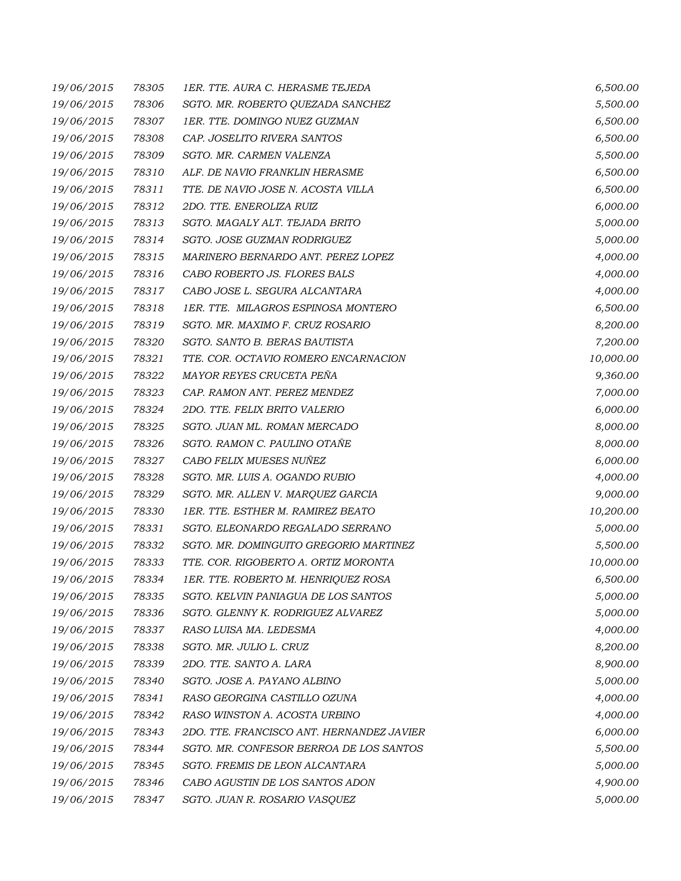| | | | |
|---|---|---|---|
| 19/06/2015 | 78305 | 1ER. TTE. AURA C. HERASME TEJEDA | 6,500.00 |
| 19/06/2015 | 78306 | SGTO. MR. ROBERTO QUEZADA SANCHEZ | 5,500.00 |
| 19/06/2015 | 78307 | 1ER. TTE. DOMINGO NUEZ GUZMAN | 6,500.00 |
| 19/06/2015 | 78308 | CAP. JOSELITO RIVERA SANTOS | 6,500.00 |
| 19/06/2015 | 78309 | SGTO. MR. CARMEN VALENZA | 5,500.00 |
| 19/06/2015 | 78310 | ALF. DE NAVIO FRANKLIN HERASME | 6,500.00 |
| 19/06/2015 | 78311 | TTE. DE NAVIO JOSE N. ACOSTA VILLA | 6,500.00 |
| 19/06/2015 | 78312 | 2DO. TTE. ENEROLIZA RUIZ | 6,000.00 |
| 19/06/2015 | 78313 | SGTO. MAGALY ALT. TEJADA BRITO | 5,000.00 |
| 19/06/2015 | 78314 | SGTO. JOSE GUZMAN RODRIGUEZ | 5,000.00 |
| 19/06/2015 | 78315 | MARINERO BERNARDO ANT. PEREZ LOPEZ | 4,000.00 |
| 19/06/2015 | 78316 | CABO ROBERTO JS. FLORES BALS | 4,000.00 |
| 19/06/2015 | 78317 | CABO JOSE L. SEGURA ALCANTARA | 4,000.00 |
| 19/06/2015 | 78318 | 1ER. TTE. MILAGROS ESPINOSA MONTERO | 6,500.00 |
| 19/06/2015 | 78319 | SGTO. MR. MAXIMO F. CRUZ ROSARIO | 8,200.00 |
| 19/06/2015 | 78320 | SGTO. SANTO B. BERAS BAUTISTA | 7,200.00 |
| 19/06/2015 | 78321 | TTE. COR. OCTAVIO ROMERO ENCARNACION | 10,000.00 |
| 19/06/2015 | 78322 | MAYOR REYES CRUCETA PEÑA | 9,360.00 |
| 19/06/2015 | 78323 | CAP. RAMON ANT. PEREZ MENDEZ | 7,000.00 |
| 19/06/2015 | 78324 | 2DO. TTE. FELIX BRITO VALERIO | 6,000.00 |
| 19/06/2015 | 78325 | SGTO. JUAN ML. ROMAN MERCADO | 8,000.00 |
| 19/06/2015 | 78326 | SGTO. RAMON C. PAULINO OTAÑE | 8,000.00 |
| 19/06/2015 | 78327 | CABO FELIX MUESES NUÑEZ | 6,000.00 |
| 19/06/2015 | 78328 | SGTO. MR. LUIS A. OGANDO RUBIO | 4,000.00 |
| 19/06/2015 | 78329 | SGTO. MR. ALLEN V. MARQUEZ GARCIA | 9,000.00 |
| 19/06/2015 | 78330 | 1ER. TTE. ESTHER M. RAMIREZ BEATO | 10,200.00 |
| 19/06/2015 | 78331 | SGTO. ELEONARDO REGALADO SERRANO | 5,000.00 |
| 19/06/2015 | 78332 | SGTO. MR. DOMINGUITO GREGORIO MARTINEZ | 5,500.00 |
| 19/06/2015 | 78333 | TTE. COR. RIGOBERTO A. ORTIZ MORONTA | 10,000.00 |
| 19/06/2015 | 78334 | 1ER. TTE. ROBERTO M. HENRIQUEZ ROSA | 6,500.00 |
| 19/06/2015 | 78335 | SGTO. KELVIN PANIAGUA DE LOS SANTOS | 5,000.00 |
| 19/06/2015 | 78336 | SGTO. GLENNY K. RODRIGUEZ ALVAREZ | 5,000.00 |
| 19/06/2015 | 78337 | RASO LUISA MA. LEDESMA | 4,000.00 |
| 19/06/2015 | 78338 | SGTO. MR. JULIO L. CRUZ | 8,200.00 |
| 19/06/2015 | 78339 | 2DO. TTE. SANTO A. LARA | 8,900.00 |
| 19/06/2015 | 78340 | SGTO. JOSE A. PAYANO ALBINO | 5,000.00 |
| 19/06/2015 | 78341 | RASO GEORGINA CASTILLO OZUNA | 4,000.00 |
| 19/06/2015 | 78342 | RASO WINSTON A. ACOSTA URBINO | 4,000.00 |
| 19/06/2015 | 78343 | 2DO. TTE. FRANCISCO ANT. HERNANDEZ JAVIER | 6,000.00 |
| 19/06/2015 | 78344 | SGTO. MR. CONFESOR BERROA DE LOS SANTOS | 5,500.00 |
| 19/06/2015 | 78345 | SGTO. FREMIS DE LEON ALCANTARA | 5,000.00 |
| 19/06/2015 | 78346 | CABO AGUSTIN DE LOS SANTOS ADON | 4,900.00 |
| 19/06/2015 | 78347 | SGTO. JUAN R. ROSARIO VASQUEZ | 5,000.00 |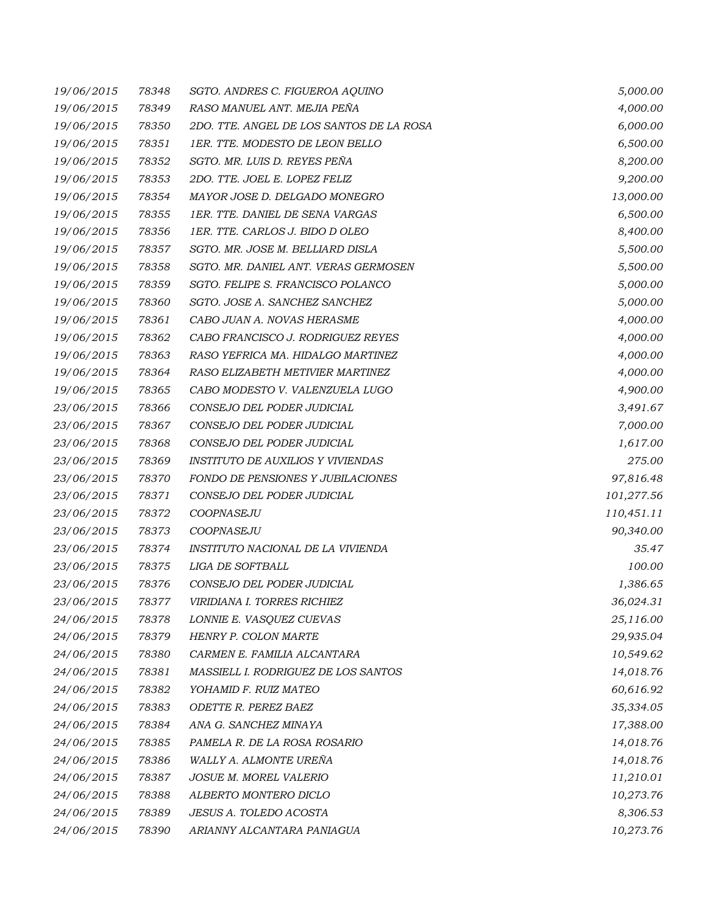| | | | |
|---|---|---|---|
| *19/06/2015* | *78348* | *SGTO. ANDRES C. FIGUEROA AQUINO* | *5,000.00* |
| *19/06/2015* | *78349* | *RASO MANUEL ANT. MEJIA PEÑA* | *4,000.00* |
| *19/06/2015* | *78350* | *2DO. TTE. ANGEL DE LOS SANTOS DE LA ROSA* | *6,000.00* |
| *19/06/2015* | *78351* | *1ER. TTE. MODESTO DE LEON BELLO* | *6,500.00* |
| *19/06/2015* | *78352* | *SGTO. MR. LUIS D. REYES PEÑA* | *8,200.00* |
| *19/06/2015* | *78353* | *2DO. TTE. JOEL E. LOPEZ FELIZ* | *9,200.00* |
| *19/06/2015* | *78354* | *MAYOR JOSE D. DELGADO MONEGRO* | *13,000.00* |
| *19/06/2015* | *78355* | *1ER. TTE. DANIEL DE SENA VARGAS* | *6,500.00* |
| *19/06/2015* | *78356* | *1ER. TTE. CARLOS J. BIDO D OLEO* | *8,400.00* |
| *19/06/2015* | *78357* | *SGTO. MR. JOSE M. BELLIARD DISLA* | *5,500.00* |
| *19/06/2015* | *78358* | *SGTO. MR. DANIEL ANT. VERAS GERMOSEN* | *5,500.00* |
| *19/06/2015* | *78359* | *SGTO. FELIPE S. FRANCISCO POLANCO* | *5,000.00* |
| *19/06/2015* | *78360* | *SGTO. JOSE A. SANCHEZ SANCHEZ* | *5,000.00* |
| *19/06/2015* | *78361* | *CABO JUAN A. NOVAS HERASME* | *4,000.00* |
| *19/06/2015* | *78362* | *CABO FRANCISCO J. RODRIGUEZ REYES* | *4,000.00* |
| *19/06/2015* | *78363* | *RASO YEFRICA MA. HIDALGO MARTINEZ* | *4,000.00* |
| *19/06/2015* | *78364* | *RASO ELIZABETH METIVIER MARTINEZ* | *4,000.00* |
| *19/06/2015* | *78365* | *CABO MODESTO V. VALENZUELA LUGO* | *4,900.00* |
| *23/06/2015* | *78366* | *CONSEJO DEL PODER JUDICIAL* | *3,491.67* |
| *23/06/2015* | *78367* | *CONSEJO DEL PODER JUDICIAL* | *7,000.00* |
| *23/06/2015* | *78368* | *CONSEJO DEL PODER JUDICIAL* | *1,617.00* |
| *23/06/2015* | *78369* | *INSTITUTO DE AUXILIOS Y VIVIENDAS* | *275.00* |
| *23/06/2015* | *78370* | *FONDO DE PENSIONES Y JUBILACIONES* | *97,816.48* |
| *23/06/2015* | *78371* | *CONSEJO DEL PODER JUDICIAL* | *101,277.56* |
| *23/06/2015* | *78372* | *COOPNASEJU* | *110,451.11* |
| *23/06/2015* | *78373* | *COOPNASEJU* | *90,340.00* |
| *23/06/2015* | *78374* | *INSTITUTO NACIONAL DE LA VIVIENDA* | *35.47* |
| *23/06/2015* | *78375* | *LIGA DE SOFTBALL* | *100.00* |
| *23/06/2015* | *78376* | *CONSEJO DEL PODER JUDICIAL* | *1,386.65* |
| *23/06/2015* | *78377* | *VIRIDIANA I. TORRES RICHIEZ* | *36,024.31* |
| *24/06/2015* | *78378* | *LONNIE E. VASQUEZ CUEVAS* | *25,116.00* |
| *24/06/2015* | *78379* | *HENRY P. COLON MARTE* | *29,935.04* |
| *24/06/2015* | *78380* | *CARMEN E. FAMILIA ALCANTARA* | *10,549.62* |
| *24/06/2015* | *78381* | *MASSIELL I. RODRIGUEZ DE LOS SANTOS* | *14,018.76* |
| *24/06/2015* | *78382* | *YOHAMID F. RUIZ MATEO* | *60,616.92* |
| *24/06/2015* | *78383* | *ODETTE R. PEREZ BAEZ* | *35,334.05* |
| *24/06/2015* | *78384* | *ANA G. SANCHEZ MINAYA* | *17,388.00* |
| *24/06/2015* | *78385* | *PAMELA R. DE LA ROSA ROSARIO* | *14,018.76* |
| *24/06/2015* | *78386* | *WALLY A. ALMONTE UREÑA* | *14,018.76* |
| *24/06/2015* | *78387* | *JOSUE M. MOREL VALERIO* | *11,210.01* |
| *24/06/2015* | *78388* | *ALBERTO MONTERO DICLO* | *10,273.76* |
| *24/06/2015* | *78389* | *JESUS A. TOLEDO ACOSTA* | *8,306.53* |
| *24/06/2015* | *78390* | *ARIANNY ALCANTARA PANIAGUA* | *10,273.76* |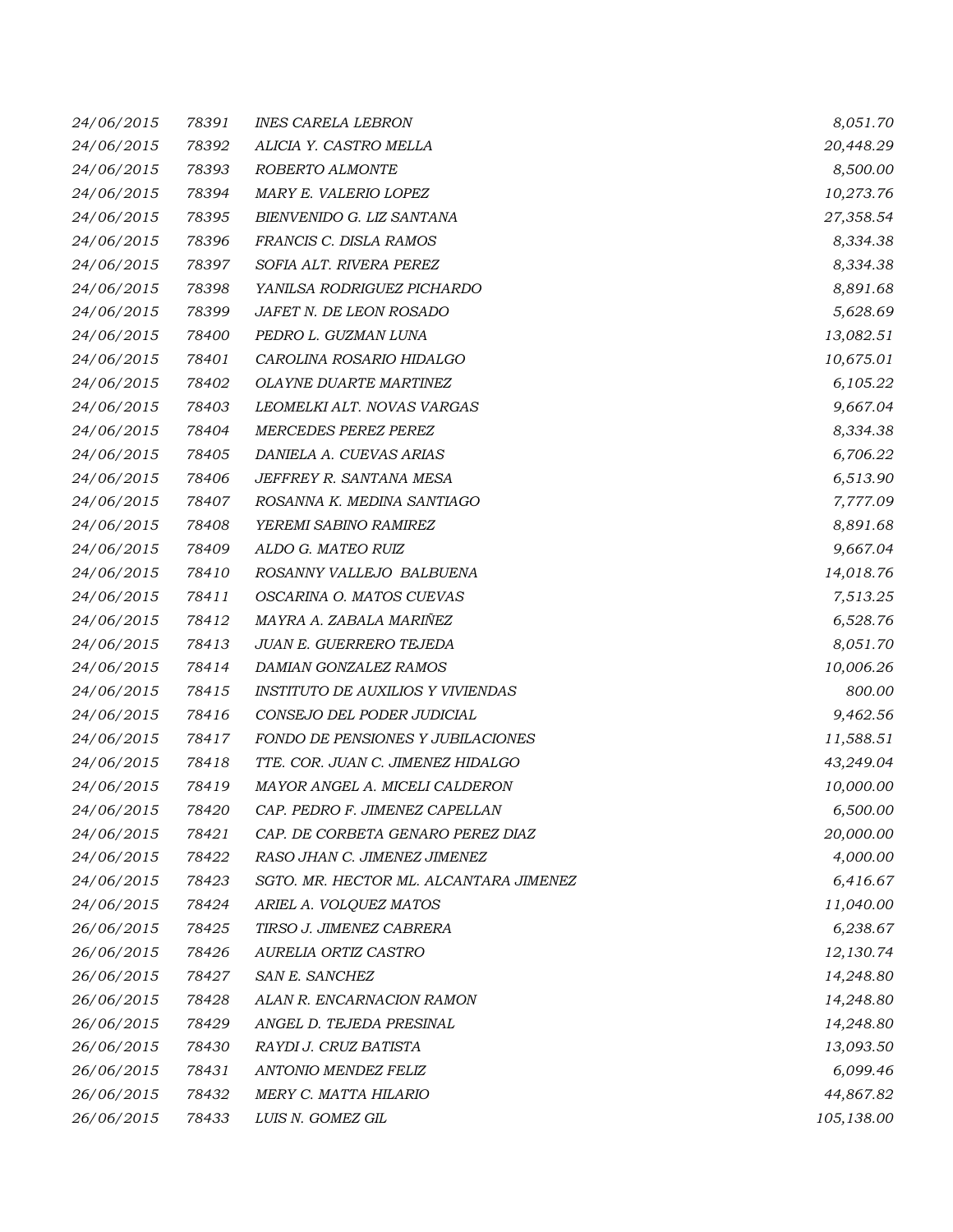| | | | |
|---|---|---|---|
| 24/06/2015 | 78391 | INES CARELA LEBRON | 8,051.70 |
| 24/06/2015 | 78392 | ALICIA Y. CASTRO MELLA | 20,448.29 |
| 24/06/2015 | 78393 | ROBERTO ALMONTE | 8,500.00 |
| 24/06/2015 | 78394 | MARY E. VALERIO LOPEZ | 10,273.76 |
| 24/06/2015 | 78395 | BIENVENIDO G. LIZ SANTANA | 27,358.54 |
| 24/06/2015 | 78396 | FRANCIS C. DISLA RAMOS | 8,334.38 |
| 24/06/2015 | 78397 | SOFIA ALT. RIVERA PEREZ | 8,334.38 |
| 24/06/2015 | 78398 | YANILSA RODRIGUEZ PICHARDO | 8,891.68 |
| 24/06/2015 | 78399 | JAFET N. DE LEON ROSADO | 5,628.69 |
| 24/06/2015 | 78400 | PEDRO L. GUZMAN LUNA | 13,082.51 |
| 24/06/2015 | 78401 | CAROLINA ROSARIO HIDALGO | 10,675.01 |
| 24/06/2015 | 78402 | OLAYNE DUARTE MARTINEZ | 6,105.22 |
| 24/06/2015 | 78403 | LEOMELKI ALT. NOVAS VARGAS | 9,667.04 |
| 24/06/2015 | 78404 | MERCEDES PEREZ PEREZ | 8,334.38 |
| 24/06/2015 | 78405 | DANIELA A. CUEVAS ARIAS | 6,706.22 |
| 24/06/2015 | 78406 | JEFFREY R. SANTANA MESA | 6,513.90 |
| 24/06/2015 | 78407 | ROSANNA K. MEDINA SANTIAGO | 7,777.09 |
| 24/06/2015 | 78408 | YEREMI SABINO RAMIREZ | 8,891.68 |
| 24/06/2015 | 78409 | ALDO G. MATEO RUIZ | 9,667.04 |
| 24/06/2015 | 78410 | ROSANNY VALLEJO BALBUENA | 14,018.76 |
| 24/06/2015 | 78411 | OSCARINA O. MATOS CUEVAS | 7,513.25 |
| 24/06/2015 | 78412 | MAYRA A. ZABALA MARIÑEZ | 6,528.76 |
| 24/06/2015 | 78413 | JUAN E. GUERRERO TEJEDA | 8,051.70 |
| 24/06/2015 | 78414 | DAMIAN GONZALEZ RAMOS | 10,006.26 |
| 24/06/2015 | 78415 | INSTITUTO DE AUXILIOS Y VIVIENDAS | 800.00 |
| 24/06/2015 | 78416 | CONSEJO DEL PODER JUDICIAL | 9,462.56 |
| 24/06/2015 | 78417 | FONDO DE PENSIONES Y JUBILACIONES | 11,588.51 |
| 24/06/2015 | 78418 | TTE. COR. JUAN C. JIMENEZ HIDALGO | 43,249.04 |
| 24/06/2015 | 78419 | MAYOR ANGEL A. MICELI CALDERON | 10,000.00 |
| 24/06/2015 | 78420 | CAP. PEDRO F. JIMENEZ CAPELLAN | 6,500.00 |
| 24/06/2015 | 78421 | CAP. DE CORBETA GENARO PEREZ DIAZ | 20,000.00 |
| 24/06/2015 | 78422 | RASO JHAN C. JIMENEZ JIMENEZ | 4,000.00 |
| 24/06/2015 | 78423 | SGTO. MR. HECTOR ML. ALCANTARA JIMENEZ | 6,416.67 |
| 24/06/2015 | 78424 | ARIEL A. VOLQUEZ MATOS | 11,040.00 |
| 26/06/2015 | 78425 | TIRSO J. JIMENEZ CABRERA | 6,238.67 |
| 26/06/2015 | 78426 | AURELIA ORTIZ CASTRO | 12,130.74 |
| 26/06/2015 | 78427 | SAN E. SANCHEZ | 14,248.80 |
| 26/06/2015 | 78428 | ALAN R. ENCARNACION RAMON | 14,248.80 |
| 26/06/2015 | 78429 | ANGEL D. TEJEDA PRESINAL | 14,248.80 |
| 26/06/2015 | 78430 | RAYDI J. CRUZ BATISTA | 13,093.50 |
| 26/06/2015 | 78431 | ANTONIO MENDEZ FELIZ | 6,099.46 |
| 26/06/2015 | 78432 | MERY C. MATTA HILARIO | 44,867.82 |
| 26/06/2015 | 78433 | LUIS N. GOMEZ GIL | 105,138.00 |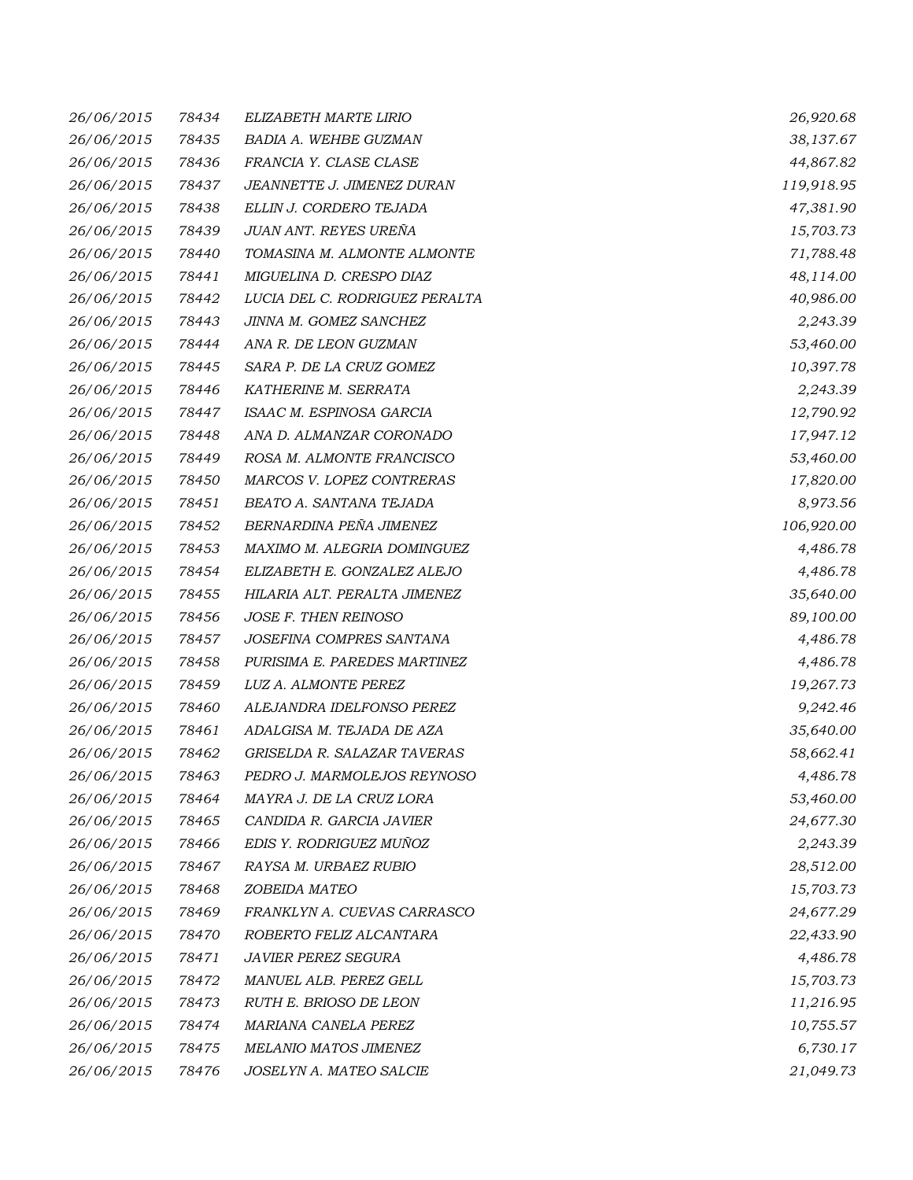| | | | |
|---|---|---|---|
| 26/06/2015 | 78434 | ELIZABETH MARTE LIRIO | 26,920.68 |
| 26/06/2015 | 78435 | BADIA A. WEHBE GUZMAN | 38,137.67 |
| 26/06/2015 | 78436 | FRANCIA Y. CLASE CLASE | 44,867.82 |
| 26/06/2015 | 78437 | JEANNETTE J. JIMENEZ DURAN | 119,918.95 |
| 26/06/2015 | 78438 | ELLIN J. CORDERO TEJADA | 47,381.90 |
| 26/06/2015 | 78439 | JUAN ANT. REYES UREÑA | 15,703.73 |
| 26/06/2015 | 78440 | TOMASINA M. ALMONTE ALMONTE | 71,788.48 |
| 26/06/2015 | 78441 | MIGUELINA D. CRESPO DIAZ | 48,114.00 |
| 26/06/2015 | 78442 | LUCIA DEL C. RODRIGUEZ PERALTA | 40,986.00 |
| 26/06/2015 | 78443 | JINNA M. GOMEZ SANCHEZ | 2,243.39 |
| 26/06/2015 | 78444 | ANA R. DE LEON GUZMAN | 53,460.00 |
| 26/06/2015 | 78445 | SARA P. DE LA CRUZ GOMEZ | 10,397.78 |
| 26/06/2015 | 78446 | KATHERINE M. SERRATA | 2,243.39 |
| 26/06/2015 | 78447 | ISAAC M. ESPINOSA GARCIA | 12,790.92 |
| 26/06/2015 | 78448 | ANA D. ALMANZAR CORONADO | 17,947.12 |
| 26/06/2015 | 78449 | ROSA M. ALMONTE FRANCISCO | 53,460.00 |
| 26/06/2015 | 78450 | MARCOS V. LOPEZ CONTRERAS | 17,820.00 |
| 26/06/2015 | 78451 | BEATO A. SANTANA TEJADA | 8,973.56 |
| 26/06/2015 | 78452 | BERNARDINA PEÑA JIMENEZ | 106,920.00 |
| 26/06/2015 | 78453 | MAXIMO M. ALEGRIA DOMINGUEZ | 4,486.78 |
| 26/06/2015 | 78454 | ELIZABETH E. GONZALEZ ALEJO | 4,486.78 |
| 26/06/2015 | 78455 | HILARIA ALT. PERALTA JIMENEZ | 35,640.00 |
| 26/06/2015 | 78456 | JOSE F. THEN REINOSO | 89,100.00 |
| 26/06/2015 | 78457 | JOSEFINA COMPRES SANTANA | 4,486.78 |
| 26/06/2015 | 78458 | PURISIMA E. PAREDES MARTINEZ | 4,486.78 |
| 26/06/2015 | 78459 | LUZ A. ALMONTE PEREZ | 19,267.73 |
| 26/06/2015 | 78460 | ALEJANDRA IDELFONSO PEREZ | 9,242.46 |
| 26/06/2015 | 78461 | ADALGISA M. TEJADA DE AZA | 35,640.00 |
| 26/06/2015 | 78462 | GRISELDA R. SALAZAR TAVERAS | 58,662.41 |
| 26/06/2015 | 78463 | PEDRO J. MARMOLEJOS REYNOSO | 4,486.78 |
| 26/06/2015 | 78464 | MAYRA J. DE LA CRUZ LORA | 53,460.00 |
| 26/06/2015 | 78465 | CANDIDA R. GARCIA JAVIER | 24,677.30 |
| 26/06/2015 | 78466 | EDIS Y. RODRIGUEZ MUÑOZ | 2,243.39 |
| 26/06/2015 | 78467 | RAYSA M. URBAEZ RUBIO | 28,512.00 |
| 26/06/2015 | 78468 | ZOBEIDA MATEO | 15,703.73 |
| 26/06/2015 | 78469 | FRANKLYN A. CUEVAS CARRASCO | 24,677.29 |
| 26/06/2015 | 78470 | ROBERTO FELIZ ALCANTARA | 22,433.90 |
| 26/06/2015 | 78471 | JAVIER PEREZ SEGURA | 4,486.78 |
| 26/06/2015 | 78472 | MANUEL ALB. PEREZ GELL | 15,703.73 |
| 26/06/2015 | 78473 | RUTH E. BRIOSO DE LEON | 11,216.95 |
| 26/06/2015 | 78474 | MARIANA CANELA PEREZ | 10,755.57 |
| 26/06/2015 | 78475 | MELANIO MATOS JIMENEZ | 6,730.17 |
| 26/06/2015 | 78476 | JOSELYN A. MATEO SALCIE | 21,049.73 |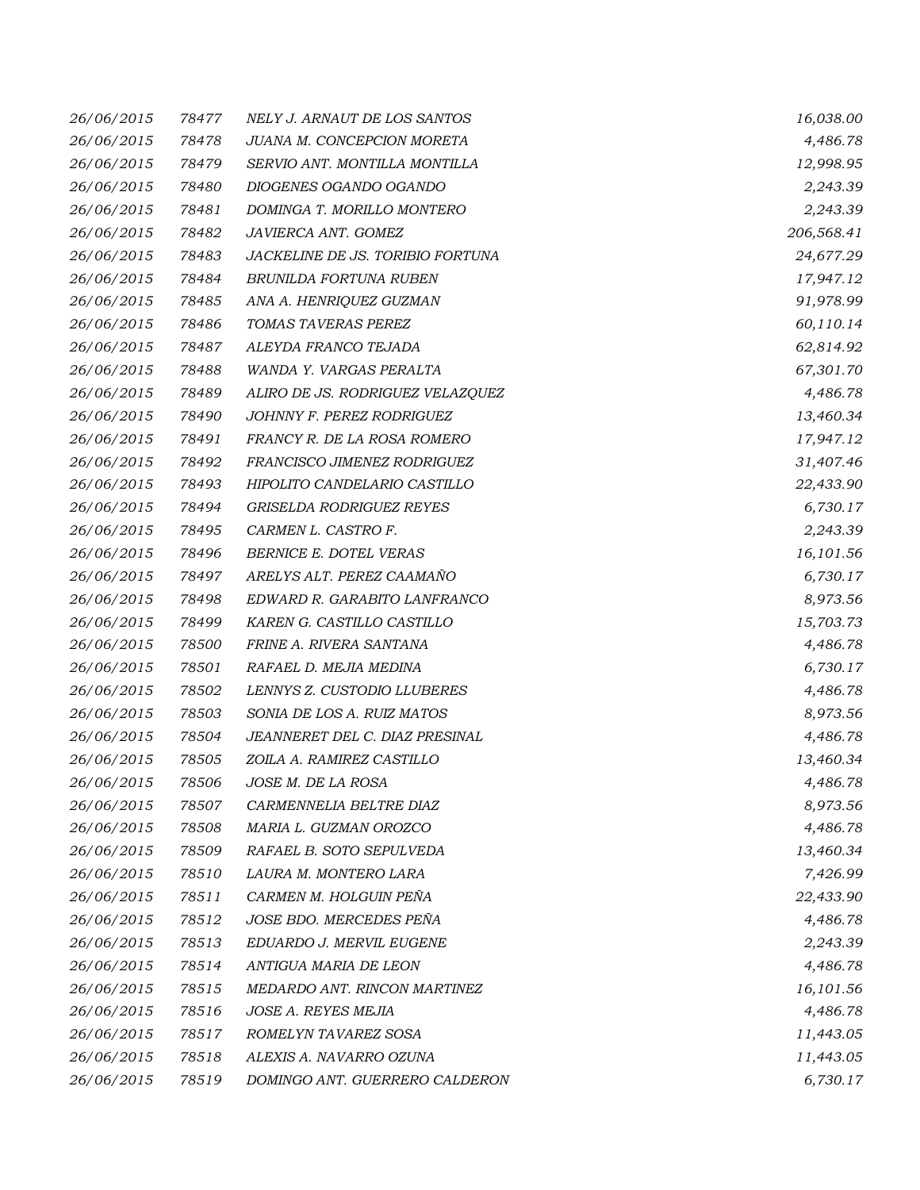| | | | |
|---|---|---|---|
| 26/06/2015 | 78477 | NELY J. ARNAUT DE LOS SANTOS | 16,038.00 |
| 26/06/2015 | 78478 | JUANA M. CONCEPCION MORETA | 4,486.78 |
| 26/06/2015 | 78479 | SERVIO ANT. MONTILLA MONTILLA | 12,998.95 |
| 26/06/2015 | 78480 | DIOGENES OGANDO OGANDO | 2,243.39 |
| 26/06/2015 | 78481 | DOMINGA T. MORILLO MONTERO | 2,243.39 |
| 26/06/2015 | 78482 | JAVIERCA ANT. GOMEZ | 206,568.41 |
| 26/06/2015 | 78483 | JACKELINE DE JS. TORIBIO FORTUNA | 24,677.29 |
| 26/06/2015 | 78484 | BRUNILDA FORTUNA RUBEN | 17,947.12 |
| 26/06/2015 | 78485 | ANA A. HENRIQUEZ GUZMAN | 91,978.99 |
| 26/06/2015 | 78486 | TOMAS TAVERAS PEREZ | 60,110.14 |
| 26/06/2015 | 78487 | ALEYDA FRANCO TEJADA | 62,814.92 |
| 26/06/2015 | 78488 | WANDA Y. VARGAS PERALTA | 67,301.70 |
| 26/06/2015 | 78489 | ALIRO DE JS. RODRIGUEZ VELAZQUEZ | 4,486.78 |
| 26/06/2015 | 78490 | JOHNNY F. PEREZ RODRIGUEZ | 13,460.34 |
| 26/06/2015 | 78491 | FRANCY R. DE LA ROSA ROMERO | 17,947.12 |
| 26/06/2015 | 78492 | FRANCISCO JIMENEZ RODRIGUEZ | 31,407.46 |
| 26/06/2015 | 78493 | HIPOLITO CANDELARIO CASTILLO | 22,433.90 |
| 26/06/2015 | 78494 | GRISELDA RODRIGUEZ REYES | 6,730.17 |
| 26/06/2015 | 78495 | CARMEN L. CASTRO F. | 2,243.39 |
| 26/06/2015 | 78496 | BERNICE E. DOTEL VERAS | 16,101.56 |
| 26/06/2015 | 78497 | ARELYS ALT. PEREZ CAAMAÑO | 6,730.17 |
| 26/06/2015 | 78498 | EDWARD R. GARABITO LANFRANCO | 8,973.56 |
| 26/06/2015 | 78499 | KAREN G. CASTILLO CASTILLO | 15,703.73 |
| 26/06/2015 | 78500 | FRINE A. RIVERA SANTANA | 4,486.78 |
| 26/06/2015 | 78501 | RAFAEL D. MEJIA MEDINA | 6,730.17 |
| 26/06/2015 | 78502 | LENNYS Z. CUSTODIO LLUBERES | 4,486.78 |
| 26/06/2015 | 78503 | SONIA DE LOS A. RUIZ MATOS | 8,973.56 |
| 26/06/2015 | 78504 | JEANNERET DEL C. DIAZ PRESINAL | 4,486.78 |
| 26/06/2015 | 78505 | ZOILA A. RAMIREZ CASTILLO | 13,460.34 |
| 26/06/2015 | 78506 | JOSE M. DE LA ROSA | 4,486.78 |
| 26/06/2015 | 78507 | CARMENNELIA BELTRE DIAZ | 8,973.56 |
| 26/06/2015 | 78508 | MARIA L. GUZMAN OROZCO | 4,486.78 |
| 26/06/2015 | 78509 | RAFAEL B. SOTO SEPULVEDA | 13,460.34 |
| 26/06/2015 | 78510 | LAURA M. MONTERO LARA | 7,426.99 |
| 26/06/2015 | 78511 | CARMEN M. HOLGUIN PEÑA | 22,433.90 |
| 26/06/2015 | 78512 | JOSE BDO. MERCEDES PEÑA | 4,486.78 |
| 26/06/2015 | 78513 | EDUARDO J. MERVIL EUGENE | 2,243.39 |
| 26/06/2015 | 78514 | ANTIGUA MARIA DE LEON | 4,486.78 |
| 26/06/2015 | 78515 | MEDARDO ANT. RINCON MARTINEZ | 16,101.56 |
| 26/06/2015 | 78516 | JOSE A. REYES MEJIA | 4,486.78 |
| 26/06/2015 | 78517 | ROMELYN TAVAREZ SOSA | 11,443.05 |
| 26/06/2015 | 78518 | ALEXIS A. NAVARRO OZUNA | 11,443.05 |
| 26/06/2015 | 78519 | DOMINGO ANT. GUERRERO CALDERON | 6,730.17 |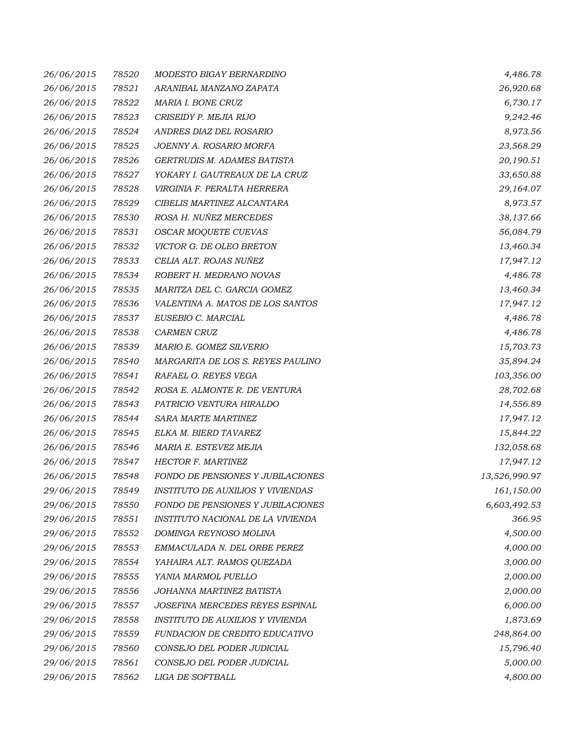| | | | |
|---|---|---|---|
| 26/06/2015 | 78520 | MODESTO BIGAY BERNARDINO | 4,486.78 |
| 26/06/2015 | 78521 | ARANIBAL MANZANO ZAPATA | 26,920.68 |
| 26/06/2015 | 78522 | MARIA I. BONE CRUZ | 6,730.17 |
| 26/06/2015 | 78523 | CRISEIDY P. MEJIA RIJO | 9,242.46 |
| 26/06/2015 | 78524 | ANDRES DIAZ DEL ROSARIO | 8,973.56 |
| 26/06/2015 | 78525 | JOENNY A. ROSARIO MORFA | 23,568.29 |
| 26/06/2015 | 78526 | GERTRUDIS M. ADAMES BATISTA | 20,190.51 |
| 26/06/2015 | 78527 | YOKARY I. GAUTREAUX DE LA CRUZ | 33,650.88 |
| 26/06/2015 | 78528 | VIRGINIA F. PERALTA HERRERA | 29,164.07 |
| 26/06/2015 | 78529 | CIBELIS MARTINEZ ALCANTARA | 8,973.57 |
| 26/06/2015 | 78530 | ROSA H. NUÑEZ MERCEDES | 38,137.66 |
| 26/06/2015 | 78531 | OSCAR MOQUETE CUEVAS | 56,084.79 |
| 26/06/2015 | 78532 | VICTOR G. DE OLEO BRETON | 13,460.34 |
| 26/06/2015 | 78533 | CELIA ALT. ROJAS NUÑEZ | 17,947.12 |
| 26/06/2015 | 78534 | ROBERT H. MEDRANO NOVAS | 4,486.78 |
| 26/06/2015 | 78535 | MARITZA DEL C. GARCIA GOMEZ | 13,460.34 |
| 26/06/2015 | 78536 | VALENTINA A. MATOS DE LOS SANTOS | 17,947.12 |
| 26/06/2015 | 78537 | EUSEBIO C. MARCIAL | 4,486.78 |
| 26/06/2015 | 78538 | CARMEN CRUZ | 4,486.78 |
| 26/06/2015 | 78539 | MARIO E. GOMEZ SILVERIO | 15,703.73 |
| 26/06/2015 | 78540 | MARGARITA DE LOS S. REYES PAULINO | 35,894.24 |
| 26/06/2015 | 78541 | RAFAEL O. REYES VEGA | 103,356.00 |
| 26/06/2015 | 78542 | ROSA E. ALMONTE R. DE VENTURA | 28,702.68 |
| 26/06/2015 | 78543 | PATRICIO VENTURA HIRALDO | 14,556.89 |
| 26/06/2015 | 78544 | SARA MARTE MARTINEZ | 17,947.12 |
| 26/06/2015 | 78545 | ELKA M. BIERD TAVAREZ | 15,844.22 |
| 26/06/2015 | 78546 | MARIA E. ESTEVEZ MEJIA | 132,058.68 |
| 26/06/2015 | 78547 | HECTOR F. MARTINEZ | 17,947.12 |
| 26/06/2015 | 78548 | FONDO DE PENSIONES Y JUBILACIONES | 13,526,990.97 |
| 29/06/2015 | 78549 | INSTITUTO DE AUXILIOS Y VIVIENDAS | 161,150.00 |
| 29/06/2015 | 78550 | FONDO DE PENSIONES Y JUBILACIONES | 6,603,492.53 |
| 29/06/2015 | 78551 | INSTITUTO NACIONAL DE LA VIVIENDA | 366.95 |
| 29/06/2015 | 78552 | DOMINGA REYNOSO MOLINA | 4,500.00 |
| 29/06/2015 | 78553 | EMMACULADA N. DEL ORBE PEREZ | 4,000.00 |
| 29/06/2015 | 78554 | YAHAIRA ALT. RAMOS QUEZADA | 3,000.00 |
| 29/06/2015 | 78555 | YANIA MARMOL PUELLO | 2,000.00 |
| 29/06/2015 | 78556 | JOHANNA MARTINEZ BATISTA | 2,000.00 |
| 29/06/2015 | 78557 | JOSEFINA MERCEDES REYES ESPINAL | 6,000.00 |
| 29/06/2015 | 78558 | INSTITUTO DE AUXILIOS Y VIVIENDA | 1,873.69 |
| 29/06/2015 | 78559 | FUNDACION DE CREDITO EDUCATIVO | 248,864.00 |
| 29/06/2015 | 78560 | CONSEJO DEL PODER JUDICIAL | 15,796.40 |
| 29/06/2015 | 78561 | CONSEJO DEL PODER JUDICIAL | 5,000.00 |
| 29/06/2015 | 78562 | LIGA DE SOFTBALL | 4,800.00 |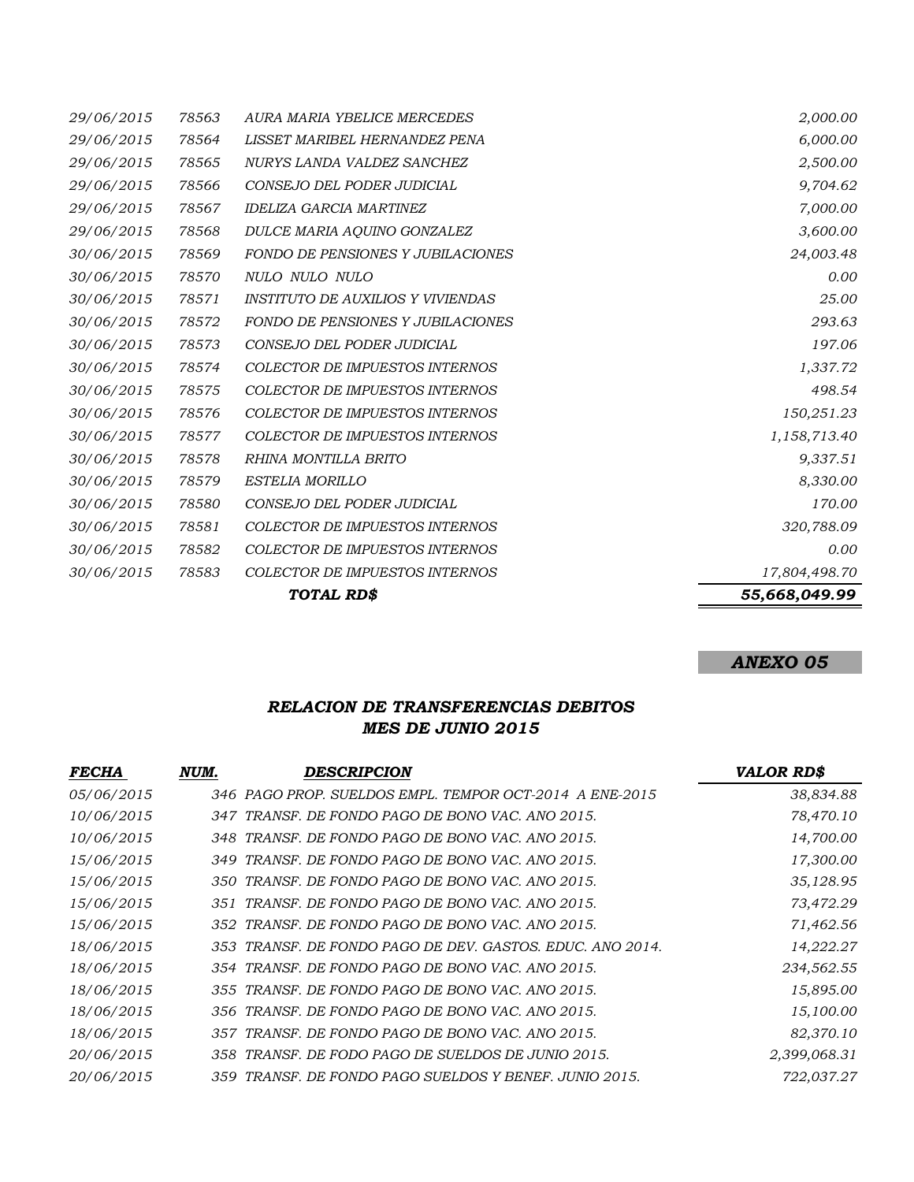| | | | |
|---|---|---|---|
| *29/06/2015* | *78563* | *AURA MARIA YBELICE MERCEDES* | *2,000.00* |
| *29/06/2015* | *78564* | *LISSET MARIBEL HERNANDEZ PENA* | *6,000.00* |
| *29/06/2015* | *78565* | *NURYS LANDA VALDEZ SANCHEZ* | *2,500.00* |
| *29/06/2015* | *78566* | *CONSEJO DEL PODER JUDICIAL* | *9,704.62* |
| *29/06/2015* | *78567* | *IDELIZA GARCIA MARTINEZ* | *7,000.00* |
| *29/06/2015* | *78568* | *DULCE MARIA AQUINO GONZALEZ* | *3,600.00* |
| *30/06/2015* | *78569* | *FONDO DE PENSIONES Y JUBILACIONES* | *24,003.48* |
| *30/06/2015* | *78570* | *NULO NULO NULO* | *0.00* |
| *30/06/2015* | *78571* | *INSTITUTO DE AUXILIOS Y VIVIENDAS* | *25.00* |
| *30/06/2015* | *78572* | *FONDO DE PENSIONES Y JUBILACIONES* | *293.63* |
| *30/06/2015* | *78573* | *CONSEJO DEL PODER JUDICIAL* | *197.06* |
| *30/06/2015* | *78574* | *COLECTOR DE IMPUESTOS INTERNOS* | *1,337.72* |
| *30/06/2015* | *78575* | *COLECTOR DE IMPUESTOS INTERNOS* | *498.54* |
| *30/06/2015* | *78576* | *COLECTOR DE IMPUESTOS INTERNOS* | *150,251.23* |
| *30/06/2015* | *78577* | *COLECTOR DE IMPUESTOS INTERNOS* | *1,158,713.40* |
| *30/06/2015* | *78578* | *RHINA MONTILLA BRITO* | *9,337.51* |
| *30/06/2015* | *78579* | *ESTELIA MORILLO* | *8,330.00* |
| *30/06/2015* | *78580* | *CONSEJO DEL PODER JUDICIAL* | *170.00* |
| *30/06/2015* | *78581* | *COLECTOR DE IMPUESTOS INTERNOS* | *320,788.09* |
| *30/06/2015* | *78582* | *COLECTOR DE IMPUESTOS INTERNOS* | *0.00* |
| *30/06/2015* | *78583* | *COLECTOR DE IMPUESTOS INTERNOS* | *17,804,498.70* |
| | | ***TOTAL RD$*** | ***55,668,049.99*** |

***ANEXO 05***

## *RELACION DE TRANSFERENCIAS DEBITOS*
## *MES DE JUNIO 2015*

| ***FECHA*** | ***NUM.*** | ***DESCRIPCION*** | ***VALOR RD$*** |
|---|---|---|---|
| *05/06/2015* | *346* | *PAGO PROP. SUELDOS EMPL. TEMPOR OCT-2014 A ENE-2015* | *38,834.88* |
| *10/06/2015* | *347* | *TRANSF. DE FONDO PAGO DE BONO VAC. ANO 2015.* | *78,470.10* |
| *10/06/2015* | *348* | *TRANSF. DE FONDO PAGO DE BONO VAC. ANO 2015.* | *14,700.00* |
| *15/06/2015* | *349* | *TRANSF. DE FONDO PAGO DE BONO VAC. ANO 2015.* | *17,300.00* |
| *15/06/2015* | *350* | *TRANSF. DE FONDO PAGO DE BONO VAC. ANO 2015.* | *35,128.95* |
| *15/06/2015* | *351* | *TRANSF. DE FONDO PAGO DE BONO VAC. ANO 2015.* | *73,472.29* |
| *15/06/2015* | *352* | *TRANSF. DE FONDO PAGO DE BONO VAC. ANO 2015.* | *71,462.56* |
| *18/06/2015* | *353* | *TRANSF. DE FONDO PAGO DE DEV. GASTOS. EDUC. ANO 2014.* | *14,222.27* |
| *18/06/2015* | *354* | *TRANSF. DE FONDO PAGO DE BONO VAC. ANO 2015.* | *234,562.55* |
| *18/06/2015* | *355* | *TRANSF. DE FONDO PAGO DE BONO VAC. ANO 2015.* | *15,895.00* |
| *18/06/2015* | *356* | *TRANSF. DE FONDO PAGO DE BONO VAC. ANO 2015.* | *15,100.00* |
| *18/06/2015* | *357* | *TRANSF. DE FONDO PAGO DE BONO VAC. ANO 2015.* | *82,370.10* |
| *20/06/2015* | *358* | *TRANSF. DE FODO PAGO DE SUELDOS DE JUNIO 2015.* | *2,399,068.31* |
| *20/06/2015* | *359* | *TRANSF. DE FONDO PAGO SUELDOS Y BENEF. JUNIO 2015.* | *722,037.27* |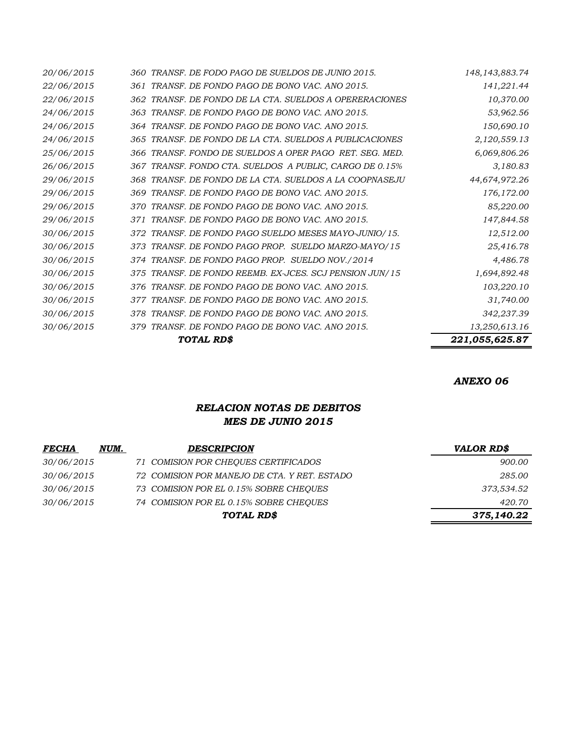| | | |
|---|---|---|
| *20/06/2015* | *360 TRANSF. DE FODO PAGO DE SUELDOS DE JUNIO 2015.* | *148,143,883.74* |
| *22/06/2015* | *361 TRANSF. DE FONDO PAGO DE BONO VAC. ANO 2015.* | *141,221.44* |
| *22/06/2015* | *362 TRANSF. DE FONDO DE LA CTA. SUELDOS A OPERERACIONES* | *10,370.00* |
| *24/06/2015* | *363 TRANSF. DE FONDO PAGO DE BONO VAC. ANO 2015.* | *53,962.56* |
| *24/06/2015* | *364 TRANSF. DE FONDO PAGO DE BONO VAC. ANO 2015.* | *150,690.10* |
| *24/06/2015* | *365 TRANSF. DE FONDO DE LA CTA. SUELDOS A PUBLICACIONES* | *2,120,559.13* |
| *25/06/2015* | *366 TRANSF. FONDO DE SUELDOS A OPER PAGO RET. SEG. MED.* | *6,069,806.26* |
| *26/06/2015* | *367 TRANSF. FONDO CTA. SUELDOS A PUBLIC, CARGO DE 0.15%* | *3,180.83* |
| *29/06/2015* | *368 TRANSF. DE FONDO DE LA CTA. SUELDOS A LA COOPNASEJU* | *44,674,972.26* |
| *29/06/2015* | *369 TRANSF. DE FONDO PAGO DE BONO VAC. ANO 2015.* | *176,172.00* |
| *29/06/2015* | *370 TRANSF. DE FONDO PAGO DE BONO VAC. ANO 2015.* | *85,220.00* |
| *29/06/2015* | *371 TRANSF. DE FONDO PAGO DE BONO VAC. ANO 2015.* | *147,844.58* |
| *30/06/2015* | *372 TRANSF. DE FONDO PAGO SUELDO MESES MAYO-JUNIO/15.* | *12,512.00* |
| *30/06/2015* | *373 TRANSF. DE FONDO PAGO PROP. SUELDO MARZO-MAYO/15* | *25,416.78* |
| *30/06/2015* | *374 TRANSF. DE FONDO PAGO PROP. SUELDO NOV./2014* | *4,486.78* |
| *30/06/2015* | *375 TRANSF. DE FONDO REEMB. EX-JCES. SCJ PENSION JUN/15* | *1,694,892.48* |
| *30/06/2015* | *376 TRANSF. DE FONDO PAGO DE BONO VAC. ANO 2015.* | *103,220.10* |
| *30/06/2015* | *377 TRANSF. DE FONDO PAGO DE BONO VAC. ANO 2015.* | *31,740.00* |
| *30/06/2015* | *378 TRANSF. DE FONDO PAGO DE BONO VAC. ANO 2015.* | *342,237.39* |
| *30/06/2015* | *379 TRANSF. DE FONDO PAGO DE BONO VAC. ANO 2015.* | *13,250,613.16* |
| | ***TOTAL RD$*** | ***221,055,625.87*** |

***ANEXO 06***

## *RELACION NOTAS DE DEBITOS*
## *MES DE JUNIO 2015*

| *FECHA* | *NUM.* | *DESCRIPCION* | *VALOR RD$* |
|---|---|---|---|
| *30/06/2015* | *71* | *COMISION POR CHEQUES CERTIFICADOS* | *900.00* |
| *30/06/2015* | *72* | *COMISION POR MANEJO DE CTA. Y RET. ESTADO* | *285.00* |
| *30/06/2015* | *73* | *COMISION POR EL 0.15% SOBRE CHEQUES* | *373,534.52* |
| *30/06/2015* | *74* | *COMISION POR EL 0.15% SOBRE CHEQUES* | *420.70* |
| | | ***TOTAL RD$*** | ***375,140.22*** |